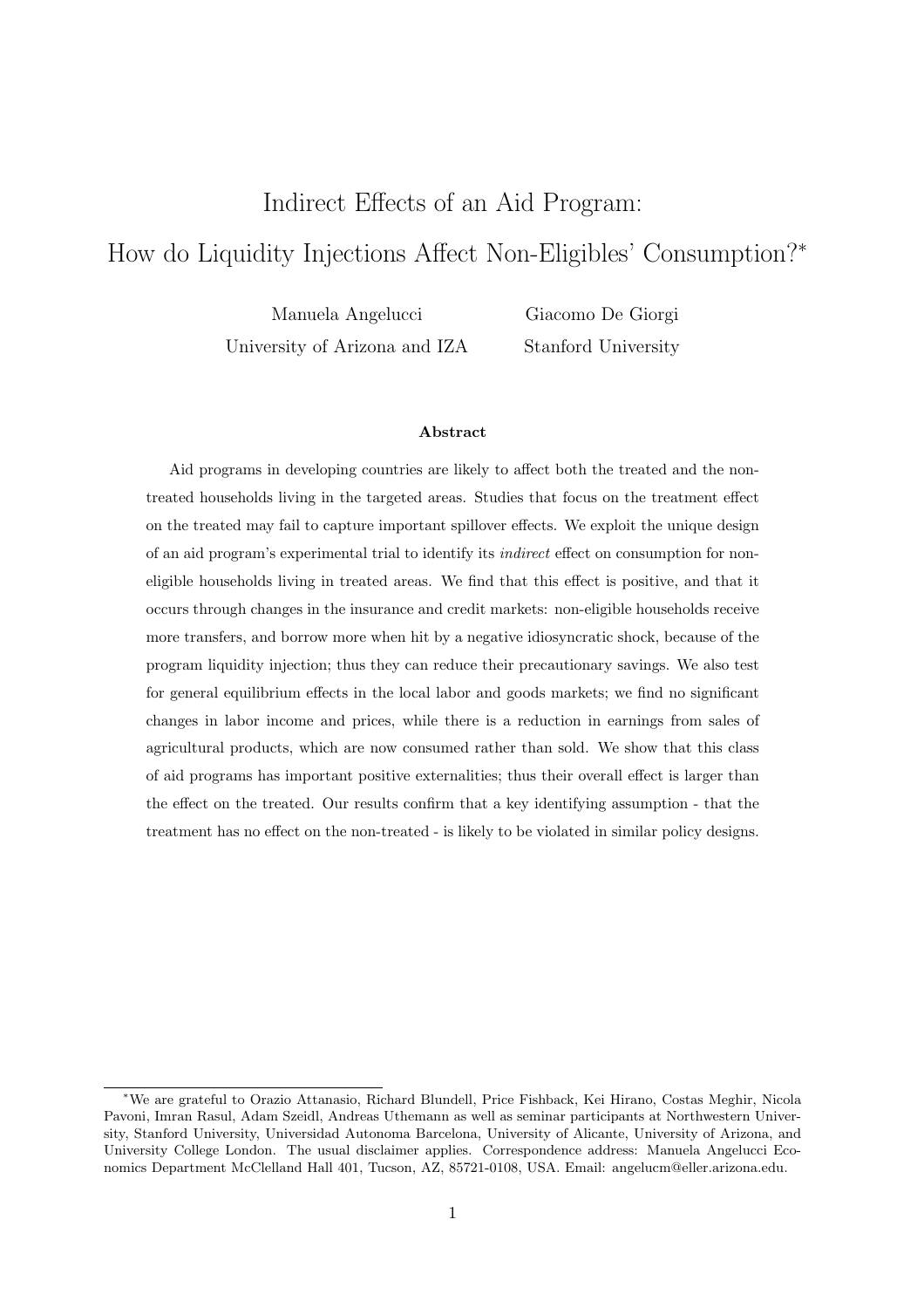# Indirect Effects of an Aid Program: How do Liquidity Injections Affect Non-Eligibles' Consumption?*

Manuela Angelucci
University of Arizona and IZA

Giacomo De Giorgi
Stanford University

### Abstract

Aid programs in developing countries are likely to affect both the treated and the non-treated households living in the targeted areas. Studies that focus on the treatment effect on the treated may fail to capture important spillover effects. We exploit the unique design of an aid program's experimental trial to identify its *indirect* effect on consumption for non-eligible households living in treated areas. We find that this effect is positive, and that it occurs through changes in the insurance and credit markets: non-eligible households receive more transfers, and borrow more when hit by a negative idiosyncratic shock, because of the program liquidity injection; thus they can reduce their precautionary savings. We also test for general equilibrium effects in the local labor and goods markets; we find no significant changes in labor income and prices, while there is a reduction in earnings from sales of agricultural products, which are now consumed rather than sold. We show that this class of aid programs has important positive externalities; thus their overall effect is larger than the effect on the treated. Our results confirm that a key identifying assumption - that the treatment has no effect on the non-treated - is likely to be violated in similar policy designs.

---

*We are grateful to Orazio Attanasio, Richard Blundell, Price Fishback, Kei Hirano, Costas Meghir, Nicola Pavoni, Imran Rasul, Adam Szeidl, Andreas Uthemann as well as seminar participants at Northwestern University, Stanford University, Universidad Autonoma Barcelona, University of Alicante, University of Arizona, and University College London. The usual disclaimer applies. Correspondence address: Manuela Angelucci Economics Department McClelland Hall 401, Tucson, AZ, 85721-0108, USA. Email: angelucm@eller.arizona.edu.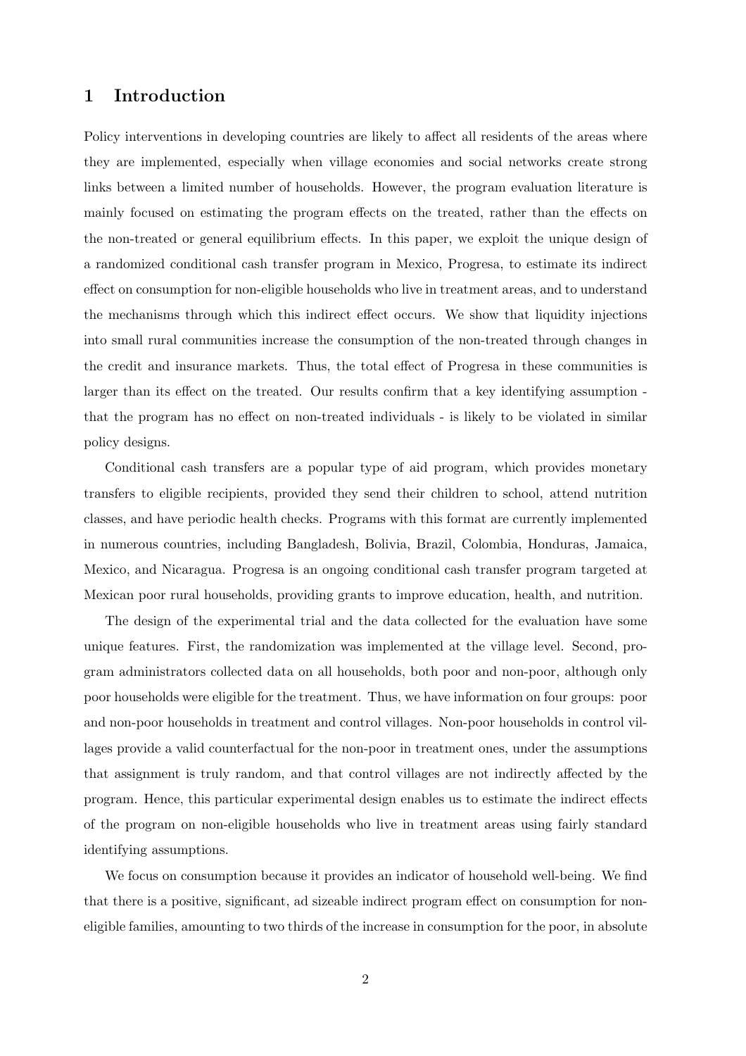# 1 Introduction

Policy interventions in developing countries are likely to affect all residents of the areas where they are implemented, especially when village economies and social networks create strong links between a limited number of households. However, the program evaluation literature is mainly focused on estimating the program effects on the treated, rather than the effects on the non-treated or general equilibrium effects. In this paper, we exploit the unique design of a randomized conditional cash transfer program in Mexico, Progresa, to estimate its indirect effect on consumption for non-eligible households who live in treatment areas, and to understand the mechanisms through which this indirect effect occurs. We show that liquidity injections into small rural communities increase the consumption of the non-treated through changes in the credit and insurance markets. Thus, the total effect of Progresa in these communities is larger than its effect on the treated. Our results confirm that a key identifying assumption - that the program has no effect on non-treated individuals - is likely to be violated in similar policy designs.

Conditional cash transfers are a popular type of aid program, which provides monetary transfers to eligible recipients, provided they send their children to school, attend nutrition classes, and have periodic health checks. Programs with this format are currently implemented in numerous countries, including Bangladesh, Bolivia, Brazil, Colombia, Honduras, Jamaica, Mexico, and Nicaragua. Progresa is an ongoing conditional cash transfer program targeted at Mexican poor rural households, providing grants to improve education, health, and nutrition.

The design of the experimental trial and the data collected for the evaluation have some unique features. First, the randomization was implemented at the village level. Second, program administrators collected data on all households, both poor and non-poor, although only poor households were eligible for the treatment. Thus, we have information on four groups: poor and non-poor households in treatment and control villages. Non-poor households in control villages provide a valid counterfactual for the non-poor in treatment ones, under the assumptions that assignment is truly random, and that control villages are not indirectly affected by the program. Hence, this particular experimental design enables us to estimate the indirect effects of the program on non-eligible households who live in treatment areas using fairly standard identifying assumptions.

We focus on consumption because it provides an indicator of household well-being. We find that there is a positive, significant, ad sizeable indirect program effect on consumption for non-eligible families, amounting to two thirds of the increase in consumption for the poor, in absolute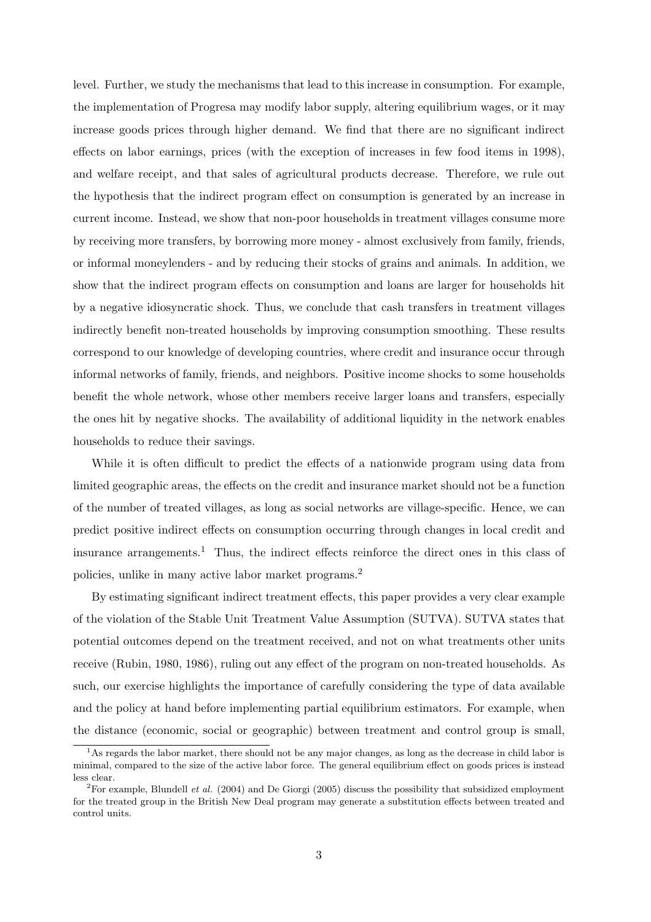level. Further, we study the mechanisms that lead to this increase in consumption. For example, the implementation of Progresa may modify labor supply, altering equilibrium wages, or it may increase goods prices through higher demand. We find that there are no significant indirect effects on labor earnings, prices (with the exception of increases in few food items in 1998), and welfare receipt, and that sales of agricultural products decrease. Therefore, we rule out the hypothesis that the indirect program effect on consumption is generated by an increase in current income. Instead, we show that non-poor households in treatment villages consume more by receiving more transfers, by borrowing more money - almost exclusively from family, friends, or informal moneylenders - and by reducing their stocks of grains and animals. In addition, we show that the indirect program effects on consumption and loans are larger for households hit by a negative idiosyncratic shock. Thus, we conclude that cash transfers in treatment villages indirectly benefit non-treated households by improving consumption smoothing. These results correspond to our knowledge of developing countries, where credit and insurance occur through informal networks of family, friends, and neighbors. Positive income shocks to some households benefit the whole network, whose other members receive larger loans and transfers, especially the ones hit by negative shocks. The availability of additional liquidity in the network enables households to reduce their savings.

While it is often difficult to predict the effects of a nationwide program using data from limited geographic areas, the effects on the credit and insurance market should not be a function of the number of treated villages, as long as social networks are village-specific. Hence, we can predict positive indirect effects on consumption occurring through changes in local credit and insurance arrangements.[1] Thus, the indirect effects reinforce the direct ones in this class of policies, unlike in many active labor market programs.[2]

By estimating significant indirect treatment effects, this paper provides a very clear example of the violation of the Stable Unit Treatment Value Assumption (SUTVA). SUTVA states that potential outcomes depend on the treatment received, and not on what treatments other units receive (Rubin, 1980, 1986), ruling out any effect of the program on non-treated households. As such, our exercise highlights the importance of carefully considering the type of data available and the policy at hand before implementing partial equilibrium estimators. For example, when the distance (economic, social or geographic) between treatment and control group is small,

[1] As regards the labor market, there should not be any major changes, as long as the decrease in child labor is minimal, compared to the size of the active labor force. The general equilibrium effect on goods prices is instead less clear.

[2] For example, Blundell *et al.* (2004) and De Giorgi (2005) discuss the possibility that subsidized employment for the treated group in the British New Deal program may generate a substitution effects between treated and control units.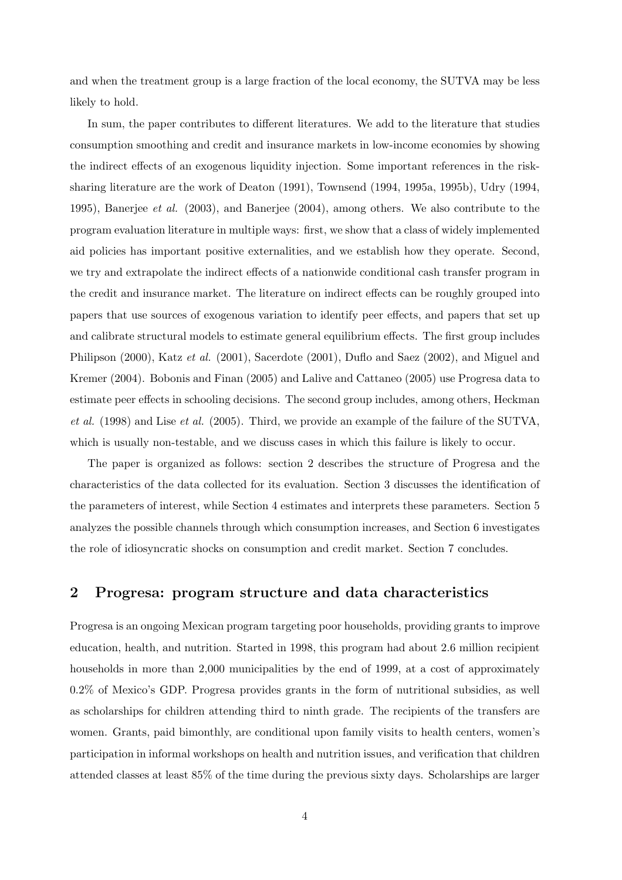and when the treatment group is a large fraction of the local economy, the SUTVA may be less likely to hold.

In sum, the paper contributes to different literatures. We add to the literature that studies consumption smoothing and credit and insurance markets in low-income economies by showing the indirect effects of an exogenous liquidity injection. Some important references in the risk-sharing literature are the work of Deaton (1991), Townsend (1994, 1995a, 1995b), Udry (1994, 1995), Banerjee *et al.* (2003), and Banerjee (2004), among others. We also contribute to the program evaluation literature in multiple ways: first, we show that a class of widely implemented aid policies has important positive externalities, and we establish how they operate. Second, we try and extrapolate the indirect effects of a nationwide conditional cash transfer program in the credit and insurance market. The literature on indirect effects can be roughly grouped into papers that use sources of exogenous variation to identify peer effects, and papers that set up and calibrate structural models to estimate general equilibrium effects. The first group includes Philipson (2000), Katz *et al.* (2001), Sacerdote (2001), Duflo and Saez (2002), and Miguel and Kremer (2004). Bobonis and Finan (2005) and Lalive and Cattaneo (2005) use Progresa data to estimate peer effects in schooling decisions. The second group includes, among others, Heckman *et al.* (1998) and Lise *et al.* (2005). Third, we provide an example of the failure of the SUTVA, which is usually non-testable, and we discuss cases in which this failure is likely to occur.

The paper is organized as follows: section 2 describes the structure of Progresa and the characteristics of the data collected for its evaluation. Section 3 discusses the identification of the parameters of interest, while Section 4 estimates and interprets these parameters. Section 5 analyzes the possible channels through which consumption increases, and Section 6 investigates the role of idiosyncratic shocks on consumption and credit market. Section 7 concludes.

## 2 Progresa: program structure and data characteristics

Progresa is an ongoing Mexican program targeting poor households, providing grants to improve education, health, and nutrition. Started in 1998, this program had about 2.6 million recipient households in more than 2,000 municipalities by the end of 1999, at a cost of approximately 0.2% of Mexico's GDP. Progresa provides grants in the form of nutritional subsidies, as well as scholarships for children attending third to ninth grade. The recipients of the transfers are women. Grants, paid bimonthly, are conditional upon family visits to health centers, women's participation in informal workshops on health and nutrition issues, and verification that children attended classes at least 85% of the time during the previous sixty days. Scholarships are larger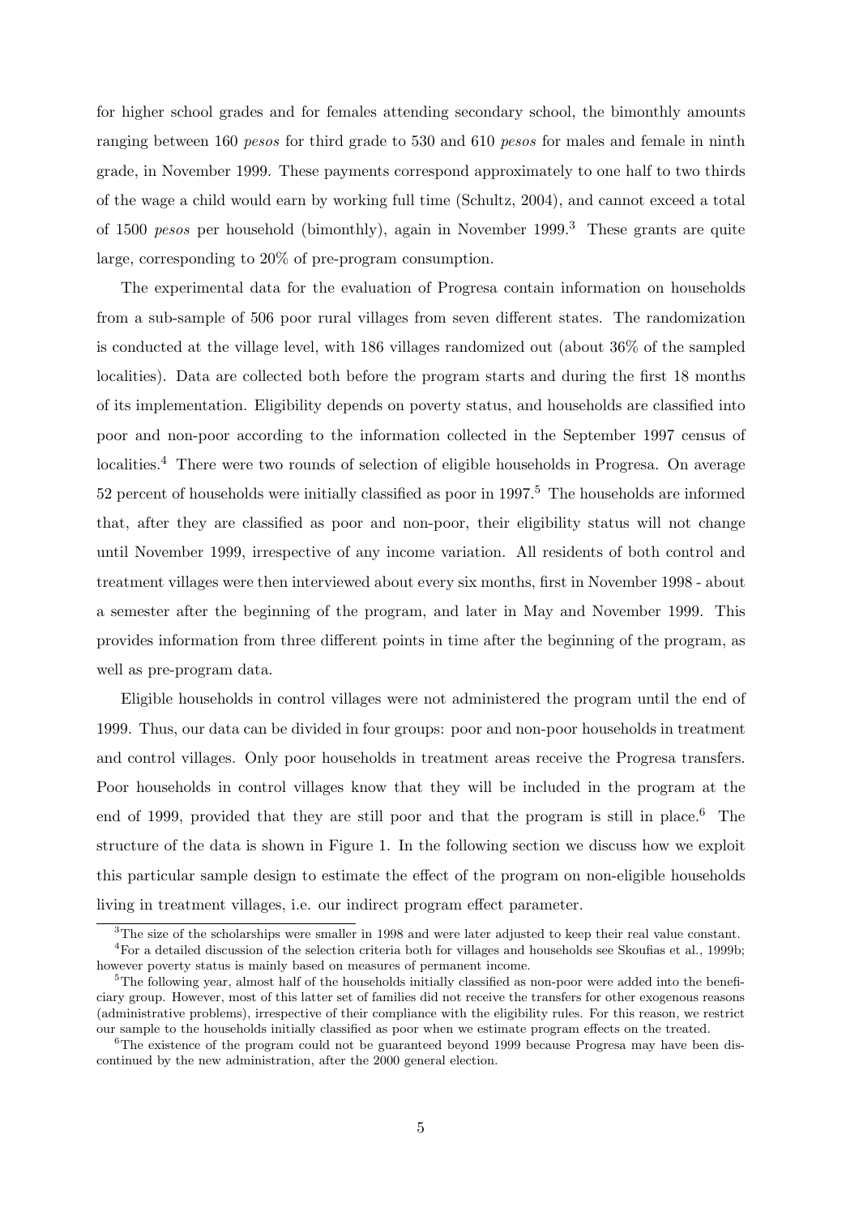for higher school grades and for females attending secondary school, the bimonthly amounts ranging between 160 *pesos* for third grade to 530 and 610 *pesos* for males and female in ninth grade, in November 1999. These payments correspond approximately to one half to two thirds of the wage a child would earn by working full time (Schultz, 2004), and cannot exceed a total of 1500 *pesos* per household (bimonthly), again in November 1999.[3] These grants are quite large, corresponding to 20% of pre-program consumption.

The experimental data for the evaluation of Progresa contain information on households from a sub-sample of 506 poor rural villages from seven different states. The randomization is conducted at the village level, with 186 villages randomized out (about 36% of the sampled localities). Data are collected both before the program starts and during the first 18 months of its implementation. Eligibility depends on poverty status, and households are classified into poor and non-poor according to the information collected in the September 1997 census of localities.[4] There were two rounds of selection of eligible households in Progresa. On average 52 percent of households were initially classified as poor in 1997.[5] The households are informed that, after they are classified as poor and non-poor, their eligibility status will not change until November 1999, irrespective of any income variation. All residents of both control and treatment villages were then interviewed about every six months, first in November 1998 - about a semester after the beginning of the program, and later in May and November 1999. This provides information from three different points in time after the beginning of the program, as well as pre-program data.

Eligible households in control villages were not administered the program until the end of 1999. Thus, our data can be divided in four groups: poor and non-poor households in treatment and control villages. Only poor households in treatment areas receive the Progresa transfers. Poor households in control villages know that they will be included in the program at the end of 1999, provided that they are still poor and that the program is still in place.[6] The structure of the data is shown in Figure 1. In the following section we discuss how we exploit this particular sample design to estimate the effect of the program on non-eligible households living in treatment villages, i.e. our indirect program effect parameter.

[3] The size of the scholarships were smaller in 1998 and were later adjusted to keep their real value constant.

[4] For a detailed discussion of the selection criteria both for villages and households see Skoufias et al., 1999b; however poverty status is mainly based on measures of permanent income.

[5] The following year, almost half of the households initially classified as non-poor were added into the beneficiary group. However, most of this latter set of families did not receive the transfers for other exogenous reasons (administrative problems), irrespective of their compliance with the eligibility rules. For this reason, we restrict our sample to the households initially classified as poor when we estimate program effects on the treated.

[6] The existence of the program could not be guaranteed beyond 1999 because Progresa may have been discontinued by the new administration, after the 2000 general election.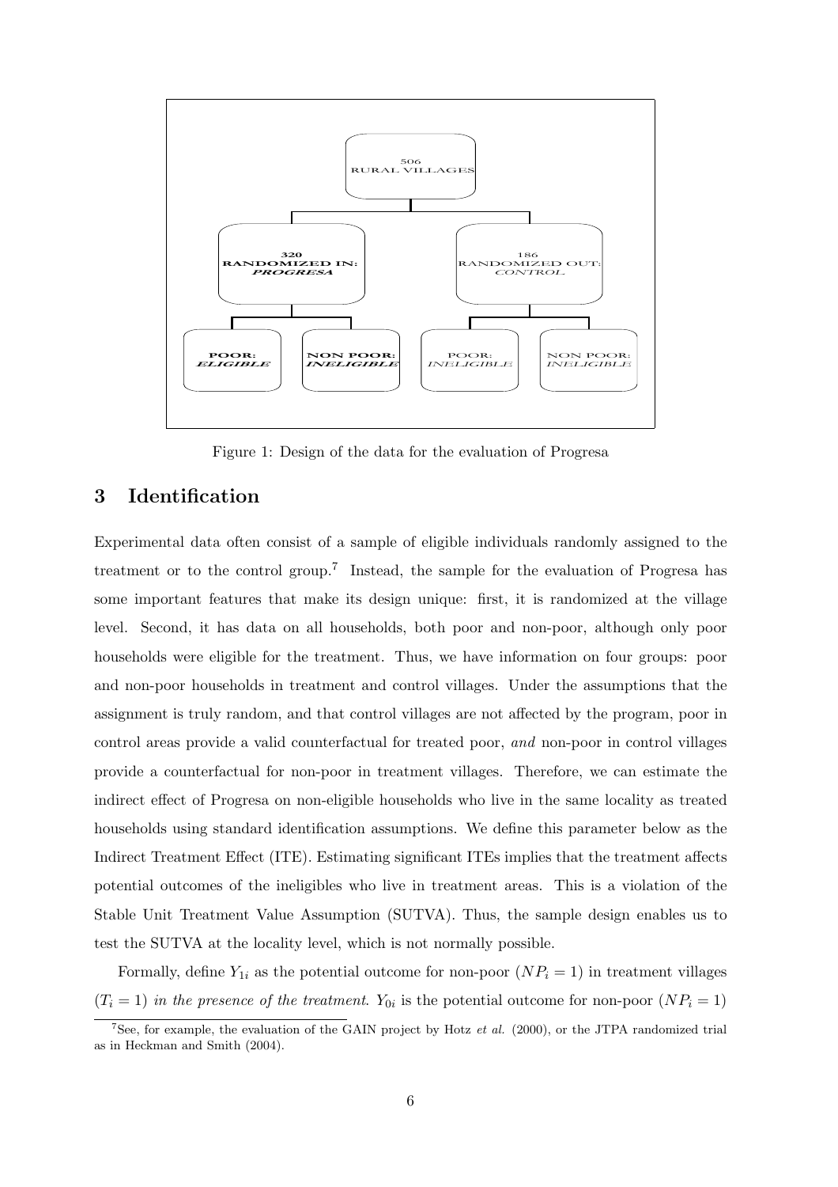506
RURAL VILLAGES

**320**
**RANDOMIZED IN:**
***PROGRESA***

186
RANDOMIZED OUT:
*CONTROL*

**POOR:**
***ELIGIBLE***

**NON POOR:**
***INELIGIBLE***

POOR:
*INELIGIBLE*

NON POOR:
*INELIGIBLE*

Figure 1: Design of the data for the evaluation of Progresa

## 3 Identification

Experimental data often consist of a sample of eligible individuals randomly assigned to the treatment or to the control group.[7] Instead, the sample for the evaluation of Progresa has some important features that make its design unique: first, it is randomized at the village level. Second, it has data on all households, both poor and non-poor, although only poor households were eligible for the treatment. Thus, we have information on four groups: poor and non-poor households in treatment and control villages. Under the assumptions that the assignment is truly random, and that control villages are not affected by the program, poor in control areas provide a valid counterfactual for treated poor, *and* non-poor in control villages provide a counterfactual for non-poor in treatment villages. Therefore, we can estimate the indirect effect of Progresa on non-eligible households who live in the same locality as treated households using standard identification assumptions. We define this parameter below as the Indirect Treatment Effect (ITE). Estimating significant ITEs implies that the treatment affects potential outcomes of the ineligibles who live in treatment areas. This is a violation of the Stable Unit Treatment Value Assumption (SUTVA). Thus, the sample design enables us to test the SUTVA at the locality level, which is not normally possible.

Formally, define $Y_{1i}$ as the potential outcome for non-poor ($NP_i = 1$) in treatment villages ($T_i = 1$) *in the presence of the treatment*. $Y_{0i}$ is the potential outcome for non-poor ($NP_i = 1$)

[7] See, for example, the evaluation of the GAIN project by Hotz *et al.* (2000), or the JTPA randomized trial as in Heckman and Smith (2004).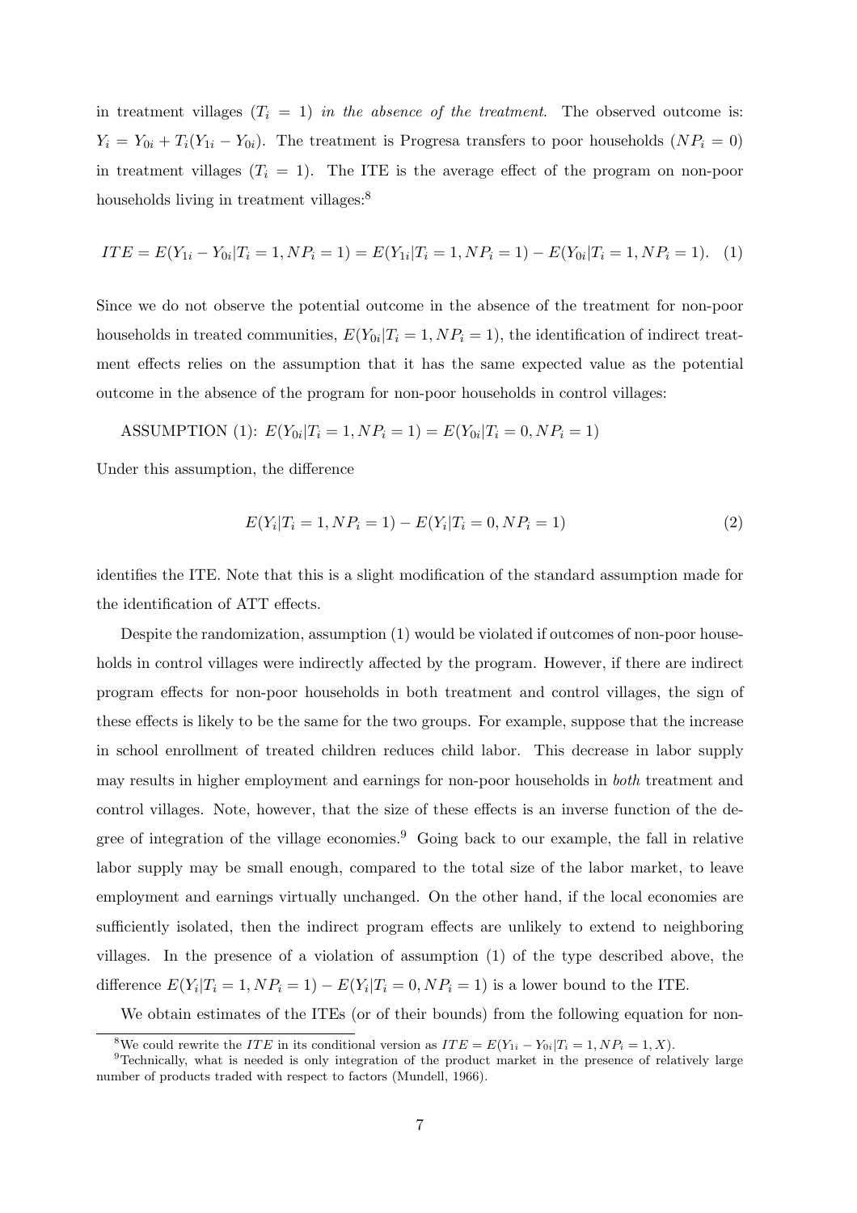in treatment villages ($T_i = 1$) *in the absence of the treatment*. The observed outcome is: $Y_i = Y_{0i} + T_i(Y_{1i} - Y_{0i})$. The treatment is Progresa transfers to poor households ($NP_i = 0$) in treatment villages ($T_i = 1$). The ITE is the average effect of the program on non-poor households living in treatment villages:[8]

$$ITE = E(Y_{1i} - Y_{0i}|T_i = 1, NP_i = 1) = E(Y_{1i}|T_i = 1, NP_i = 1) - E(Y_{0i}|T_i = 1, NP_i = 1). \quad (1)$$

Since we do not observe the potential outcome in the absence of the treatment for non-poor households in treated communities, $E(Y_{0i}|T_i = 1, NP_i = 1)$, the identification of indirect treatment effects relies on the assumption that it has the same expected value as the potential outcome in the absence of the program for non-poor households in control villages:

ASSUMPTION (1): $E(Y_{0i}|T_i = 1, NP_i = 1) = E(Y_{0i}|T_i = 0, NP_i = 1)$

Under this assumption, the difference

$$E(Y_i|T_i = 1, NP_i = 1) - E(Y_i|T_i = 0, NP_i = 1) \quad (2)$$

identifies the ITE. Note that this is a slight modification of the standard assumption made for the identification of ATT effects.

Despite the randomization, assumption (1) would be violated if outcomes of non-poor households in control villages were indirectly affected by the program. However, if there are indirect program effects for non-poor households in both treatment and control villages, the sign of these effects is likely to be the same for the two groups. For example, suppose that the increase in school enrollment of treated children reduces child labor. This decrease in labor supply may results in higher employment and earnings for non-poor households in *both* treatment and control villages. Note, however, that the size of these effects is an inverse function of the degree of integration of the village economies.[9] Going back to our example, the fall in relative labor supply may be small enough, compared to the total size of the labor market, to leave employment and earnings virtually unchanged. On the other hand, if the local economies are sufficiently isolated, then the indirect program effects are unlikely to extend to neighboring villages. In the presence of a violation of assumption (1) of the type described above, the difference $E(Y_i|T_i = 1, NP_i = 1) - E(Y_i|T_i = 0, NP_i = 1)$ is a lower bound to the ITE.

We obtain estimates of the ITEs (or of their bounds) from the following equation for non-

[8] We could rewrite the $ITE$ in its conditional version as $ITE = E(Y_{1i} - Y_{0i}|T_i = 1, NP_i = 1, X)$.

[9] Technically, what is needed is only integration of the product market in the presence of relatively large number of products traded with respect to factors (Mundell, 1966).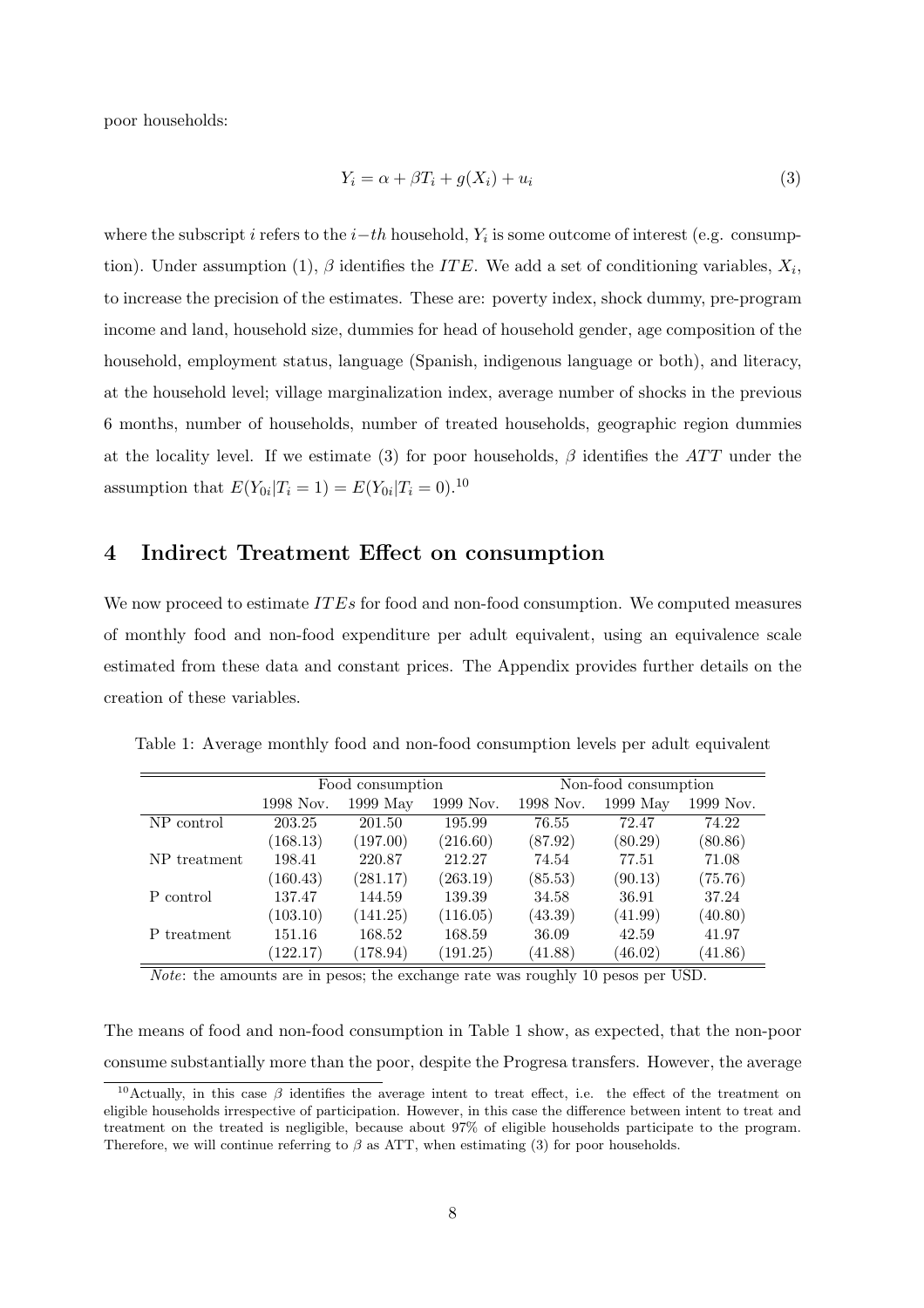poor households:

$$Y_i = \alpha + \beta T_i + g(X_i) + u_i \tag{3}$$

where the subscript $i$ refers to the $i-th$ household, $Y_i$ is some outcome of interest (e.g. consumption). Under assumption (1), $\beta$ identifies the $ITE$. We add a set of conditioning variables, $X_i$, to increase the precision of the estimates. These are: poverty index, shock dummy, pre-program income and land, household size, dummies for head of household gender, age composition of the household, employment status, language (Spanish, indigenous language or both), and literacy, at the household level; village marginalization index, average number of shocks in the previous 6 months, number of households, number of treated households, geographic region dummies at the locality level. If we estimate (3) for poor households, $\beta$ identifies the $ATT$ under the assumption that $E(Y_{0i}|T_i = 1) = E(Y_{0i}|T_i = 0)$.[10]

## 4 Indirect Treatment Effect on consumption

We now proceed to estimate $ITEs$ for food and non-food consumption. We computed measures of monthly food and non-food expenditure per adult equivalent, using an equivalence scale estimated from these data and constant prices. The Appendix provides further details on the creation of these variables.

Table 1: Average monthly food and non-food consumption levels per adult equivalent

| | Food consumption | | | Non-food consumption | | |
|---|---|---|---|---|---|---|
| | 1998 Nov. | 1999 May | 1999 Nov. | 1998 Nov. | 1999 May | 1999 Nov. |
| NP control | 203.25 | 201.50 | 195.99 | 76.55 | 72.47 | 74.22 |
| | (168.13) | (197.00) | (216.60) | (87.92) | (80.29) | (80.86) |
| NP treatment | 198.41 | 220.87 | 212.27 | 74.54 | 77.51 | 71.08 |
| | (160.43) | (281.17) | (263.19) | (85.53) | (90.13) | (75.76) |
| P control | 137.47 | 144.59 | 139.39 | 34.58 | 36.91 | 37.24 |
| | (103.10) | (141.25) | (116.05) | (43.39) | (41.99) | (40.80) |
| P treatment | 151.16 | 168.52 | 168.59 | 36.09 | 42.59 | 41.97 |
| | (122.17) | (178.94) | (191.25) | (41.88) | (46.02) | (41.86) |

*Note*: the amounts are in pesos; the exchange rate was roughly 10 pesos per USD.

The means of food and non-food consumption in Table 1 show, as expected, that the non-poor consume substantially more than the poor, despite the Progresa transfers. However, the average

[10] Actually, in this case $\beta$ identifies the average intent to treat effect, i.e. the effect of the treatment on eligible households irrespective of participation. However, in this case the difference between intent to treat and treatment on the treated is negligible, because about 97% of eligible households participate to the program. Therefore, we will continue referring to $\beta$ as ATT, when estimating (3) for poor households.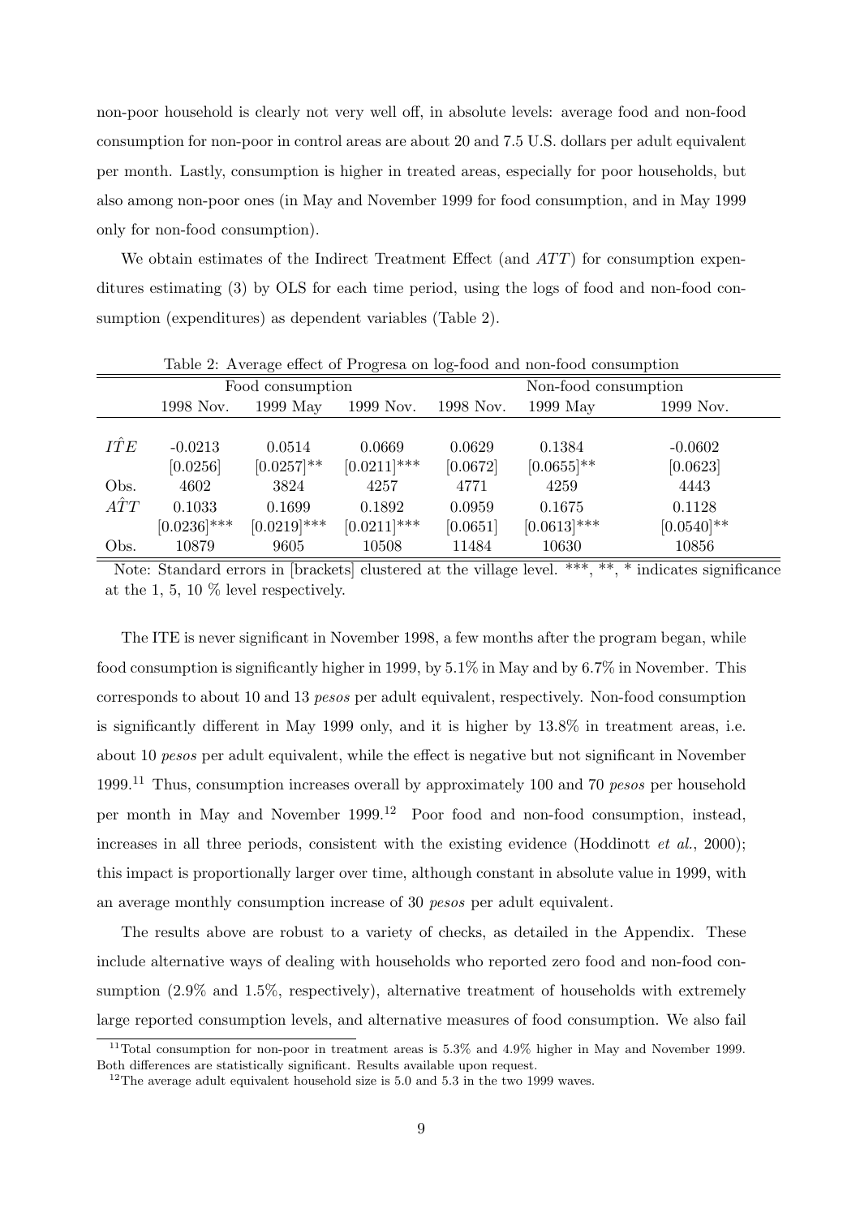non-poor household is clearly not very well off, in absolute levels: average food and non-food consumption for non-poor in control areas are about 20 and 7.5 U.S. dollars per adult equivalent per month. Lastly, consumption is higher in treated areas, especially for poor households, but also among non-poor ones (in May and November 1999 for food consumption, and in May 1999 only for non-food consumption).

We obtain estimates of the Indirect Treatment Effect (and $ATT$) for consumption expenditures estimating (3) by OLS for each time period, using the logs of food and non-food consumption (expenditures) as dependent variables (Table 2).

Table 2: Average effect of Progresa on log-food and non-food consumption

| | Food consumption | | | Non-food consumption | | |
|---|---|---|---|---|---|---|
| | 1998 Nov. | 1999 May | 1999 Nov. | 1998 Nov. | 1999 May | 1999 Nov. |
| $\hat{ITE}$ | -0.0213 | 0.0514 | 0.0669 | 0.0629 | 0.1384 | -0.0602 |
| | [0.0256] | [0.0257]** | [0.0211]*** | [0.0672] | [0.0655]** | [0.0623] |
| Obs. | 4602 | 3824 | 4257 | 4771 | 4259 | 4443 |
| $\hat{ATT}$ | 0.1033 | 0.1699 | 0.1892 | 0.0959 | 0.1675 | 0.1128 |
| | [0.0236]*** | [0.0219]*** | [0.0211]*** | [0.0651] | [0.0613]*** | [0.0540]** |
| Obs. | 10879 | 9605 | 10508 | 11484 | 10630 | 10856 |

Note: Standard errors in [brackets] clustered at the village level. ***, **, * indicates significance at the 1, 5, 10 % level respectively.

The ITE is never significant in November 1998, a few months after the program began, while food consumption is significantly higher in 1999, by 5.1% in May and by 6.7% in November. This corresponds to about 10 and 13 *pesos* per adult equivalent, respectively. Non-food consumption is significantly different in May 1999 only, and it is higher by 13.8% in treatment areas, i.e. about 10 *pesos* per adult equivalent, while the effect is negative but not significant in November 1999.[11] Thus, consumption increases overall by approximately 100 and 70 *pesos* per household per month in May and November 1999.[12] Poor food and non-food consumption, instead, increases in all three periods, consistent with the existing evidence (Hoddinott *et al.*, 2000); this impact is proportionally larger over time, although constant in absolute value in 1999, with an average monthly consumption increase of 30 *pesos* per adult equivalent.

The results above are robust to a variety of checks, as detailed in the Appendix. These include alternative ways of dealing with households who reported zero food and non-food consumption (2.9% and 1.5%, respectively), alternative treatment of households with extremely large reported consumption levels, and alternative measures of food consumption. We also fail

[11] Total consumption for non-poor in treatment areas is 5.3% and 4.9% higher in May and November 1999. Both differences are statistically significant. Results available upon request.

[12] The average adult equivalent household size is 5.0 and 5.3 in the two 1999 waves.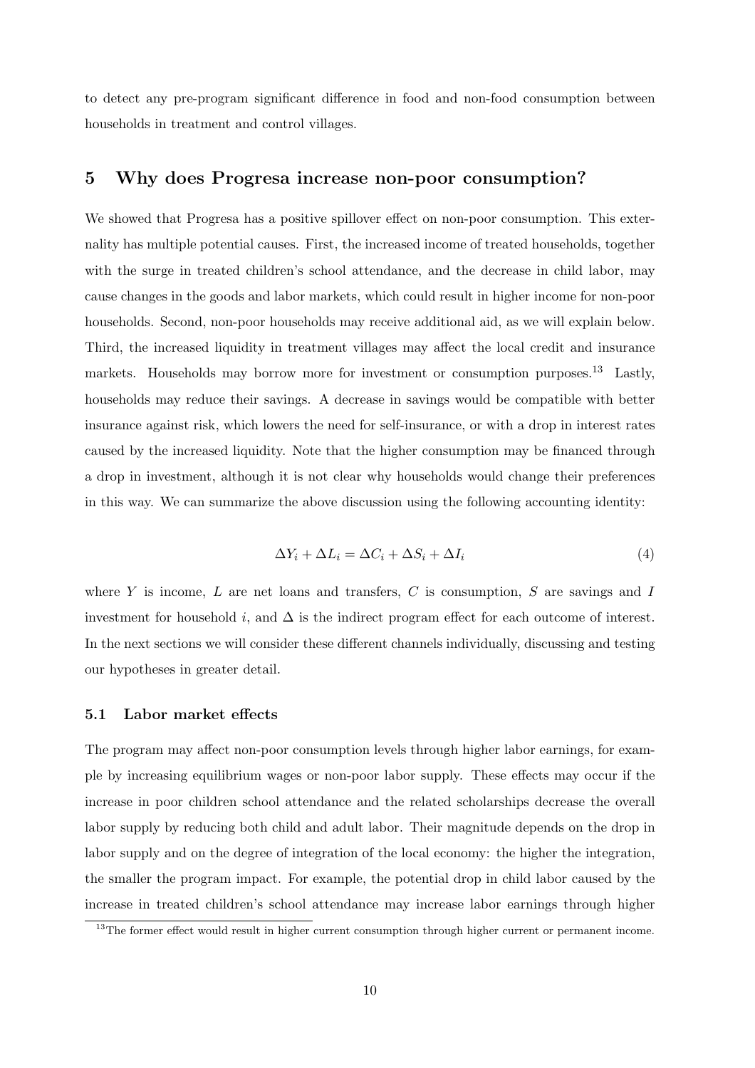to detect any pre-program significant difference in food and non-food consumption between households in treatment and control villages.

## 5 Why does Progresa increase non-poor consumption?

We showed that Progresa has a positive spillover effect on non-poor consumption. This externality has multiple potential causes. First, the increased income of treated households, together with the surge in treated children's school attendance, and the decrease in child labor, may cause changes in the goods and labor markets, which could result in higher income for non-poor households. Second, non-poor households may receive additional aid, as we will explain below. Third, the increased liquidity in treatment villages may affect the local credit and insurance markets. Households may borrow more for investment or consumption purposes.[13] Lastly, households may reduce their savings. A decrease in savings would be compatible with better insurance against risk, which lowers the need for self-insurance, or with a drop in interest rates caused by the increased liquidity. Note that the higher consumption may be financed through a drop in investment, although it is not clear why households would change their preferences in this way. We can summarize the above discussion using the following accounting identity:

$$\Delta Y_i + \Delta L_i = \Delta C_i + \Delta S_i + \Delta I_i \tag{4}$$

where $Y$ is income, $L$ are net loans and transfers, $C$ is consumption, $S$ are savings and $I$ investment for household $i$, and $\Delta$ is the indirect program effect for each outcome of interest. In the next sections we will consider these different channels individually, discussing and testing our hypotheses in greater detail.

### 5.1 Labor market effects

The program may affect non-poor consumption levels through higher labor earnings, for example by increasing equilibrium wages or non-poor labor supply. These effects may occur if the increase in poor children school attendance and the related scholarships decrease the overall labor supply by reducing both child and adult labor. Their magnitude depends on the drop in labor supply and on the degree of integration of the local economy: the higher the integration, the smaller the program impact. For example, the potential drop in child labor caused by the increase in treated children's school attendance may increase labor earnings through higher

[13] The former effect would result in higher current consumption through higher current or permanent income.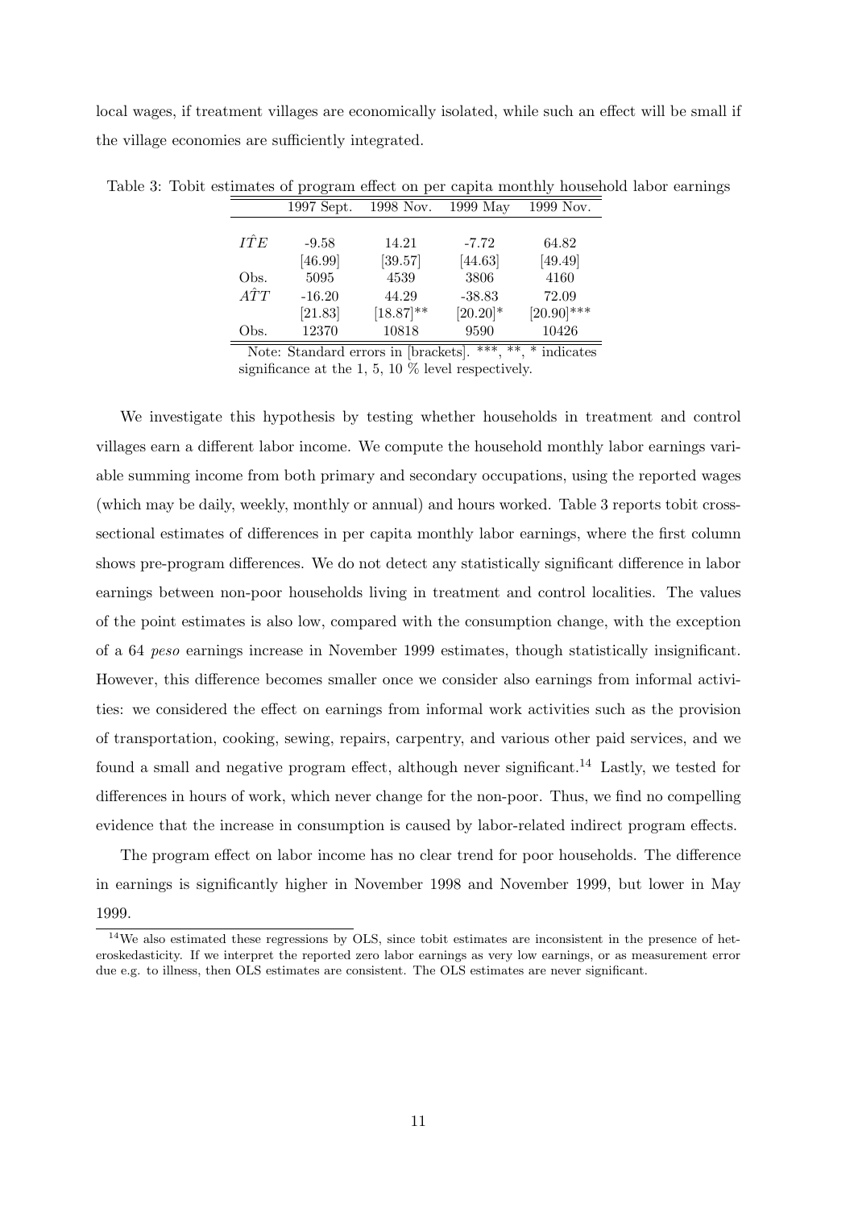local wages, if treatment villages are economically isolated, while such an effect will be small if the village economies are sufficiently integrated.

Table 3: Tobit estimates of program effect on per capita monthly household labor earnings

| | 1997 Sept. | 1998 Nov. | 1999 May | 1999 Nov. |
|---|---|---|---|---|
| $\hat{ITE}$ | -9.58 | 14.21 | -7.72 | 64.82 |
| | [46.99] | [39.57] | [44.63] | [49.49] |
| Obs. | 5095 | 4539 | 3806 | 4160 |
| $\hat{ATT}$ | -16.20 | 44.29 | -38.83 | 72.09 |
| | [21.83] | [18.87]** | [20.20]* | [20.90]*** |
| Obs. | 12370 | 10818 | 9590 | 10426 |

Note: Standard errors in [brackets]. ***, **, * indicates significance at the 1, 5, 10 % level respectively.

We investigate this hypothesis by testing whether households in treatment and control villages earn a different labor income. We compute the household monthly labor earnings variable summing income from both primary and secondary occupations, using the reported wages (which may be daily, weekly, monthly or annual) and hours worked. Table 3 reports tobit cross-sectional estimates of differences in per capita monthly labor earnings, where the first column shows pre-program differences. We do not detect any statistically significant difference in labor earnings between non-poor households living in treatment and control localities. The values of the point estimates is also low, compared with the consumption change, with the exception of a 64 *peso* earnings increase in November 1999 estimates, though statistically insignificant. However, this difference becomes smaller once we consider also earnings from informal activities: we considered the effect on earnings from informal work activities such as the provision of transportation, cooking, sewing, repairs, carpentry, and various other paid services, and we found a small and negative program effect, although never significant.[14] Lastly, we tested for differences in hours of work, which never change for the non-poor. Thus, we find no compelling evidence that the increase in consumption is caused by labor-related indirect program effects.

The program effect on labor income has no clear trend for poor households. The difference in earnings is significantly higher in November 1998 and November 1999, but lower in May 1999.

[14] We also estimated these regressions by OLS, since tobit estimates are inconsistent in the presence of heteroskedasticity. If we interpret the reported zero labor earnings as very low earnings, or as measurement error due e.g. to illness, then OLS estimates are consistent. The OLS estimates are never significant.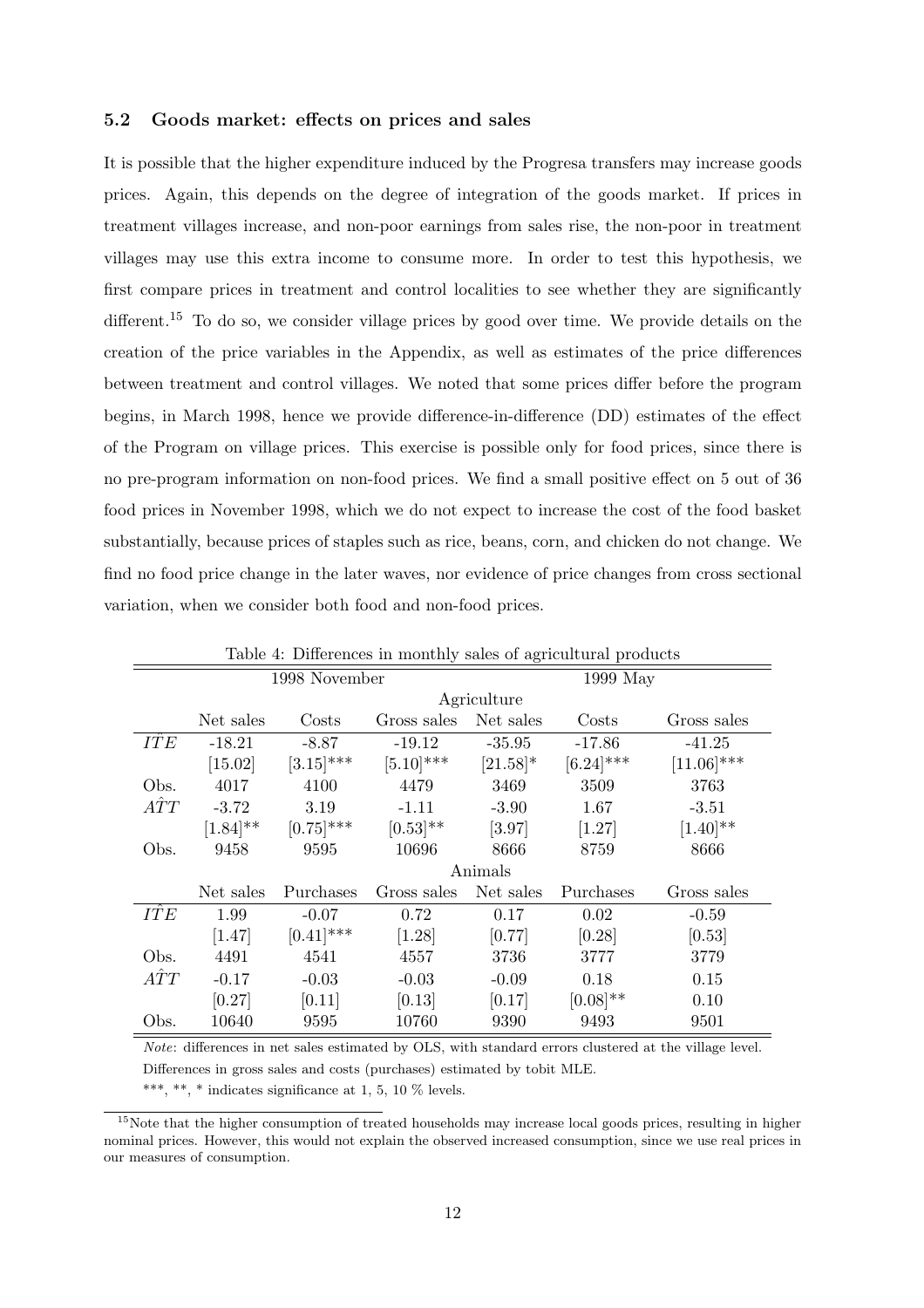### 5.2 Goods market: effects on prices and sales

It is possible that the higher expenditure induced by the Progresa transfers may increase goods prices. Again, this depends on the degree of integration of the goods market. If prices in treatment villages increase, and non-poor earnings from sales rise, the non-poor in treatment villages may use this extra income to consume more. In order to test this hypothesis, we first compare prices in treatment and control localities to see whether they are significantly different.[15] To do so, we consider village prices by good over time. We provide details on the creation of the price variables in the Appendix, as well as estimates of the price differences between treatment and control villages. We noted that some prices differ before the program begins, in March 1998, hence we provide difference-in-difference (DD) estimates of the effect of the Program on village prices. This exercise is possible only for food prices, since there is no pre-program information on non-food prices. We find a small positive effect on 5 out of 36 food prices in November 1998, which we do not expect to increase the cost of the food basket substantially, because prices of staples such as rice, beans, corn, and chicken do not change. We find no food price change in the later waves, nor evidence of price changes from cross sectional variation, when we consider both food and non-food prices.

Table 4: Differences in monthly sales of agricultural products

| | 1998 November | | | 1999 May | | |
|---|---|---|---|---|---|---|
| | Agriculture | | | | | |
| | Net sales | Costs | Gross sales | Net sales | Costs | Gross sales |
| $\hat{ITE}$ | -18.21 | -8.87 | -19.12 | -35.95 | -17.86 | -41.25 |
| | [15.02] | [3.15]*** | [5.10]*** | [21.58]* | [6.24]*** | [11.06]*** |
| Obs. | 4017 | 4100 | 4479 | 3469 | 3509 | 3763 |
| $\hat{ATT}$ | -3.72 | 3.19 | -1.11 | -3.90 | 1.67 | -3.51 |
| | [1.84]** | [0.75]*** | [0.53]** | [3.97] | [1.27] | [1.40]** |
| Obs. | 9458 | 9595 | 10696 | 8666 | 8759 | 8666 |
| | Animals | | | | | |
| | Net sales | Purchases | Gross sales | Net sales | Purchases | Gross sales |
| $\hat{ITE}$ | 1.99 | -0.07 | 0.72 | 0.17 | 0.02 | -0.59 |
| | [1.47] | [0.41]*** | [1.28] | [0.77] | [0.28] | [0.53] |
| Obs. | 4491 | 4541 | 4557 | 3736 | 3777 | 3779 |
| $\hat{ATT}$ | -0.17 | -0.03 | -0.03 | -0.09 | 0.18 | 0.15 |
| | [0.27] | [0.11] | [0.13] | [0.17] | [0.08]** | 0.10 |
| Obs. | 10640 | 9595 | 10760 | 9390 | 9493 | 9501 |

*Note*: differences in net sales estimated by OLS, with standard errors clustered at the village level. Differences in gross sales and costs (purchases) estimated by tobit MLE.

***, **, * indicates significance at 1, 5, 10 % levels.

[15] Note that the higher consumption of treated households may increase local goods prices, resulting in higher nominal prices. However, this would not explain the observed increased consumption, since we use real prices in our measures of consumption.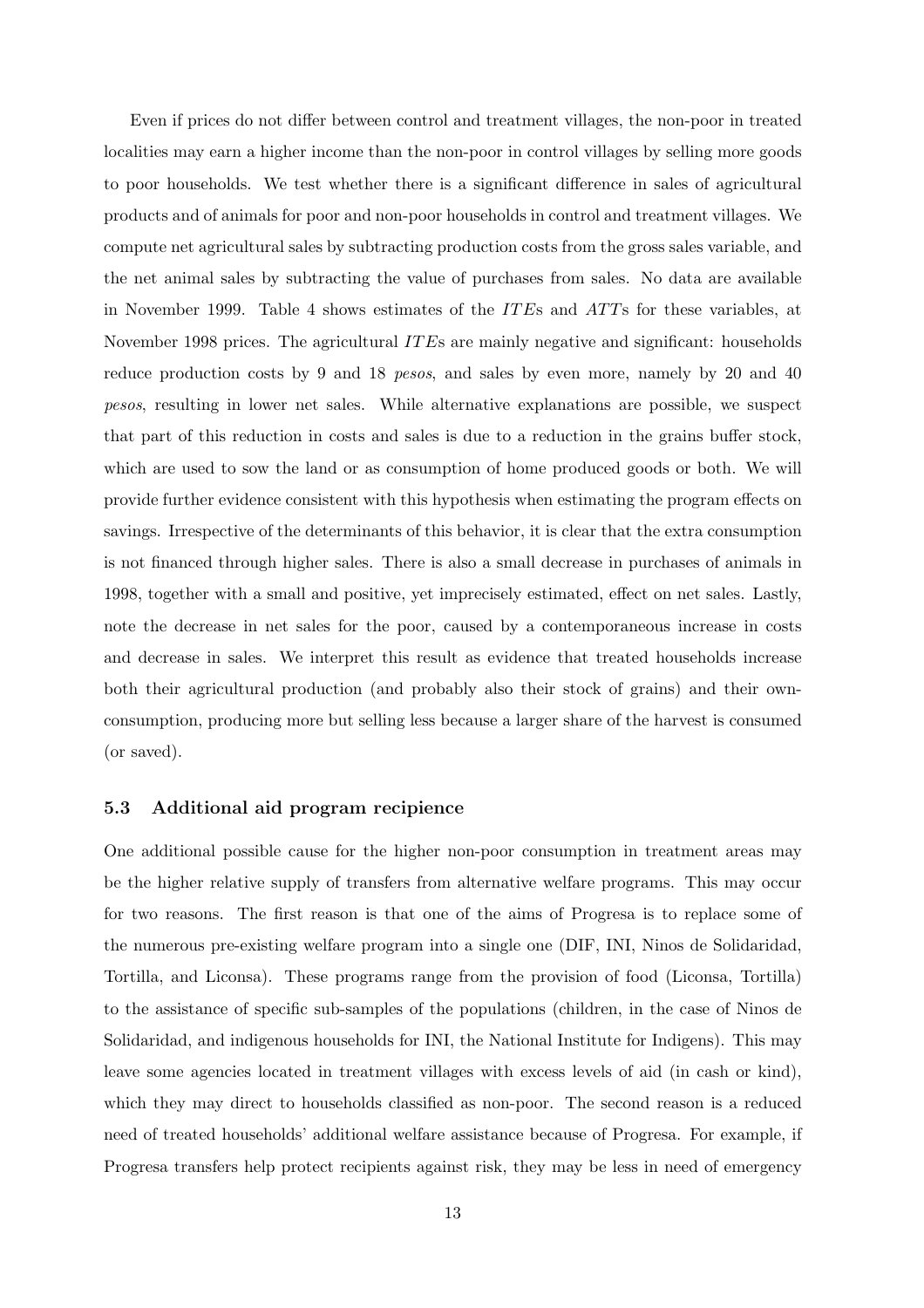Even if prices do not differ between control and treatment villages, the non-poor in treated localities may earn a higher income than the non-poor in control villages by selling more goods to poor households. We test whether there is a significant difference in sales of agricultural products and of animals for poor and non-poor households in control and treatment villages. We compute net agricultural sales by subtracting production costs from the gross sales variable, and the net animal sales by subtracting the value of purchases from sales. No data are available in November 1999. Table 4 shows estimates of the $ITE$s and $ATT$s for these variables, at November 1998 prices. The agricultural $ITE$s are mainly negative and significant: households reduce production costs by 9 and 18 *pesos*, and sales by even more, namely by 20 and 40 *pesos*, resulting in lower net sales. While alternative explanations are possible, we suspect that part of this reduction in costs and sales is due to a reduction in the grains buffer stock, which are used to sow the land or as consumption of home produced goods or both. We will provide further evidence consistent with this hypothesis when estimating the program effects on savings. Irrespective of the determinants of this behavior, it is clear that the extra consumption is not financed through higher sales. There is also a small decrease in purchases of animals in 1998, together with a small and positive, yet imprecisely estimated, effect on net sales. Lastly, note the decrease in net sales for the poor, caused by a contemporaneous increase in costs and decrease in sales. We interpret this result as evidence that treated households increase both their agricultural production (and probably also their stock of grains) and their own-consumption, producing more but selling less because a larger share of the harvest is consumed (or saved).

### 5.3 Additional aid program recipience

One additional possible cause for the higher non-poor consumption in treatment areas may be the higher relative supply of transfers from alternative welfare programs. This may occur for two reasons. The first reason is that one of the aims of Progresa is to replace some of the numerous pre-existing welfare program into a single one (DIF, INI, Ninos de Solidaridad, Tortilla, and Liconsa). These programs range from the provision of food (Liconsa, Tortilla) to the assistance of specific sub-samples of the populations (children, in the case of Ninos de Solidaridad, and indigenous households for INI, the National Institute for Indigens). This may leave some agencies located in treatment villages with excess levels of aid (in cash or kind), which they may direct to households classified as non-poor. The second reason is a reduced need of treated households' additional welfare assistance because of Progresa. For example, if Progresa transfers help protect recipients against risk, they may be less in need of emergency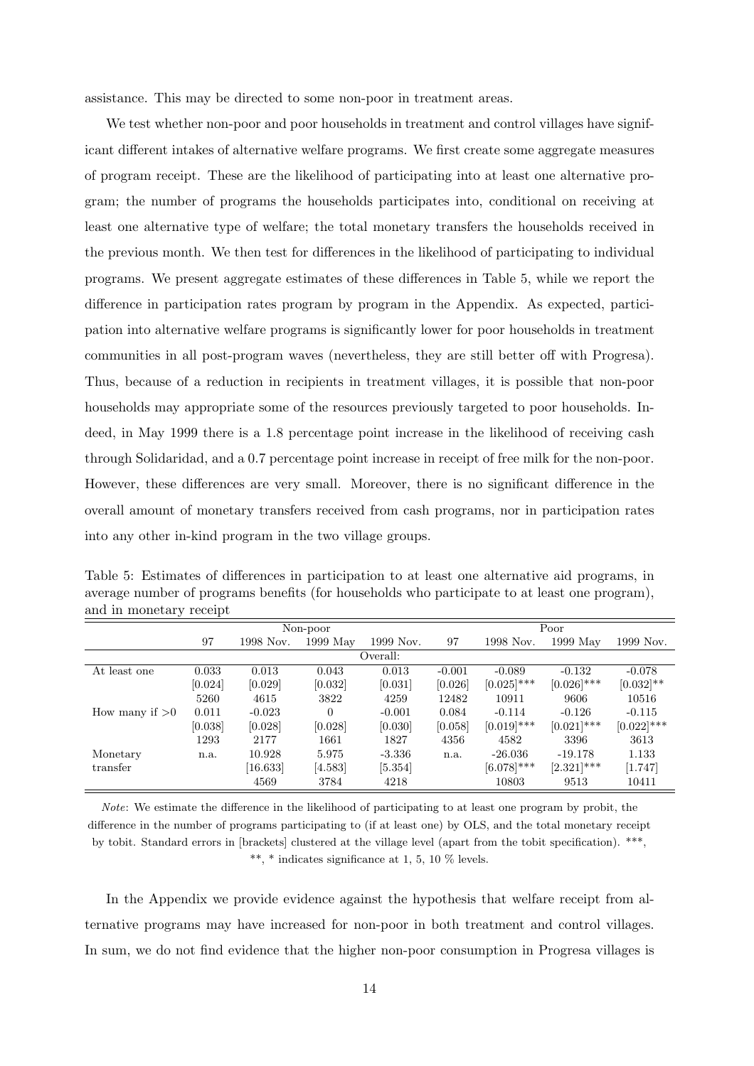assistance. This may be directed to some non-poor in treatment areas.

We test whether non-poor and poor households in treatment and control villages have significant different intakes of alternative welfare programs. We first create some aggregate measures of program receipt. These are the likelihood of participating into at least one alternative program; the number of programs the households participates into, conditional on receiving at least one alternative type of welfare; the total monetary transfers the households received in the previous month. We then test for differences in the likelihood of participating to individual programs. We present aggregate estimates of these differences in Table 5, while we report the difference in participation rates program by program in the Appendix. As expected, participation into alternative welfare programs is significantly lower for poor households in treatment communities in all post-program waves (nevertheless, they are still better off with Progresa). Thus, because of a reduction in recipients in treatment villages, it is possible that non-poor households may appropriate some of the resources previously targeted to poor households. Indeed, in May 1999 there is a 1.8 percentage point increase in the likelihood of receiving cash through Solidaridad, and a 0.7 percentage point increase in receipt of free milk for the non-poor. However, these differences are very small. Moreover, there is no significant difference in the overall amount of monetary transfers received from cash programs, nor in participation rates into any other in-kind program in the two village groups.

Table 5: Estimates of differences in participation to at least one alternative aid programs, in average number of programs benefits (for households who participate to at least one program), and in monetary receipt

| | Non-poor | | | | Poor | | | |
|---|---|---|---|---|---|---|---|---|
| | 97 | 1998 Nov. | 1999 May | 1999 Nov. | 97 | 1998 Nov. | 1999 May | 1999 Nov. |
| | Overall: | | | | | | | |
| At least one | 0.033 | 0.013 | 0.043 | 0.013 | -0.001 | -0.089 | -0.132 | -0.078 |
| | [0.024] | [0.029] | [0.032] | [0.031] | [0.026] | [0.025]*** | [0.026]*** | [0.032]** |
| | 5260 | 4615 | 3822 | 4259 | 12482 | 10911 | 9606 | 10516 |
| How many if >0 | 0.011 | -0.023 | 0 | -0.001 | 0.084 | -0.114 | -0.126 | -0.115 |
| | [0.038] | [0.028] | [0.028] | [0.030] | [0.058] | [0.019]*** | [0.021]*** | [0.022]*** |
| | 1293 | 2177 | 1661 | 1827 | 4356 | 4582 | 3396 | 3613 |
| Monetary | n.a. | 10.928 | 5.975 | -3.336 | n.a. | -26.036 | -19.178 | 1.133 |
| transfer | | [16.633] | [4.583] | [5.354] | | [6.078]*** | [2.321]*** | [1.747] |
| | | 4569 | 3784 | 4218 | | 10803 | 9513 | 10411 |

*Note*: We estimate the difference in the likelihood of participating to at least one program by probit, the difference in the number of programs participating to (if at least one) by OLS, and the total monetary receipt by tobit. Standard errors in [brackets] clustered at the village level (apart from the tobit specification). ***, **, * indicates significance at 1, 5, 10 % levels.

In the Appendix we provide evidence against the hypothesis that welfare receipt from alternative programs may have increased for non-poor in both treatment and control villages. In sum, we do not find evidence that the higher non-poor consumption in Progresa villages is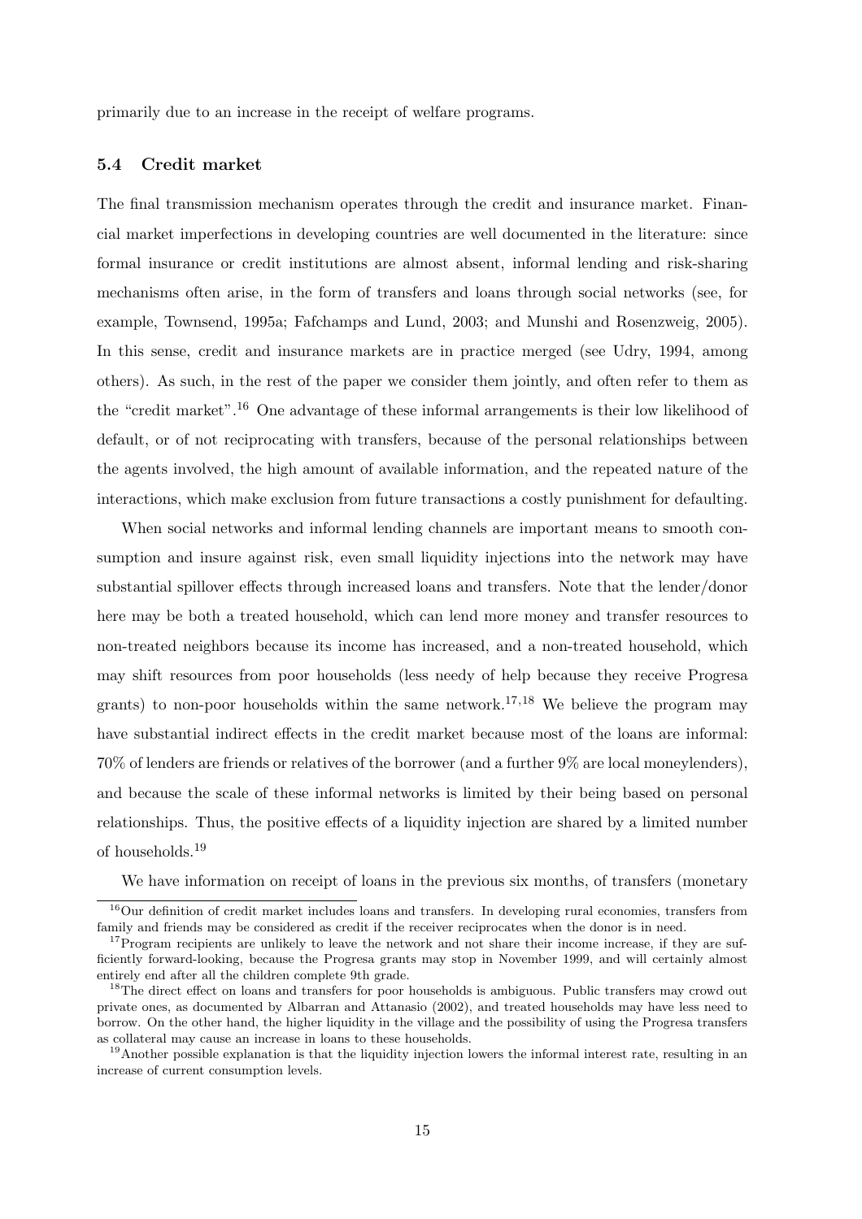primarily due to an increase in the receipt of welfare programs.

### 5.4 Credit market

The final transmission mechanism operates through the credit and insurance market. Financial market imperfections in developing countries are well documented in the literature: since formal insurance or credit institutions are almost absent, informal lending and risk-sharing mechanisms often arise, in the form of transfers and loans through social networks (see, for example, Townsend, 1995a; Fafchamps and Lund, 2003; and Munshi and Rosenzweig, 2005). In this sense, credit and insurance markets are in practice merged (see Udry, 1994, among others). As such, in the rest of the paper we consider them jointly, and often refer to them as the "credit market".[16] One advantage of these informal arrangements is their low likelihood of default, or of not reciprocating with transfers, because of the personal relationships between the agents involved, the high amount of available information, and the repeated nature of the interactions, which make exclusion from future transactions a costly punishment for defaulting.

When social networks and informal lending channels are important means to smooth consumption and insure against risk, even small liquidity injections into the network may have substantial spillover effects through increased loans and transfers. Note that the lender/donor here may be both a treated household, which can lend more money and transfer resources to non-treated neighbors because its income has increased, and a non-treated household, which may shift resources from poor households (less needy of help because they receive Progresa grants) to non-poor households within the same network.[17,18] We believe the program may have substantial indirect effects in the credit market because most of the loans are informal: 70% of lenders are friends or relatives of the borrower (and a further 9% are local moneylenders), and because the scale of these informal networks is limited by their being based on personal relationships. Thus, the positive effects of a liquidity injection are shared by a limited number of households.[19]

We have information on receipt of loans in the previous six months, of transfers (monetary

[16]Our definition of credit market includes loans and transfers. In developing rural economies, transfers from family and friends may be considered as credit if the receiver reciprocates when the donor is in need.

[17]Program recipients are unlikely to leave the network and not share their income increase, if they are sufficiently forward-looking, because the Progresa grants may stop in November 1999, and will certainly almost entirely end after all the children complete 9th grade.

[18]The direct effect on loans and transfers for poor households is ambiguous. Public transfers may crowd out private ones, as documented by Albarran and Attanasio (2002), and treated households may have less need to borrow. On the other hand, the higher liquidity in the village and the possibility of using the Progresa transfers as collateral may cause an increase in loans to these households.

[19]Another possible explanation is that the liquidity injection lowers the informal interest rate, resulting in an increase of current consumption levels.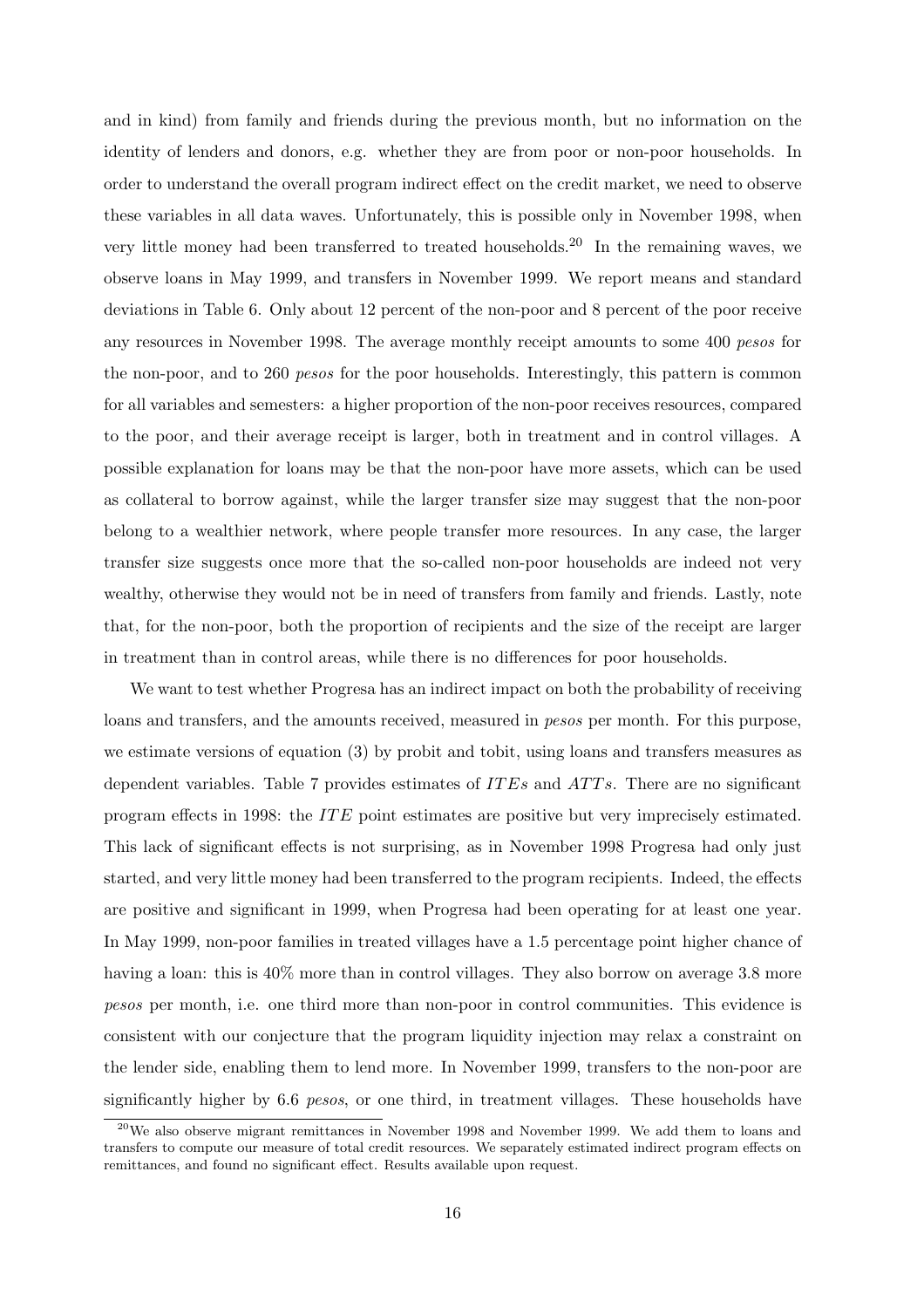and in kind) from family and friends during the previous month, but no information on the identity of lenders and donors, e.g. whether they are from poor or non-poor households. In order to understand the overall program indirect effect on the credit market, we need to observe these variables in all data waves. Unfortunately, this is possible only in November 1998, when very little money had been transferred to treated households.[20] In the remaining waves, we observe loans in May 1999, and transfers in November 1999. We report means and standard deviations in Table 6. Only about 12 percent of the non-poor and 8 percent of the poor receive any resources in November 1998. The average monthly receipt amounts to some 400 *pesos* for the non-poor, and to 260 *pesos* for the poor households. Interestingly, this pattern is common for all variables and semesters: a higher proportion of the non-poor receives resources, compared to the poor, and their average receipt is larger, both in treatment and in control villages. A possible explanation for loans may be that the non-poor have more assets, which can be used as collateral to borrow against, while the larger transfer size may suggest that the non-poor belong to a wealthier network, where people transfer more resources. In any case, the larger transfer size suggests once more that the so-called non-poor households are indeed not very wealthy, otherwise they would not be in need of transfers from family and friends. Lastly, note that, for the non-poor, both the proportion of recipients and the size of the receipt are larger in treatment than in control areas, while there is no differences for poor households.

We want to test whether Progresa has an indirect impact on both the probability of receiving loans and transfers, and the amounts received, measured in *pesos* per month. For this purpose, we estimate versions of equation (3) by probit and tobit, using loans and transfers measures as dependent variables. Table 7 provides estimates of $ITEs$ and $ATTs$. There are no significant program effects in 1998: the $ITE$ point estimates are positive but very imprecisely estimated. This lack of significant effects is not surprising, as in November 1998 Progresa had only just started, and very little money had been transferred to the program recipients. Indeed, the effects are positive and significant in 1999, when Progresa had been operating for at least one year. In May 1999, non-poor families in treated villages have a 1.5 percentage point higher chance of having a loan: this is 40% more than in control villages. They also borrow on average 3.8 more *pesos* per month, i.e. one third more than non-poor in control communities. This evidence is consistent with our conjecture that the program liquidity injection may relax a constraint on the lender side, enabling them to lend more. In November 1999, transfers to the non-poor are significantly higher by 6.6 *pesos*, or one third, in treatment villages. These households have

[20] We also observe migrant remittances in November 1998 and November 1999. We add them to loans and transfers to compute our measure of total credit resources. We separately estimated indirect program effects on remittances, and found no significant effect. Results available upon request.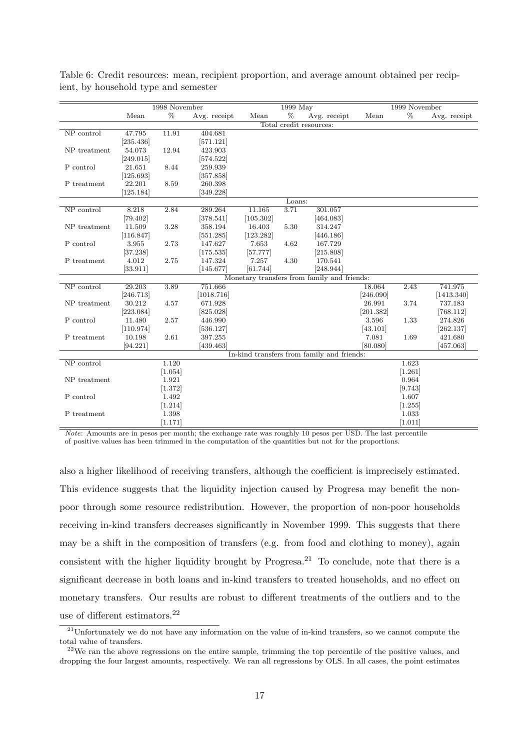Table 6: Credit resources: mean, recipient proportion, and average amount obtained per recipient, by household type and semester

| | 1998 November | | | 1999 May | | | 1999 November | | |
|---|---|---|---|---|---|---|---|---|---|
| | Mean | % | Avg. receipt | Mean | % | Avg. receipt | Mean | % | Avg. receipt |
| | | | | Total credit resources: | | | | | |
| NP control | 47.795 | 11.91 | 404.681 | | | | | | |
| | [235.436] | | [571.121] | | | | | | |
| NP treatment | 54.073 | 12.94 | 423.903 | | | | | | |
| | [249.015] | | [574.522] | | | | | | |
| P control | 21.651 | 8.44 | 259.939 | | | | | | |
| | [125.693] | | [357.858] | | | | | | |
| P treatment | 22.201 | 8.59 | 260.398 | | | | | | |
| | [125.184] | | [349.228] | | | | | | |
| | | | | Loans: | | | | | |
| NP control | 8.218 | 2.84 | 289.264 | 11.165 | 3.71 | 301.057 | | | |
| | [79.402] | | [378.541] | [105.302] | | [464.083] | | | |
| NP treatment | 11.509 | 3.28 | 358.194 | 16.403 | 5.30 | 314.247 | | | |
| | [116.847] | | [551.285] | [123.282] | | [446.186] | | | |
| P control | 3.955 | 2.73 | 147.627 | 7.653 | 4.62 | 167.729 | | | |
| | [37.238] | | [175.535] | [57.777] | | [215.808] | | | |
| P treatment | 4.012 | 2.75 | 147.324 | 7.257 | 4.30 | 170.541 | | | |
| | [33.911] | | [145.677] | [61.744] | | [248.944] | | | |
| | | | | Monetary transfers from family and friends: | | | | | |
| NP control | 29.203 | 3.89 | 751.666 | | | | 18.064 | 2.43 | 741.975 |
| | [246.713] | | [1018.716] | | | | [246.090] | | [1413.340] |
| NP treatment | 30.212 | 4.57 | 671.928 | | | | 26.991 | 3.74 | 737.183 |
| | [223.084] | | [825.028] | | | | [201.382] | | [768.112] |
| P control | 11.480 | 2.57 | 446.990 | | | | 3.596 | 1.33 | 274.826 |
| | [110.974] | | [536.127] | | | | [43.101] | | [262.137] |
| P treatment | 10.198 | 2.61 | 397.255 | | | | 7.081 | 1.69 | 421.680 |
| | [94.221] | | [439.463] | | | | [80.080] | | [457.063] |
| | | | | In-kind transfers from family and friends: | | | | | |
| NP control | | 1.120 | | | | | | 1.623 | |
| | | [1.054] | | | | | | [1.261] | |
| NP treatment | | 1.921 | | | | | | 0.964 | |
| | | [1.372] | | | | | | [9.743] | |
| P control | | 1.492 | | | | | | 1.607 | |
| | | [1.214] | | | | | | [1.255] | |
| P treatment | | 1.398 | | | | | | 1.033 | |
| | | [1.171] | | | | | | [1.011] | |

*Note*: Amounts are in pesos per month; the exchange rate was roughly 10 pesos per USD. The last percentile of positive values has been trimmed in the computation of the quantities but not for the proportions.

also a higher likelihood of receiving transfers, although the coefficient is imprecisely estimated. This evidence suggests that the liquidity injection caused by Progresa may benefit the non-poor through some resource redistribution. However, the proportion of non-poor households receiving in-kind transfers decreases significantly in November 1999. This suggests that there may be a shift in the composition of transfers (e.g. from food and clothing to money), again consistent with the higher liquidity brought by Progresa.[21] To conclude, note that there is a significant decrease in both loans and in-kind transfers to treated households, and no effect on monetary transfers. Our results are robust to different treatments of the outliers and to the use of different estimators.[22]

[21] Unfortunately we do not have any information on the value of in-kind transfers, so we cannot compute the total value of transfers.

[22] We ran the above regressions on the entire sample, trimming the top percentile of the positive values, and dropping the four largest amounts, respectively. We ran all regressions by OLS. In all cases, the point estimates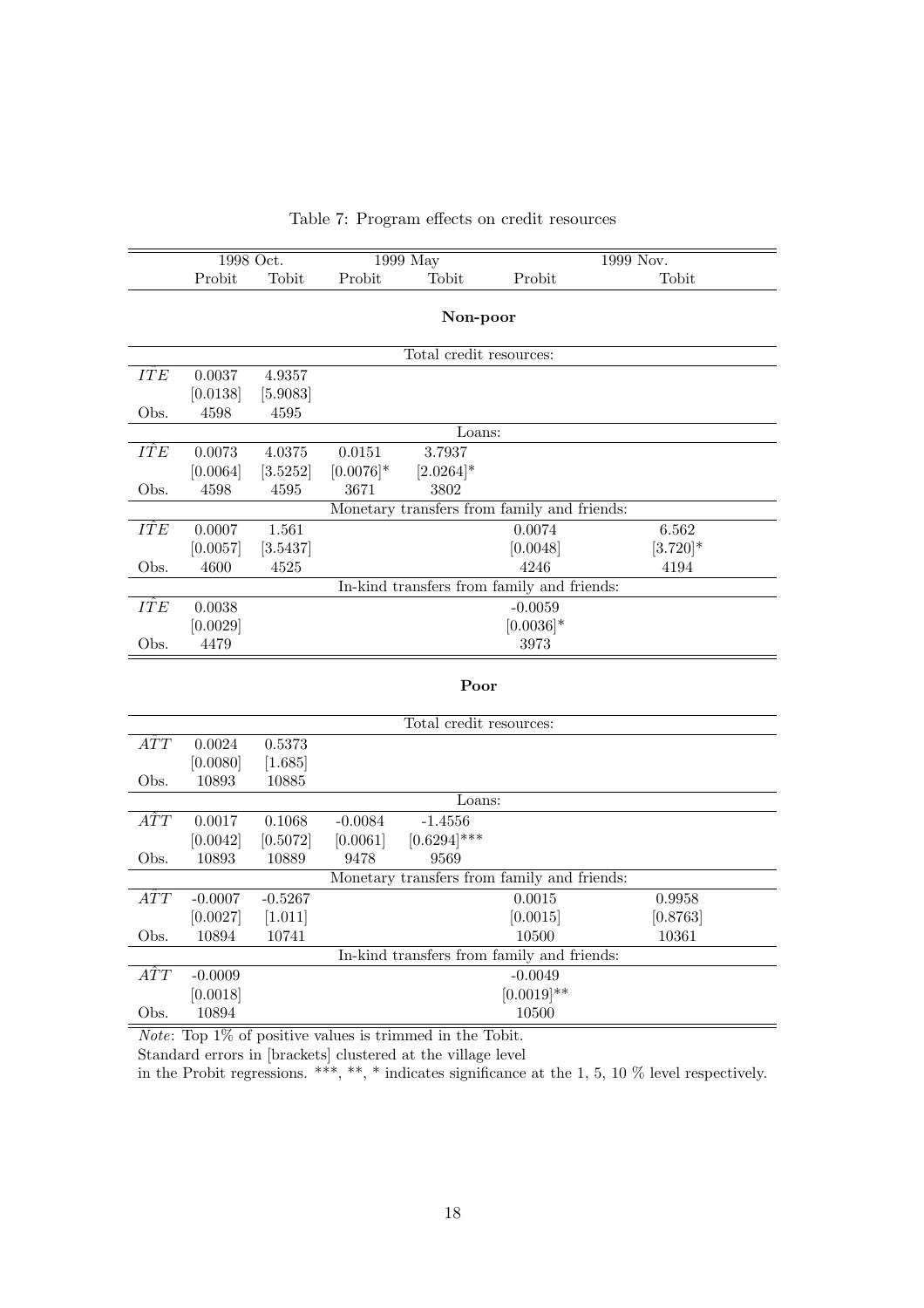Table 7: Program effects on credit resources

| | 1998 Oct. | | 1999 May | | 1999 Nov. | |
|---|---|---|---|---|---|---|
| | Probit | Tobit | Probit | Tobit | Probit | Tobit |
| **Non-poor** | | | | | | |
| Total credit resources: | | | | | | |
| $\hat{ITE}$ | 0.0037 | 4.9357 | | | | |
| | [0.0138] | [5.9083] | | | | |
| Obs. | 4598 | 4595 | | | | |
| Loans: | | | | | | |
| $\hat{ITE}$ | 0.0073 | 4.0375 | 0.0151 | 3.7937 | | |
| | [0.0064] | [3.5252] | [0.0076]* | [2.0264]* | | |
| Obs. | 4598 | 4595 | 3671 | 3802 | | |
| Monetary transfers from family and friends: | | | | | | |
| $\hat{ITE}$ | 0.0007 | 1.561 | | | 0.0074 | 6.562 |
| | [0.0057] | [3.5437] | | | [0.0048] | [3.720]* |
| Obs. | 4600 | 4525 | | | 4246 | 4194 |
| In-kind transfers from family and friends: | | | | | | |
| $\hat{ITE}$ | 0.0038 | | | | -0.0059 | |
| | [0.0029] | | | | [0.0036]* | |
| Obs. | 4479 | | | | 3973 | |
| **Poor** | | | | | | |
| Total credit resources: | | | | | | |
| $\hat{ATT}$ | 0.0024 | 0.5373 | | | | |
| | [0.0080] | [1.685] | | | | |
| Obs. | 10893 | 10885 | | | | |
| Loans: | | | | | | |
| $\hat{ATT}$ | 0.0017 | 0.1068 | -0.0084 | -1.4556 | | |
| | [0.0042] | [0.5072] | [0.0061] | [0.6294]*** | | |
| Obs. | 10893 | 10889 | 9478 | 9569 | | |
| Monetary transfers from family and friends: | | | | | | |
| $\hat{ATT}$ | -0.0007 | -0.5267 | | | 0.0015 | 0.9958 |
| | [0.0027] | [1.011] | | | [0.0015] | [0.8763] |
| Obs. | 10894 | 10741 | | | 10500 | 10361 |
| In-kind transfers from family and friends: | | | | | | |
| $\hat{ATT}$ | -0.0009 | | | | -0.0049 | |
| | [0.0018] | | | | [0.0019]** | |
| Obs. | 10894 | | | | 10500 | |

*Note*: Top 1% of positive values is trimmed in the Tobit.
Standard errors in [brackets] clustered at the village level
in the Probit regressions. ***, **, * indicates significance at the 1, 5, 10 % level respectively.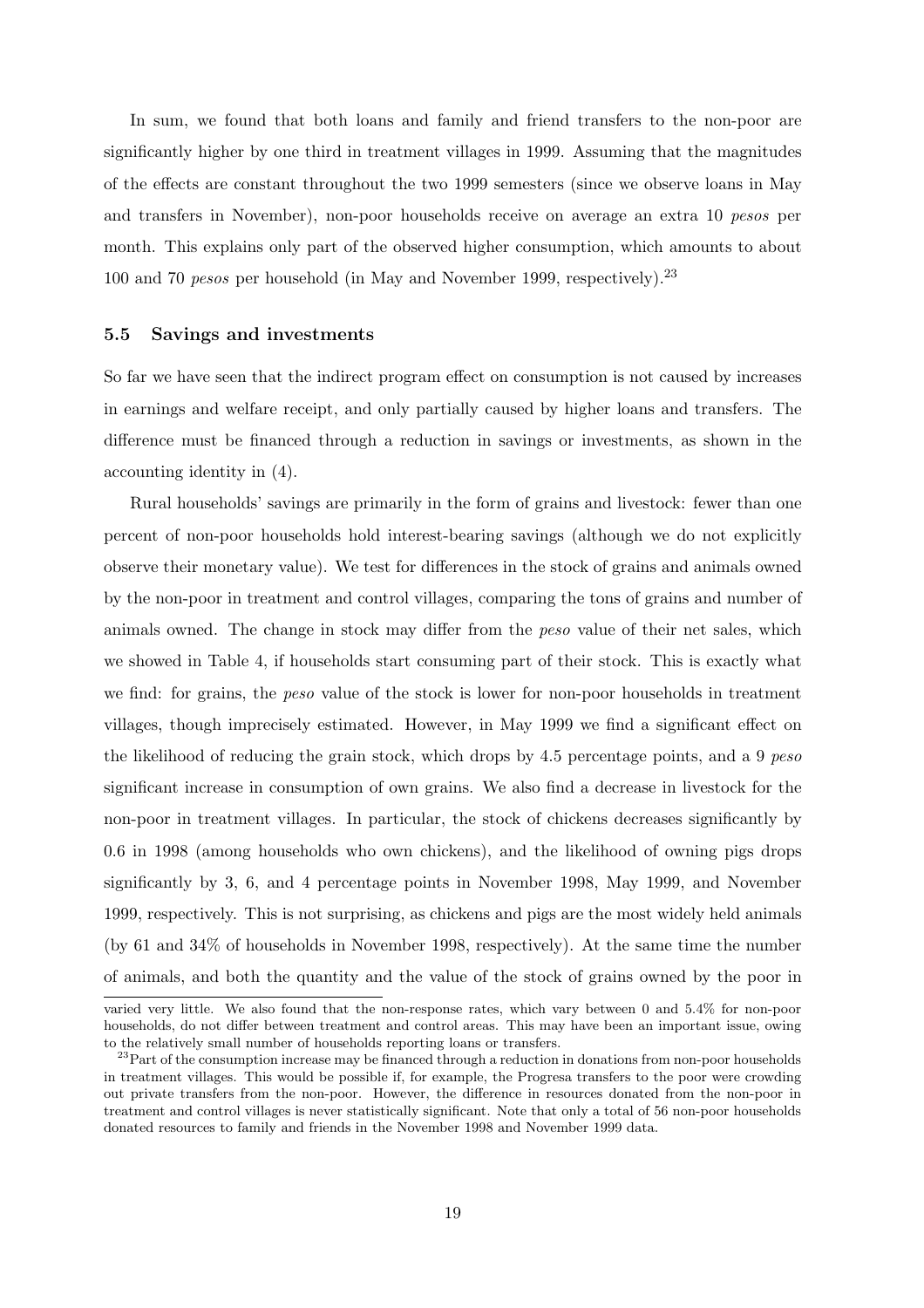In sum, we found that both loans and family and friend transfers to the non-poor are significantly higher by one third in treatment villages in 1999. Assuming that the magnitudes of the effects are constant throughout the two 1999 semesters (since we observe loans in May and transfers in November), non-poor households receive on average an extra 10 *pesos* per month. This explains only part of the observed higher consumption, which amounts to about 100 and 70 *pesos* per household (in May and November 1999, respectively).[23]

### 5.5 Savings and investments

So far we have seen that the indirect program effect on consumption is not caused by increases in earnings and welfare receipt, and only partially caused by higher loans and transfers. The difference must be financed through a reduction in savings or investments, as shown in the accounting identity in (4).

Rural households' savings are primarily in the form of grains and livestock: fewer than one percent of non-poor households hold interest-bearing savings (although we do not explicitly observe their monetary value). We test for differences in the stock of grains and animals owned by the non-poor in treatment and control villages, comparing the tons of grains and number of animals owned. The change in stock may differ from the *peso* value of their net sales, which we showed in Table 4, if households start consuming part of their stock. This is exactly what we find: for grains, the *peso* value of the stock is lower for non-poor households in treatment villages, though imprecisely estimated. However, in May 1999 we find a significant effect on the likelihood of reducing the grain stock, which drops by 4.5 percentage points, and a 9 *peso* significant increase in consumption of own grains. We also find a decrease in livestock for the non-poor in treatment villages. In particular, the stock of chickens decreases significantly by 0.6 in 1998 (among households who own chickens), and the likelihood of owning pigs drops significantly by 3, 6, and 4 percentage points in November 1998, May 1999, and November 1999, respectively. This is not surprising, as chickens and pigs are the most widely held animals (by 61 and 34% of households in November 1998, respectively). At the same time the number of animals, and both the quantity and the value of the stock of grains owned by the poor in

---

varied very little. We also found that the non-response rates, which vary between 0 and 5.4% for non-poor households, do not differ between treatment and control areas. This may have been an important issue, owing to the relatively small number of households reporting loans or transfers.

[23] Part of the consumption increase may be financed through a reduction in donations from non-poor households in treatment villages. This would be possible if, for example, the Progresa transfers to the poor were crowding out private transfers from the non-poor. However, the difference in resources donated from the non-poor in treatment and control villages is never statistically significant. Note that only a total of 56 non-poor households donated resources to family and friends in the November 1998 and November 1999 data.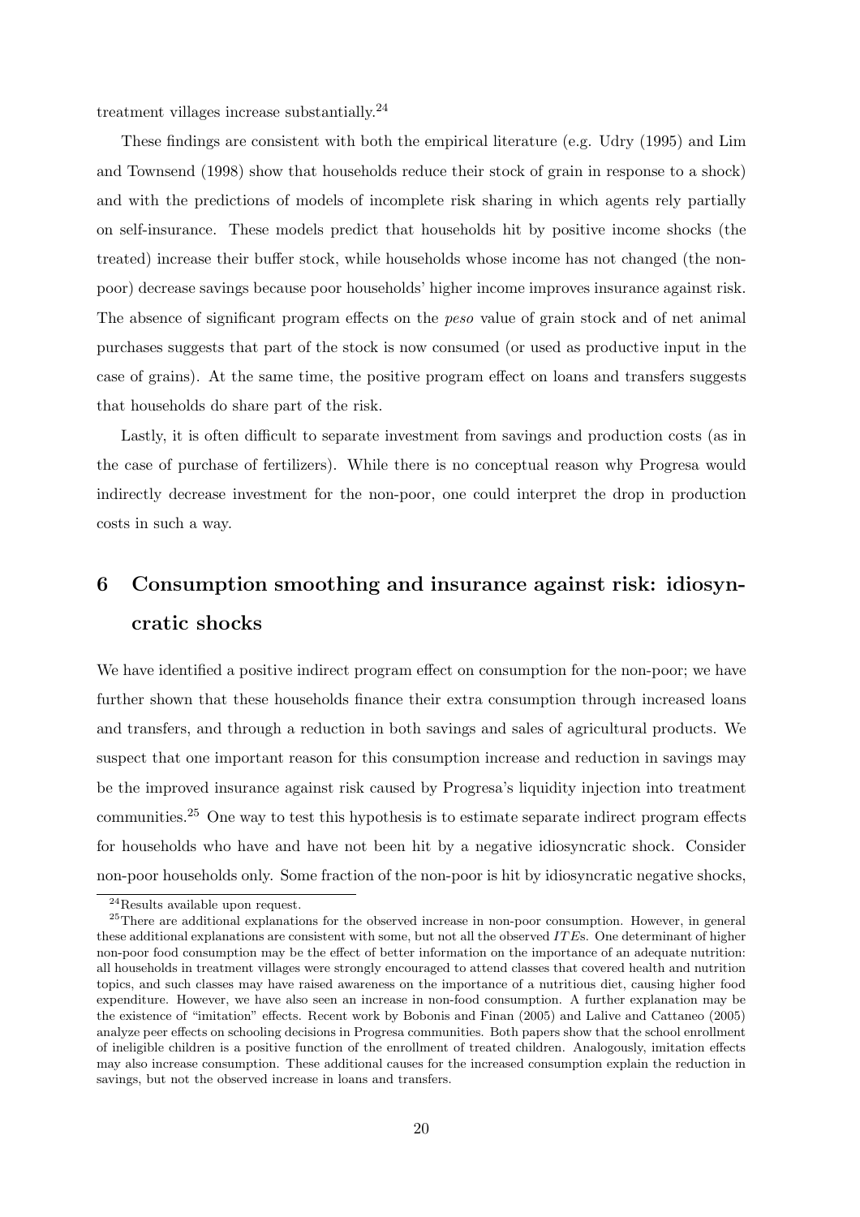treatment villages increase substantially.[24]

These findings are consistent with both the empirical literature (e.g. Udry (1995) and Lim and Townsend (1998) show that households reduce their stock of grain in response to a shock) and with the predictions of models of incomplete risk sharing in which agents rely partially on self-insurance. These models predict that households hit by positive income shocks (the treated) increase their buffer stock, while households whose income has not changed (the non-poor) decrease savings because poor households' higher income improves insurance against risk. The absence of significant program effects on the *peso* value of grain stock and of net animal purchases suggests that part of the stock is now consumed (or used as productive input in the case of grains). At the same time, the positive program effect on loans and transfers suggests that households do share part of the risk.

Lastly, it is often difficult to separate investment from savings and production costs (as in the case of purchase of fertilizers). While there is no conceptual reason why Progresa would indirectly decrease investment for the non-poor, one could interpret the drop in production costs in such a way.

# 6 Consumption smoothing and insurance against risk: idiosyncratic shocks

We have identified a positive indirect program effect on consumption for the non-poor; we have further shown that these households finance their extra consumption through increased loans and transfers, and through a reduction in both savings and sales of agricultural products. We suspect that one important reason for this consumption increase and reduction in savings may be the improved insurance against risk caused by Progresa's liquidity injection into treatment communities.[25] One way to test this hypothesis is to estimate separate indirect program effects for households who have and have not been hit by a negative idiosyncratic shock. Consider non-poor households only. Some fraction of the non-poor is hit by idiosyncratic negative shocks,

---

[24] Results available upon request.

[25] There are additional explanations for the observed increase in non-poor consumption. However, in general these additional explanations are consistent with some, but not all the observed $ITE$s. One determinant of higher non-poor food consumption may be the effect of better information on the importance of an adequate nutrition: all households in treatment villages were strongly encouraged to attend classes that covered health and nutrition topics, and such classes may have raised awareness on the importance of a nutritious diet, causing higher food expenditure. However, we have also seen an increase in non-food consumption. A further explanation may be the existence of "imitation" effects. Recent work by Bobonis and Finan (2005) and Lalive and Cattaneo (2005) analyze peer effects on schooling decisions in Progresa communities. Both papers show that the school enrollment of ineligible children is a positive function of the enrollment of treated children. Analogously, imitation effects may also increase consumption. These additional causes for the increased consumption explain the reduction in savings, but not the observed increase in loans and transfers.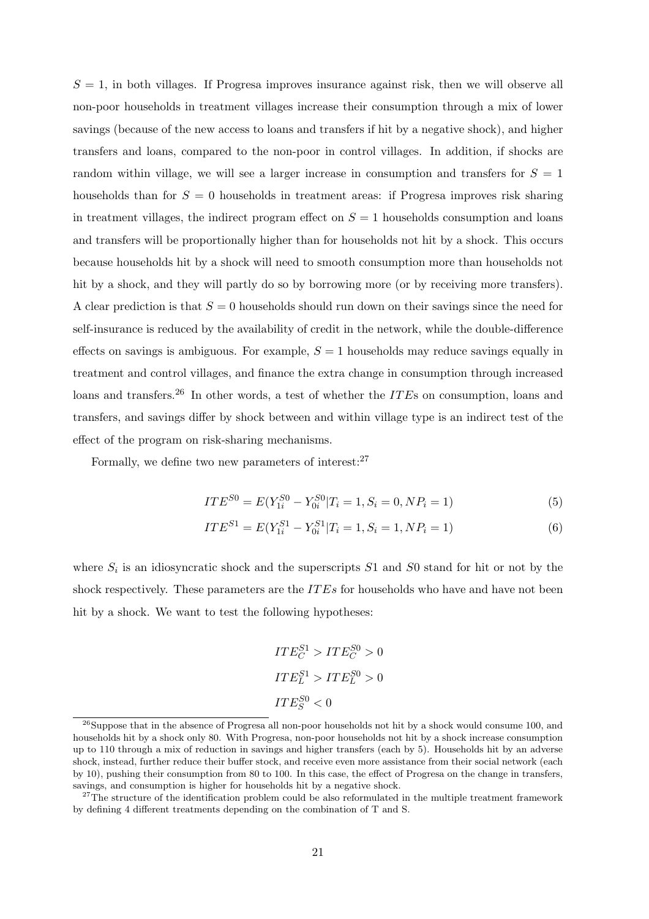$S = 1$, in both villages. If Progresa improves insurance against risk, then we will observe all non-poor households in treatment villages increase their consumption through a mix of lower savings (because of the new access to loans and transfers if hit by a negative shock), and higher transfers and loans, compared to the non-poor in control villages. In addition, if shocks are random within village, we will see a larger increase in consumption and transfers for $S = 1$ households than for $S = 0$ households in treatment areas: if Progresa improves risk sharing in treatment villages, the indirect program effect on $S = 1$ households consumption and loans and transfers will be proportionally higher than for households not hit by a shock. This occurs because households hit by a shock will need to smooth consumption more than households not hit by a shock, and they will partly do so by borrowing more (or by receiving more transfers). A clear prediction is that $S = 0$ households should run down on their savings since the need for self-insurance is reduced by the availability of credit in the network, while the double-difference effects on savings is ambiguous. For example, $S = 1$ households may reduce savings equally in treatment and control villages, and finance the extra change in consumption through increased loans and transfers.[26] In other words, a test of whether the $ITE$s on consumption, loans and transfers, and savings differ by shock between and within village type is an indirect test of the effect of the program on risk-sharing mechanisms.

Formally, we define two new parameters of interest:[27]

$$ITE^{S0} = E(Y_{1i}^{S0} - Y_{0i}^{S0} | T_i = 1, S_i = 0, NP_i = 1) \tag{5}$$

$$ITE^{S1} = E(Y_{1i}^{S1} - Y_{0i}^{S1} | T_i = 1, S_i = 1, NP_i = 1) \tag{6}$$

where $S_i$ is an idiosyncratic shock and the superscripts $S1$ and $S0$ stand for hit or not by the shock respectively. These parameters are the $ITEs$ for households who have and have not been hit by a shock. We want to test the following hypotheses:

$$ITE_C^{S1} > ITE_C^{S0} > 0$$

$$ITE_L^{S1} > ITE_L^{S0} > 0$$

$$ITE_S^{S0} < 0$$

[26] Suppose that in the absence of Progresa all non-poor households not hit by a shock would consume 100, and households hit by a shock only 80. With Progresa, non-poor households not hit by a shock increase consumption up to 110 through a mix of reduction in savings and higher transfers (each by 5). Households hit by an adverse shock, instead, further reduce their buffer stock, and receive even more assistance from their social network (each by 10), pushing their consumption from 80 to 100. In this case, the effect of Progresa on the change in transfers, savings, and consumption is higher for households hit by a negative shock.

[27] The structure of the identification problem could be also reformulated in the multiple treatment framework by defining 4 different treatments depending on the combination of T and S.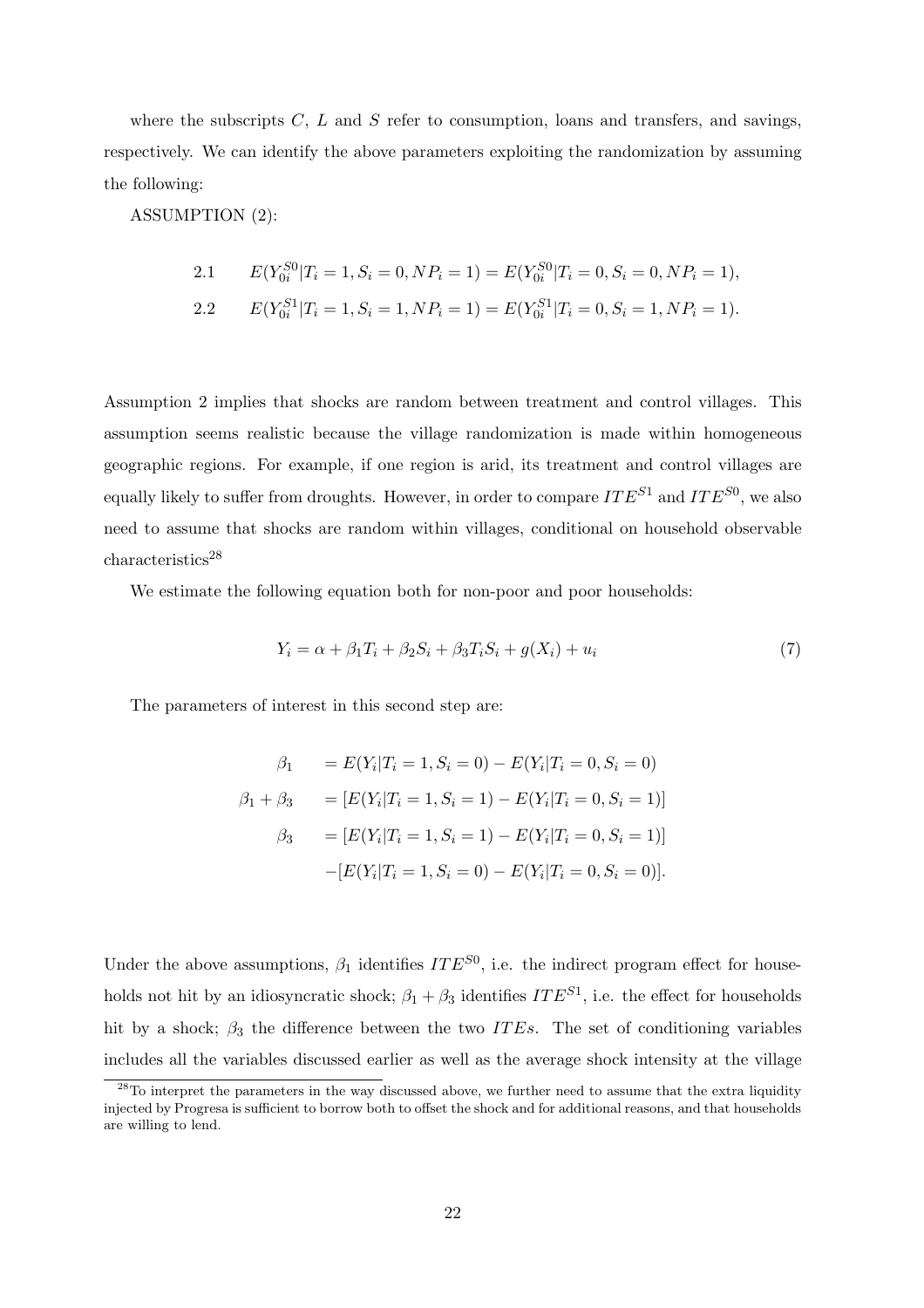where the subscripts $C$, $L$ and $S$ refer to consumption, loans and transfers, and savings, respectively. We can identify the above parameters exploiting the randomization by assuming the following:

ASSUMPTION (2):

$$
\begin{aligned}
&2.1 \qquad E(Y_{0i}^{S0}|T_i=1, S_i=0, NP_i=1) = E(Y_{0i}^{S0}|T_i=0, S_i=0, NP_i=1),\\
&2.2 \qquad E(Y_{0i}^{S1}|T_i=1, S_i=1, NP_i=1) = E(Y_{0i}^{S1}|T_i=0, S_i=1, NP_i=1).
\end{aligned}
$$

Assumption 2 implies that shocks are random between treatment and control villages. This assumption seems realistic because the village randomization is made within homogeneous geographic regions. For example, if one region is arid, its treatment and control villages are equally likely to suffer from droughts. However, in order to compare $ITE^{S1}$ and $ITE^{S0}$, we also need to assume that shocks are random within villages, conditional on household observable characteristics[28]

We estimate the following equation both for non-poor and poor households:

$$
Y_i = \alpha + \beta_1 T_i + \beta_2 S_i + \beta_3 T_i S_i + g(X_i) + u_i \tag{7}
$$

The parameters of interest in this second step are:

$$
\begin{aligned}
\beta_1 &= E(Y_i|T_i=1, S_i=0) - E(Y_i|T_i=0, S_i=0)\\
\beta_1 + \beta_3 &= [E(Y_i|T_i=1, S_i=1) - E(Y_i|T_i=0, S_i=1)]\\
\beta_3 &= [E(Y_i|T_i=1, S_i=1) - E(Y_i|T_i=0, S_i=1)]\\
&\quad -[E(Y_i|T_i=1, S_i=0) - E(Y_i|T_i=0, S_i=0)].
\end{aligned}
$$

Under the above assumptions, $\beta_1$ identifies $ITE^{S0}$, i.e. the indirect program effect for households not hit by an idiosyncratic shock; $\beta_1 + \beta_3$ identifies $ITE^{S1}$, i.e. the effect for households hit by a shock; $\beta_3$ the difference between the two $ITEs$. The set of conditioning variables includes all the variables discussed earlier as well as the average shock intensity at the village

[28] To interpret the parameters in the way discussed above, we further need to assume that the extra liquidity injected by Progresa is sufficient to borrow both to offset the shock and for additional reasons, and that households are willing to lend.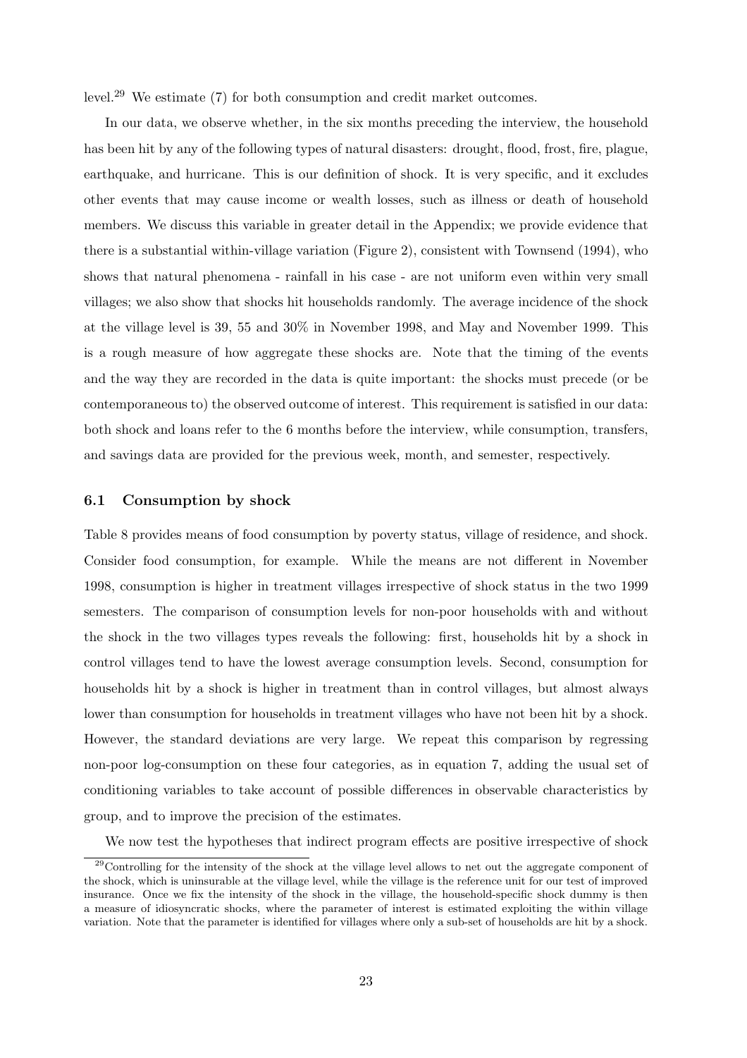level.[29] We estimate (7) for both consumption and credit market outcomes.

In our data, we observe whether, in the six months preceding the interview, the household has been hit by any of the following types of natural disasters: drought, flood, frost, fire, plague, earthquake, and hurricane. This is our definition of shock. It is very specific, and it excludes other events that may cause income or wealth losses, such as illness or death of household members. We discuss this variable in greater detail in the Appendix; we provide evidence that there is a substantial within-village variation (Figure 2), consistent with Townsend (1994), who shows that natural phenomena - rainfall in his case - are not uniform even within very small villages; we also show that shocks hit households randomly. The average incidence of the shock at the village level is 39, 55 and 30% in November 1998, and May and November 1999. This is a rough measure of how aggregate these shocks are. Note that the timing of the events and the way they are recorded in the data is quite important: the shocks must precede (or be contemporaneous to) the observed outcome of interest. This requirement is satisfied in our data: both shock and loans refer to the 6 months before the interview, while consumption, transfers, and savings data are provided for the previous week, month, and semester, respectively.

### 6.1 Consumption by shock

Table 8 provides means of food consumption by poverty status, village of residence, and shock. Consider food consumption, for example. While the means are not different in November 1998, consumption is higher in treatment villages irrespective of shock status in the two 1999 semesters. The comparison of consumption levels for non-poor households with and without the shock in the two villages types reveals the following: first, households hit by a shock in control villages tend to have the lowest average consumption levels. Second, consumption for households hit by a shock is higher in treatment than in control villages, but almost always lower than consumption for households in treatment villages who have not been hit by a shock. However, the standard deviations are very large. We repeat this comparison by regressing non-poor log-consumption on these four categories, as in equation 7, adding the usual set of conditioning variables to take account of possible differences in observable characteristics by group, and to improve the precision of the estimates.

We now test the hypotheses that indirect program effects are positive irrespective of shock

[29] Controlling for the intensity of the shock at the village level allows to net out the aggregate component of the shock, which is uninsurable at the village level, while the village is the reference unit for our test of improved insurance. Once we fix the intensity of the shock in the village, the household-specific shock dummy is then a measure of idiosyncratic shocks, where the parameter of interest is estimated exploiting the within village variation. Note that the parameter is identified for villages where only a sub-set of households are hit by a shock.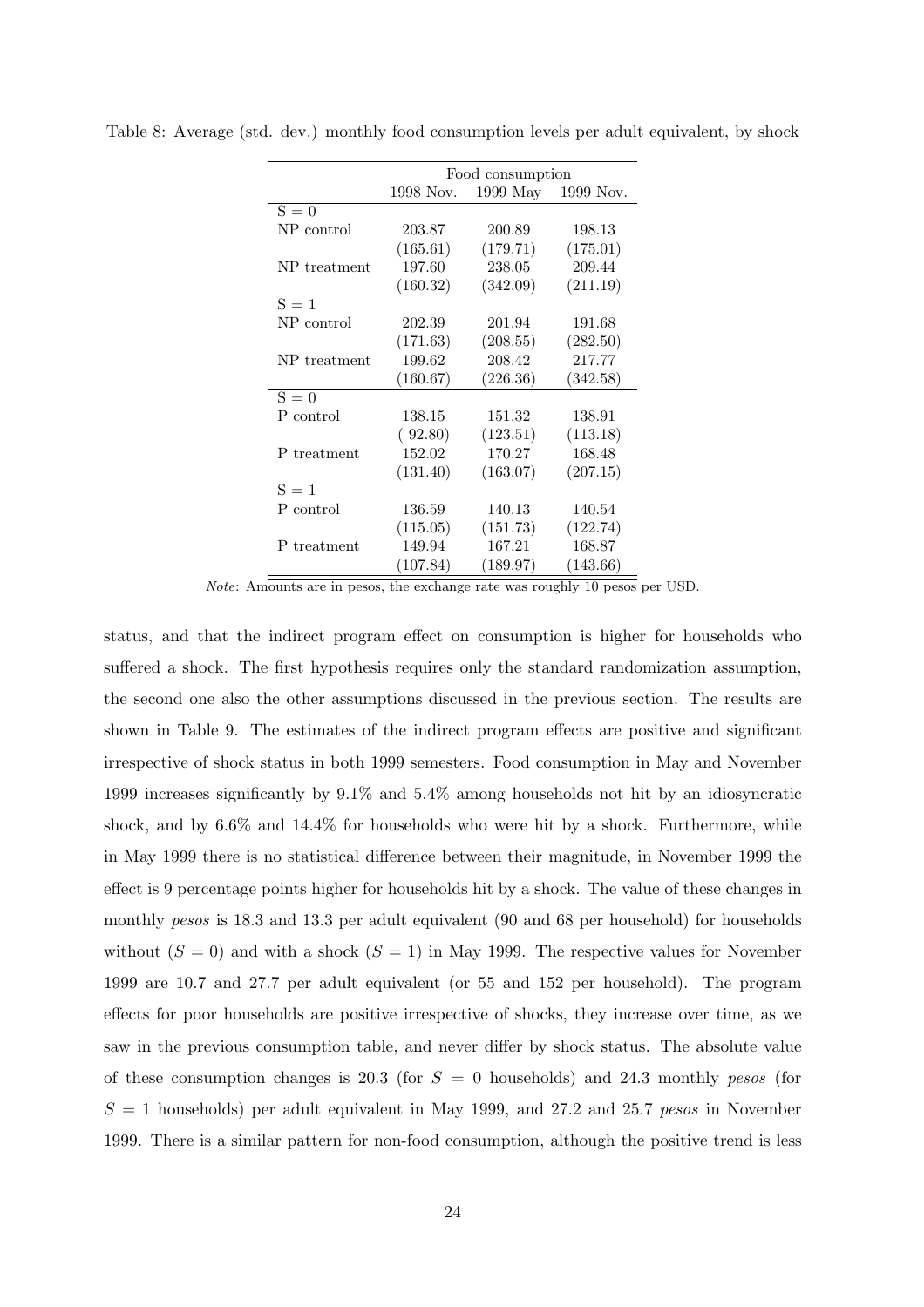Table 8: Average (std. dev.) monthly food consumption levels per adult equivalent, by shock

| | Food consumption | | |
|---|---|---|---|
| | 1998 Nov. | 1999 May | 1999 Nov. |
| S = 0 | | | |
| NP control | 203.87 | 200.89 | 198.13 |
| | (165.61) | (179.71) | (175.01) |
| NP treatment | 197.60 | 238.05 | 209.44 |
| | (160.32) | (342.09) | (211.19) |
| S = 1 | | | |
| NP control | 202.39 | 201.94 | 191.68 |
| | (171.63) | (208.55) | (282.50) |
| NP treatment | 199.62 | 208.42 | 217.77 |
| | (160.67) | (226.36) | (342.58) |
| S = 0 | | | |
| P control | 138.15 | 151.32 | 138.91 |
| | ( 92.80) | (123.51) | (113.18) |
| P treatment | 152.02 | 170.27 | 168.48 |
| | (131.40) | (163.07) | (207.15) |
| S = 1 | | | |
| P control | 136.59 | 140.13 | 140.54 |
| | (115.05) | (151.73) | (122.74) |
| P treatment | 149.94 | 167.21 | 168.87 |
| | (107.84) | (189.97) | (143.66) |

*Note*: Amounts are in pesos, the exchange rate was roughly 10 pesos per USD.

status, and that the indirect program effect on consumption is higher for households who suffered a shock. The first hypothesis requires only the standard randomization assumption, the second one also the other assumptions discussed in the previous section. The results are shown in Table 9. The estimates of the indirect program effects are positive and significant irrespective of shock status in both 1999 semesters. Food consumption in May and November 1999 increases significantly by 9.1% and 5.4% among households not hit by an idiosyncratic shock, and by 6.6% and 14.4% for households who were hit by a shock. Furthermore, while in May 1999 there is no statistical difference between their magnitude, in November 1999 the effect is 9 percentage points higher for households hit by a shock. The value of these changes in monthly *pesos* is 18.3 and 13.3 per adult equivalent (90 and 68 per household) for households without ($S = 0$) and with a shock ($S = 1$) in May 1999. The respective values for November 1999 are 10.7 and 27.7 per adult equivalent (or 55 and 152 per household). The program effects for poor households are positive irrespective of shocks, they increase over time, as we saw in the previous consumption table, and never differ by shock status. The absolute value of these consumption changes is 20.3 (for $S = 0$ households) and 24.3 monthly *pesos* (for $S = 1$ households) per adult equivalent in May 1999, and 27.2 and 25.7 *pesos* in November 1999. There is a similar pattern for non-food consumption, although the positive trend is less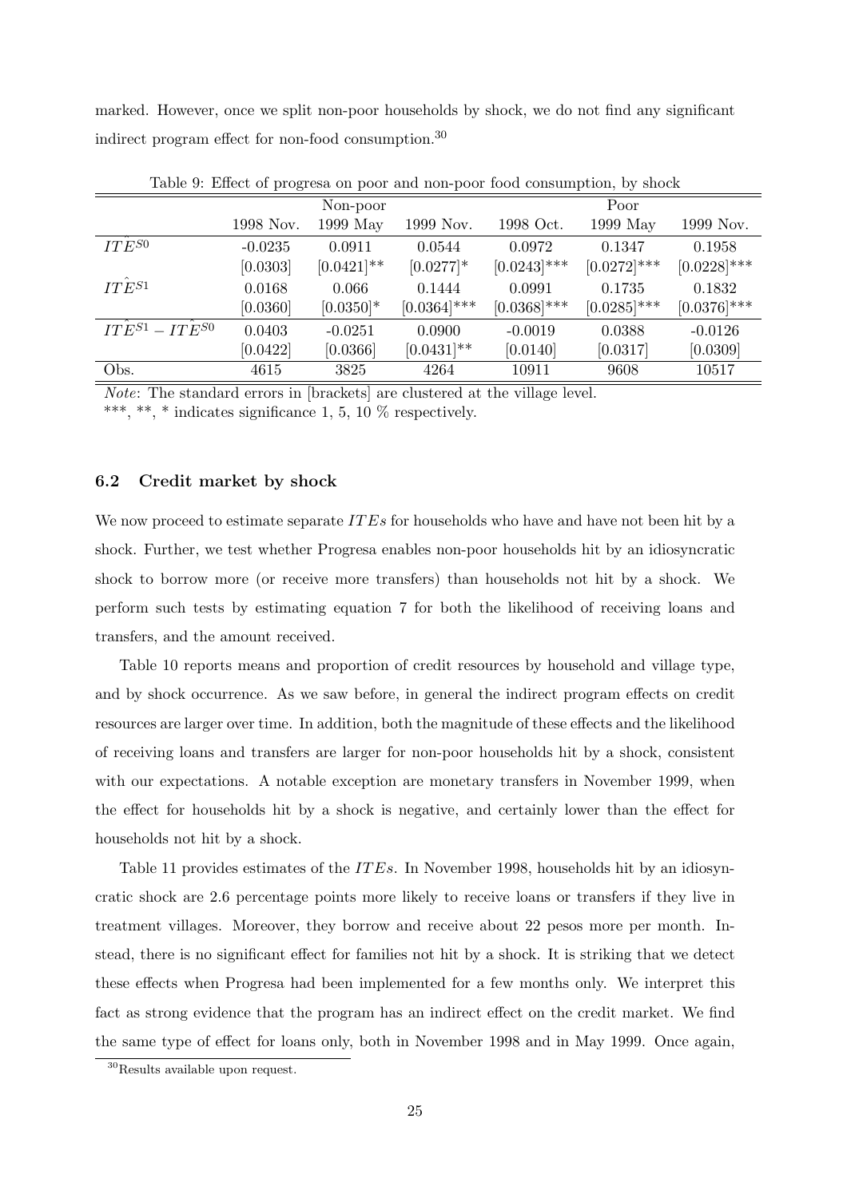marked. However, once we split non-poor households by shock, we do not find any significant indirect program effect for non-food consumption.[30]

Table 9: Effect of progresa on poor and non-poor food consumption, by shock

| | Non-poor | | | Poor | | |
|---|---|---|---|---|---|---|
| | 1998 Nov. | 1999 May | 1999 Nov. | 1998 Oct. | 1999 May | 1999 Nov. |
| $\hat{ITE}^{S0}$ | -0.0235 | 0.0911 | 0.0544 | 0.0972 | 0.1347 | 0.1958 |
| | [0.0303] | [0.0421]** | [0.0277]* | [0.0243]*** | [0.0272]*** | [0.0228]*** |
| $\hat{ITE}^{S1}$ | 0.0168 | 0.066 | 0.1444 | 0.0991 | 0.1735 | 0.1832 |
| | [0.0360] | [0.0350]* | [0.0364]*** | [0.0368]*** | [0.0285]*** | [0.0376]*** |
| $\hat{ITE}^{S1} - \hat{ITE}^{S0}$ | 0.0403 | -0.0251 | 0.0900 | -0.0019 | 0.0388 | -0.0126 |
| | [0.0422] | [0.0366] | [0.0431]** | [0.0140] | [0.0317] | [0.0309] |
| Obs. | 4615 | 3825 | 4264 | 10911 | 9608 | 10517 |

*Note*: The standard errors in [brackets] are clustered at the village level.
***, **, * indicates significance 1, 5, 10 % respectively.

### 6.2 Credit market by shock

We now proceed to estimate separate $ITEs$ for households who have and have not been hit by a shock. Further, we test whether Progresa enables non-poor households hit by an idiosyncratic shock to borrow more (or receive more transfers) than households not hit by a shock. We perform such tests by estimating equation 7 for both the likelihood of receiving loans and transfers, and the amount received.

Table 10 reports means and proportion of credit resources by household and village type, and by shock occurrence. As we saw before, in general the indirect program effects on credit resources are larger over time. In addition, both the magnitude of these effects and the likelihood of receiving loans and transfers are larger for non-poor households hit by a shock, consistent with our expectations. A notable exception are monetary transfers in November 1999, when the effect for households hit by a shock is negative, and certainly lower than the effect for households not hit by a shock.

Table 11 provides estimates of the $ITEs$. In November 1998, households hit by an idiosyncratic shock are 2.6 percentage points more likely to receive loans or transfers if they live in treatment villages. Moreover, they borrow and receive about 22 pesos more per month. Instead, there is no significant effect for families not hit by a shock. It is striking that we detect these effects when Progresa had been implemented for a few months only. We interpret this fact as strong evidence that the program has an indirect effect on the credit market. We find the same type of effect for loans only, both in November 1998 and in May 1999. Once again,

[30] Results available upon request.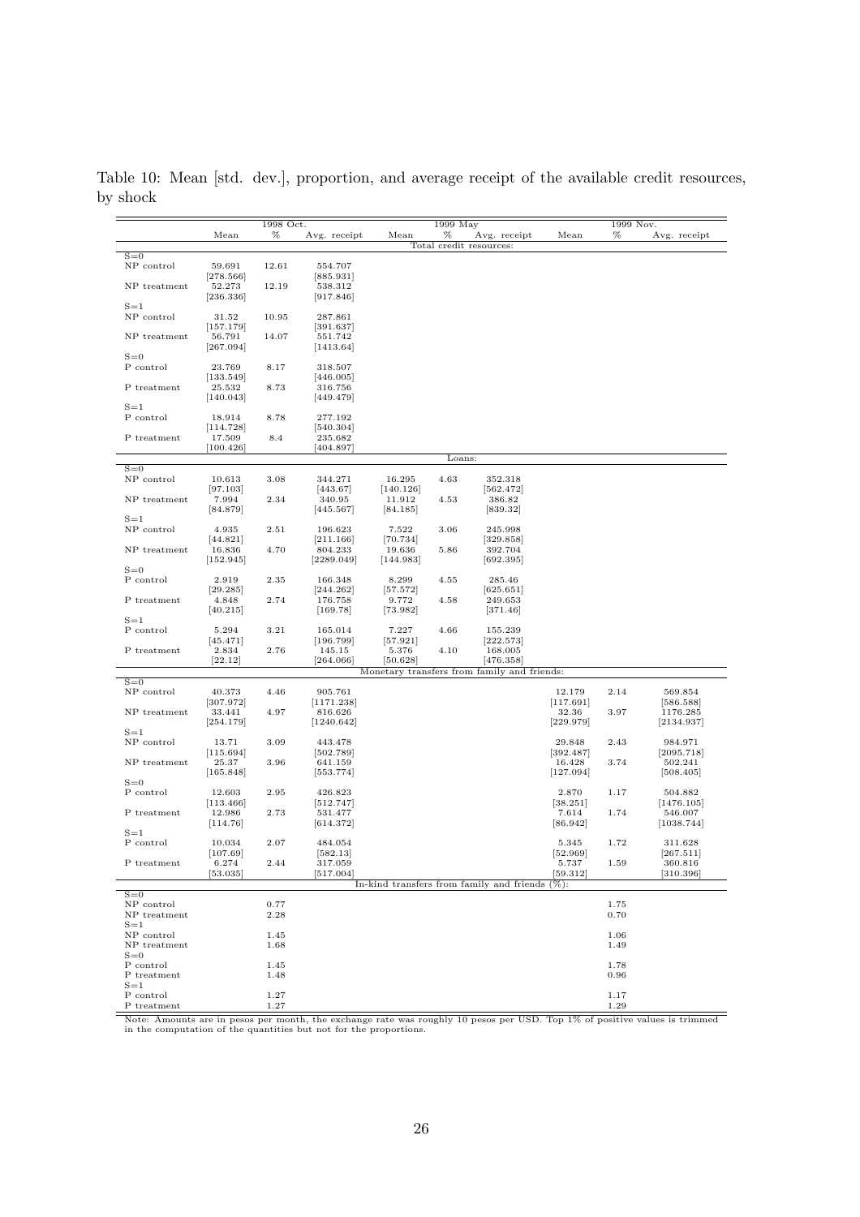Table 10: Mean [std. dev.], proportion, and average receipt of the available credit resources, by shock

| | 1998 Oct. | | | 1999 May | | | 1999 Nov. | | |
|---|---|---|---|---|---|---|---|---|---|
| | Mean | % | Avg. receipt | Mean | % | Avg. receipt | Mean | % | Avg. receipt |
| **Total credit resources:** | | | | | | | | | |
| S=0 | | | | | | | | | |
| NP control | 59.691 | 12.61 | 554.707 | | | | | | |
| | [278.566] | | [885.931] | | | | | | |
| NP treatment | 52.273 | 12.19 | 538.312 | | | | | | |
| | [236.336] | | [917.846] | | | | | | |
| S=1 | | | | | | | | | |
| NP control | 31.52 | 10.95 | 287.861 | | | | | | |
| | [157.179] | | [391.637] | | | | | | |
| NP treatment | 56.791 | 14.07 | 551.742 | | | | | | |
| | [267.094] | | [1413.64] | | | | | | |
| S=0 | | | | | | | | | |
| P control | 23.769 | 8.17 | 318.507 | | | | | | |
| | [133.549] | | [446.005] | | | | | | |
| P treatment | 25.532 | 8.73 | 316.756 | | | | | | |
| | [140.043] | | [449.479] | | | | | | |
| S=1 | | | | | | | | | |
| P control | 18.914 | 8.78 | 277.192 | | | | | | |
| | [114.728] | | [540.304] | | | | | | |
| P treatment | 17.509 | 8.4 | 235.682 | | | | | | |
| | [100.426] | | [404.897] | | | | | | |
| **Loans:** | | | | | | | | | |
| S=0 | | | | | | | | | |
| NP control | 10.613 | 3.08 | 344.271 | 16.295 | 4.63 | 352.318 | | | |
| | [97.103] | | [443.67] | [140.126] | | [562.472] | | | |
| NP treatment | 7.994 | 2.34 | 340.95 | 11.912 | 4.53 | 386.82 | | | |
| | [84.879] | | [445.567] | [84.185] | | [839.32] | | | |
| S=1 | | | | | | | | | |
| NP control | 4.935 | 2.51 | 196.623 | 7.522 | 3.06 | 245.998 | | | |
| | [44.821] | | [211.166] | [70.734] | | [329.858] | | | |
| NP treatment | 16.836 | 4.70 | 804.233 | 19.636 | 5.86 | 392.704 | | | |
| | [152.945] | | [2289.049] | [144.983] | | [692.395] | | | |
| S=0 | | | | | | | | | |
| P control | 2.919 | 2.35 | 166.348 | 8.299 | 4.55 | 285.46 | | | |
| | [29.285] | | [244.262] | [57.572] | | [625.651] | | | |
| P treatment | 4.848 | 2.74 | 176.758 | 9.772 | 4.58 | 249.653 | | | |
| | [40.215] | | [169.78] | [73.982] | | [371.46] | | | |
| S=1 | | | | | | | | | |
| P control | 5.294 | 3.21 | 165.014 | 7.227 | 4.66 | 155.239 | | | |
| | [45.471] | | [196.799] | [57.921] | | [222.573] | | | |
| P treatment | 2.834 | 2.76 | 145.15 | 5.376 | 4.10 | 168.005 | | | |
| | [22.12] | | [264.066] | [50.628] | | [476.358] | | | |
| **Monetary transfers from family and friends:** | | | | | | | | | |
| S=0 | | | | | | | | | |
| NP control | 40.373 | 4.46 | 905.761 | | | | 12.179 | 2.14 | 569.854 |
| | [307.972] | | [1171.238] | | | | [117.691] | | [586.588] |
| NP treatment | 33.441 | 4.97 | 816.626 | | | | 32.36 | 3.97 | 1176.285 |
| | [254.179] | | [1240.642] | | | | [229.979] | | [2134.937] |
| S=1 | | | | | | | | | |
| NP control | 13.71 | 3.09 | 443.478 | | | | 29.848 | 2.43 | 984.971 |
| | [115.694] | | [502.789] | | | | [392.487] | | [2095.718] |
| NP treatment | 25.37 | 3.96 | 641.159 | | | | 16.428 | 3.74 | 502.241 |
| | [165.848] | | [553.774] | | | | [127.094] | | [508.405] |
| S=0 | | | | | | | | | |
| P control | 12.603 | 2.95 | 426.823 | | | | 2.870 | 1.17 | 504.882 |
| | [113.466] | | [512.747] | | | | [38.251] | | [1476.105] |
| P treatment | 12.986 | 2.73 | 531.477 | | | | 7.614 | 1.74 | 546.007 |
| | [114.76] | | [614.372] | | | | [86.942] | | [1038.744] |
| S=1 | | | | | | | | | |
| P control | 10.034 | 2.07 | 484.054 | | | | 5.345 | 1.72 | 311.628 |
| | [107.69] | | [582.13] | | | | [52.969] | | [267.511] |
| P treatment | 6.274 | 2.44 | 317.059 | | | | 5.737 | 1.59 | 360.816 |
| | [53.035] | | [517.004] | | | | [59.312] | | [310.396] |
| **In-kind transfers from family and friends (%):** | | | | | | | | | |
| S=0 | | | | | | | | | |
| NP control | | 0.77 | | | | | | 1.75 | |
| NP treatment | | 2.28 | | | | | | 0.70 | |
| S=1 | | | | | | | | | |
| NP control | | 1.45 | | | | | | 1.06 | |
| NP treatment | | 1.68 | | | | | | 1.49 | |
| S=0 | | | | | | | | | |
| P control | | 1.45 | | | | | | 1.78 | |
| P treatment | | 1.48 | | | | | | 0.96 | |
| S=1 | | | | | | | | | |
| P control | | 1.27 | | | | | | 1.17 | |
| P treatment | | 1.27 | | | | | | 1.29 | |

Note: Amounts are in pesos per month, the exchange rate was roughly 10 pesos per USD. Top 1% of positive values is trimmed in the computation of the quantities but not for the proportions.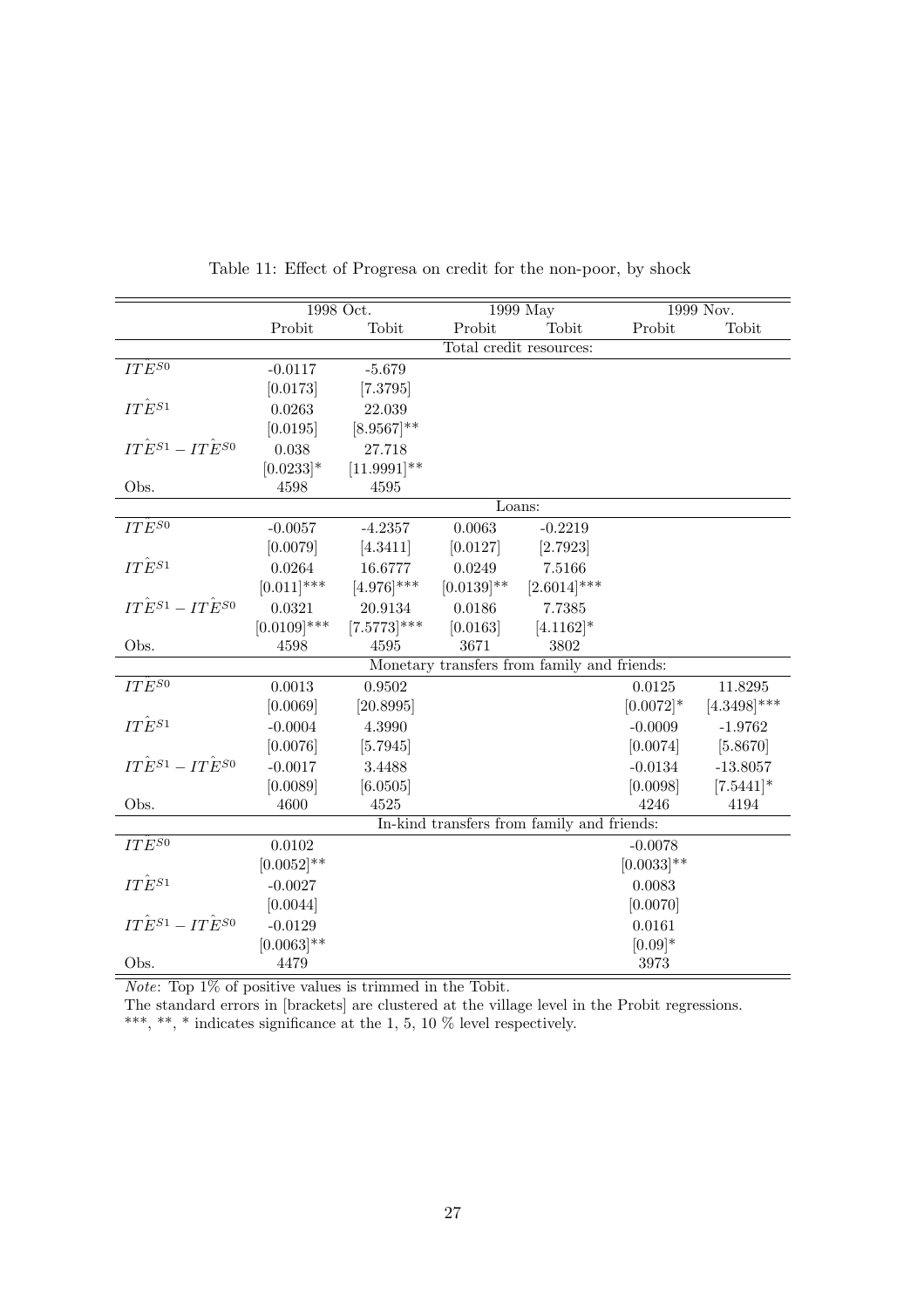Table 11: Effect of Progresa on credit for the non-poor, by shock

| | 1998 Oct. | | 1999 May | | 1999 Nov. | |
|---|---|---|---|---|---|---|
| | Probit | Tobit | Probit | Tobit | Probit | Tobit |
| | | | Total credit resources: | | | |
| $\hat{ITE}^{S0}$ | -0.0117 | -5.679 | | | | |
| | [0.0173] | [7.3795] | | | | |
| $\hat{ITE}^{S1}$ | 0.0263 | 22.039 | | | | |
| | [0.0195] | [8.9567]** | | | | |
| $\hat{ITE}^{S1} - \hat{ITE}^{S0}$ | 0.038 | 27.718 | | | | |
| | [0.0233]* | [11.9991]** | | | | |
| Obs. | 4598 | 4595 | | | | |
| | | | Loans: | | | |
| $\hat{ITE}^{S0}$ | -0.0057 | -4.2357 | 0.0063 | -0.2219 | | |
| | [0.0079] | [4.3411] | [0.0127] | [2.7923] | | |
| $\hat{ITE}^{S1}$ | 0.0264 | 16.6777 | 0.0249 | 7.5166 | | |
| | [0.011]*** | [4.976]*** | [0.0139]** | [2.6014]*** | | |
| $\hat{ITE}^{S1} - \hat{ITE}^{S0}$ | 0.0321 | 20.9134 | 0.0186 | 7.7385 | | |
| | [0.0109]*** | [7.5773]*** | [0.0163] | [4.1162]* | | |
| Obs. | 4598 | 4595 | 3671 | 3802 | | |
| | | | Monetary transfers from family and friends: | | | |
| $\hat{ITE}^{S0}$ | 0.0013 | 0.9502 | | | 0.0125 | 11.8295 |
| | [0.0069] | [20.8995] | | | [0.0072]* | [4.3498]*** |
| $\hat{ITE}^{S1}$ | -0.0004 | 4.3990 | | | -0.0009 | -1.9762 |
| | [0.0076] | [5.7945] | | | [0.0074] | [5.8670] |
| $\hat{ITE}^{S1} - \hat{ITE}^{S0}$ | -0.0017 | 3.4488 | | | -0.0134 | -13.8057 |
| | [0.0089] | [6.0505] | | | [0.0098] | [7.5441]* |
| Obs. | 4600 | 4525 | | | 4246 | 4194 |
| | | | In-kind transfers from family and friends: | | | |
| $\hat{ITE}^{S0}$ | 0.0102 | | | | -0.0078 | |
| | [0.0052]** | | | | [0.0033]** | |
| $\hat{ITE}^{S1}$ | -0.0027 | | | | 0.0083 | |
| | [0.0044] | | | | [0.0070] | |
| $\hat{ITE}^{S1} - \hat{ITE}^{S0}$ | -0.0129 | | | | 0.0161 | |
| | [0.0063]** | | | | [0.09]* | |
| Obs. | 4479 | | | | 3973 | |

*Note*: Top 1% of positive values is trimmed in the Tobit.
The standard errors in [brackets] are clustered at the village level in the Probit regressions.
***, **, * indicates significance at the 1, 5, 10 % level respectively.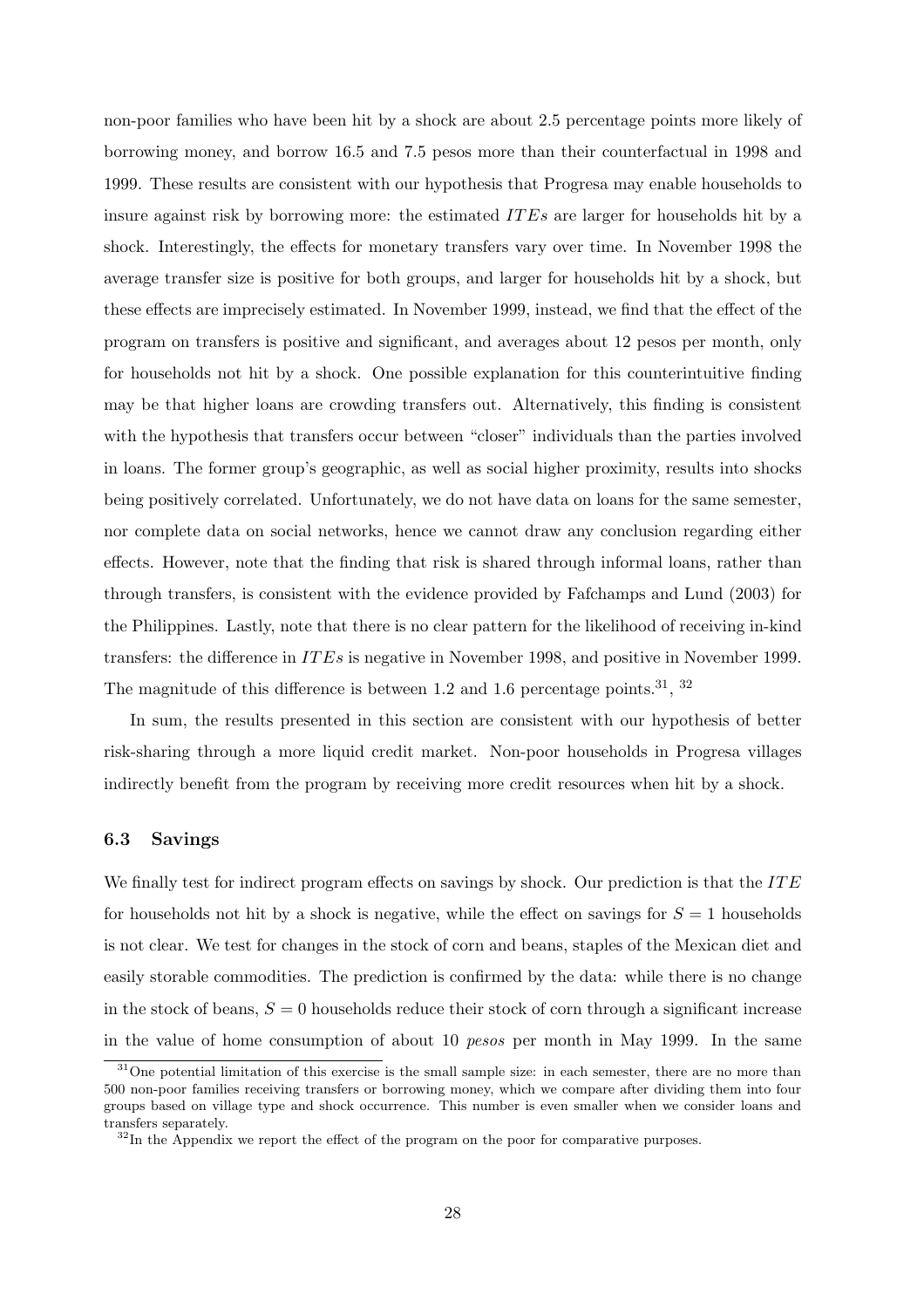non-poor families who have been hit by a shock are about 2.5 percentage points more likely of borrowing money, and borrow 16.5 and 7.5 pesos more than their counterfactual in 1998 and 1999. These results are consistent with our hypothesis that Progresa may enable households to insure against risk by borrowing more: the estimated $ITEs$ are larger for households hit by a shock. Interestingly, the effects for monetary transfers vary over time. In November 1998 the average transfer size is positive for both groups, and larger for households hit by a shock, but these effects are imprecisely estimated. In November 1999, instead, we find that the effect of the program on transfers is positive and significant, and averages about 12 pesos per month, only for households not hit by a shock. One possible explanation for this counterintuitive finding may be that higher loans are crowding transfers out. Alternatively, this finding is consistent with the hypothesis that transfers occur between "closer" individuals than the parties involved in loans. The former group's geographic, as well as social higher proximity, results into shocks being positively correlated. Unfortunately, we do not have data on loans for the same semester, nor complete data on social networks, hence we cannot draw any conclusion regarding either effects. However, note that the finding that risk is shared through informal loans, rather than through transfers, is consistent with the evidence provided by Fafchamps and Lund (2003) for the Philippines. Lastly, note that there is no clear pattern for the likelihood of receiving in-kind transfers: the difference in $ITEs$ is negative in November 1998, and positive in November 1999. The magnitude of this difference is between 1.2 and 1.6 percentage points.[31], [32]

In sum, the results presented in this section are consistent with our hypothesis of better risk-sharing through a more liquid credit market. Non-poor households in Progresa villages indirectly benefit from the program by receiving more credit resources when hit by a shock.

### 6.3 Savings

We finally test for indirect program effects on savings by shock. Our prediction is that the $ITE$ for households not hit by a shock is negative, while the effect on savings for $S = 1$ households is not clear. We test for changes in the stock of corn and beans, staples of the Mexican diet and easily storable commodities. The prediction is confirmed by the data: while there is no change in the stock of beans, $S = 0$ households reduce their stock of corn through a significant increase in the value of home consumption of about 10 *pesos* per month in May 1999. In the same

[31] One potential limitation of this exercise is the small sample size: in each semester, there are no more than 500 non-poor families receiving transfers or borrowing money, which we compare after dividing them into four groups based on village type and shock occurrence. This number is even smaller when we consider loans and transfers separately.

[32] In the Appendix we report the effect of the program on the poor for comparative purposes.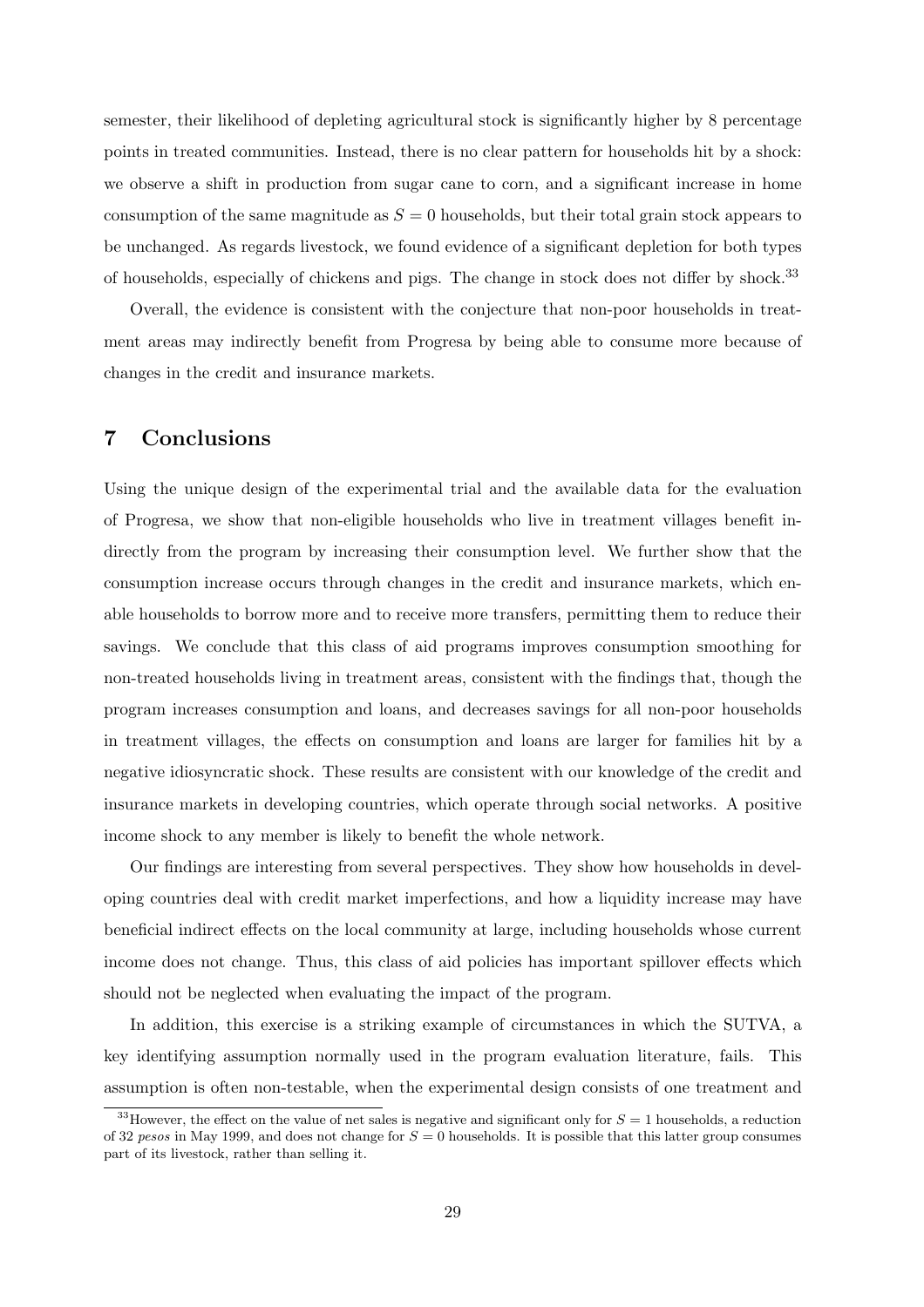semester, their likelihood of depleting agricultural stock is significantly higher by 8 percentage points in treated communities. Instead, there is no clear pattern for households hit by a shock: we observe a shift in production from sugar cane to corn, and a significant increase in home consumption of the same magnitude as $S = 0$ households, but their total grain stock appears to be unchanged. As regards livestock, we found evidence of a significant depletion for both types of households, especially of chickens and pigs. The change in stock does not differ by shock.[33]

Overall, the evidence is consistent with the conjecture that non-poor households in treatment areas may indirectly benefit from Progresa by being able to consume more because of changes in the credit and insurance markets.

## 7 Conclusions

Using the unique design of the experimental trial and the available data for the evaluation of Progresa, we show that non-eligible households who live in treatment villages benefit indirectly from the program by increasing their consumption level. We further show that the consumption increase occurs through changes in the credit and insurance markets, which enable households to borrow more and to receive more transfers, permitting them to reduce their savings. We conclude that this class of aid programs improves consumption smoothing for non-treated households living in treatment areas, consistent with the findings that, though the program increases consumption and loans, and decreases savings for all non-poor households in treatment villages, the effects on consumption and loans are larger for families hit by a negative idiosyncratic shock. These results are consistent with our knowledge of the credit and insurance markets in developing countries, which operate through social networks. A positive income shock to any member is likely to benefit the whole network.

Our findings are interesting from several perspectives. They show how households in developing countries deal with credit market imperfections, and how a liquidity increase may have beneficial indirect effects on the local community at large, including households whose current income does not change. Thus, this class of aid policies has important spillover effects which should not be neglected when evaluating the impact of the program.

In addition, this exercise is a striking example of circumstances in which the SUTVA, a key identifying assumption normally used in the program evaluation literature, fails. This assumption is often non-testable, when the experimental design consists of one treatment and

---

[33] However, the effect on the value of net sales is negative and significant only for $S = 1$ households, a reduction of 32 *pesos* in May 1999, and does not change for $S = 0$ households. It is possible that this latter group consumes part of its livestock, rather than selling it.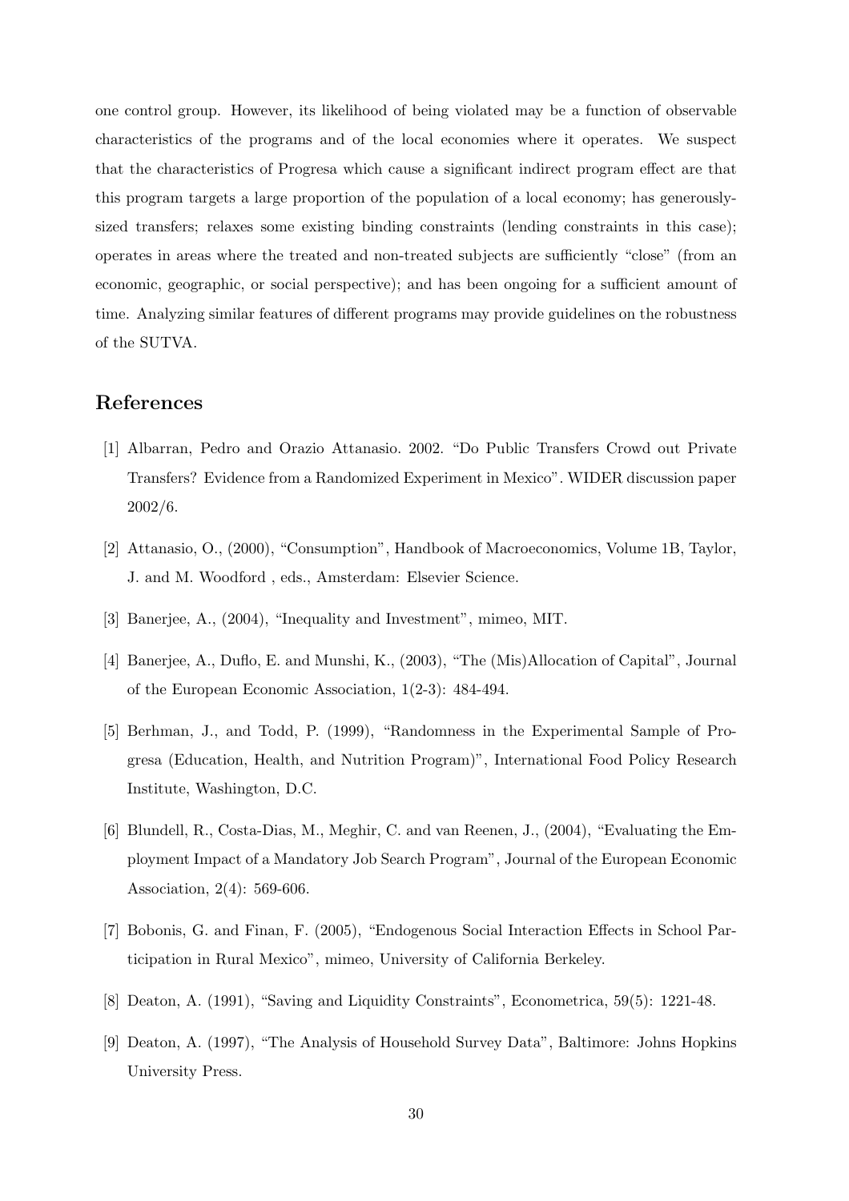one control group. However, its likelihood of being violated may be a function of observable characteristics of the programs and of the local economies where it operates. We suspect that the characteristics of Progresa which cause a significant indirect program effect are that this program targets a large proportion of the population of a local economy; has generously-sized transfers; relaxes some existing binding constraints (lending constraints in this case); operates in areas where the treated and non-treated subjects are sufficiently "close" (from an economic, geographic, or social perspective); and has been ongoing for a sufficient amount of time. Analyzing similar features of different programs may provide guidelines on the robustness of the SUTVA.

## References

[1] Albarran, Pedro and Orazio Attanasio. 2002. "Do Public Transfers Crowd out Private Transfers? Evidence from a Randomized Experiment in Mexico". WIDER discussion paper 2002/6.

[2] Attanasio, O., (2000), "Consumption", Handbook of Macroeconomics, Volume 1B, Taylor, J. and M. Woodford , eds., Amsterdam: Elsevier Science.

[3] Banerjee, A., (2004), "Inequality and Investment", mimeo, MIT.

[4] Banerjee, A., Duflo, E. and Munshi, K., (2003), "The (Mis)Allocation of Capital", Journal of the European Economic Association, 1(2-3): 484-494.

[5] Berhman, J., and Todd, P. (1999), "Randomness in the Experimental Sample of Progresa (Education, Health, and Nutrition Program)", International Food Policy Research Institute, Washington, D.C.

[6] Blundell, R., Costa-Dias, M., Meghir, C. and van Reenen, J., (2004), "Evaluating the Employment Impact of a Mandatory Job Search Program", Journal of the European Economic Association, 2(4): 569-606.

[7] Bobonis, G. and Finan, F. (2005), "Endogenous Social Interaction Effects in School Participation in Rural Mexico", mimeo, University of California Berkeley.

[8] Deaton, A. (1991), "Saving and Liquidity Constraints", Econometrica, 59(5): 1221-48.

[9] Deaton, A. (1997), "The Analysis of Household Survey Data", Baltimore: Johns Hopkins University Press.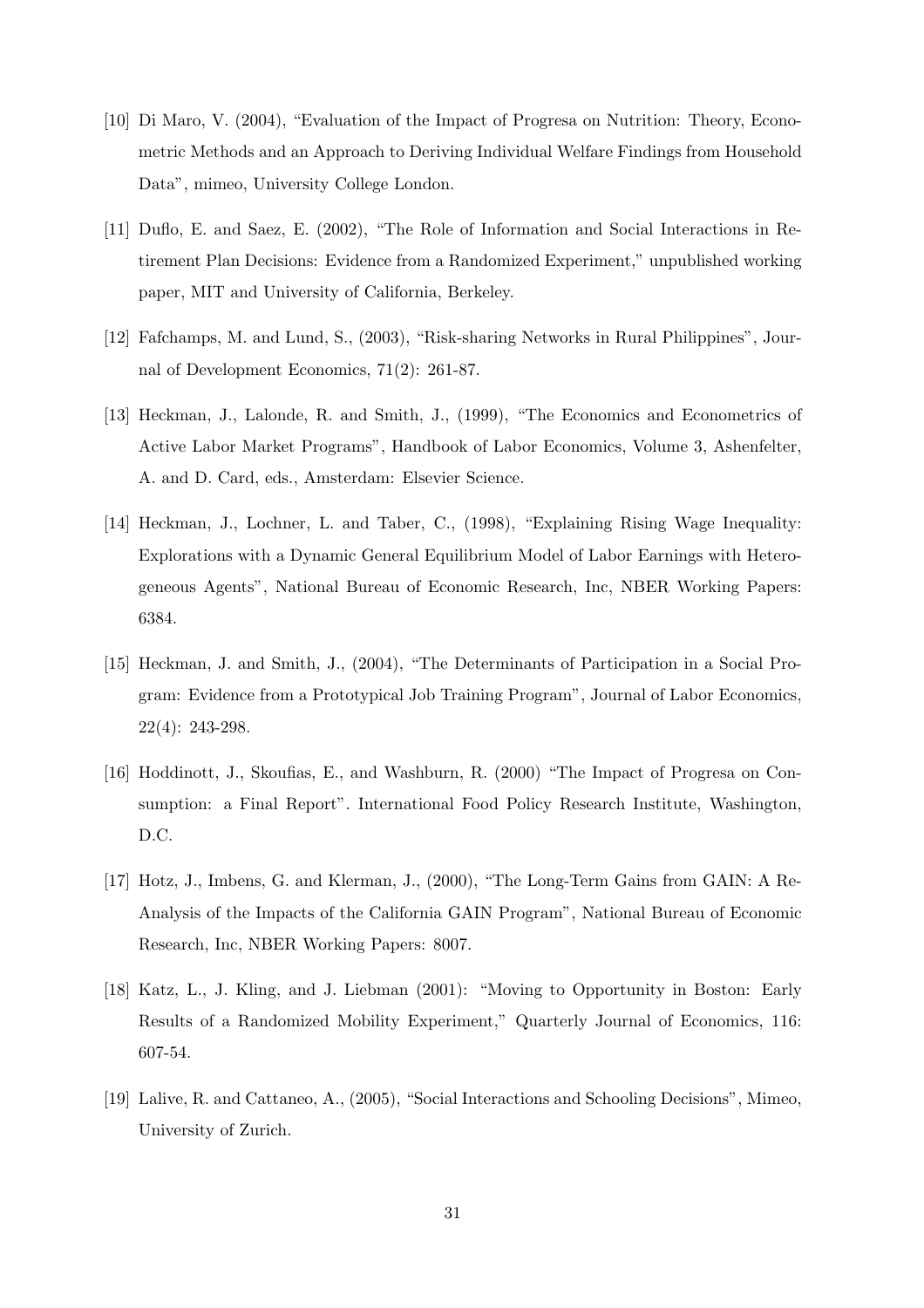[10] Di Maro, V. (2004), "Evaluation of the Impact of Progresa on Nutrition: Theory, Econometric Methods and an Approach to Deriving Individual Welfare Findings from Household Data", mimeo, University College London.

[11] Duflo, E. and Saez, E. (2002), "The Role of Information and Social Interactions in Retirement Plan Decisions: Evidence from a Randomized Experiment," unpublished working paper, MIT and University of California, Berkeley.

[12] Fafchamps, M. and Lund, S., (2003), "Risk-sharing Networks in Rural Philippines", Journal of Development Economics, 71(2): 261-87.

[13] Heckman, J., Lalonde, R. and Smith, J., (1999), "The Economics and Econometrics of Active Labor Market Programs", Handbook of Labor Economics, Volume 3, Ashenfelter, A. and D. Card, eds., Amsterdam: Elsevier Science.

[14] Heckman, J., Lochner, L. and Taber, C., (1998), "Explaining Rising Wage Inequality: Explorations with a Dynamic General Equilibrium Model of Labor Earnings with Heterogeneous Agents", National Bureau of Economic Research, Inc, NBER Working Papers: 6384.

[15] Heckman, J. and Smith, J., (2004), "The Determinants of Participation in a Social Program: Evidence from a Prototypical Job Training Program", Journal of Labor Economics, 22(4): 243-298.

[16] Hoddinott, J., Skoufias, E., and Washburn, R. (2000) "The Impact of Progresa on Consumption: a Final Report". International Food Policy Research Institute, Washington, D.C.

[17] Hotz, J., Imbens, G. and Klerman, J., (2000), "The Long-Term Gains from GAIN: A Re-Analysis of the Impacts of the California GAIN Program", National Bureau of Economic Research, Inc, NBER Working Papers: 8007.

[18] Katz, L., J. Kling, and J. Liebman (2001): "Moving to Opportunity in Boston: Early Results of a Randomized Mobility Experiment," Quarterly Journal of Economics, 116: 607-54.

[19] Lalive, R. and Cattaneo, A., (2005), "Social Interactions and Schooling Decisions", Mimeo, University of Zurich.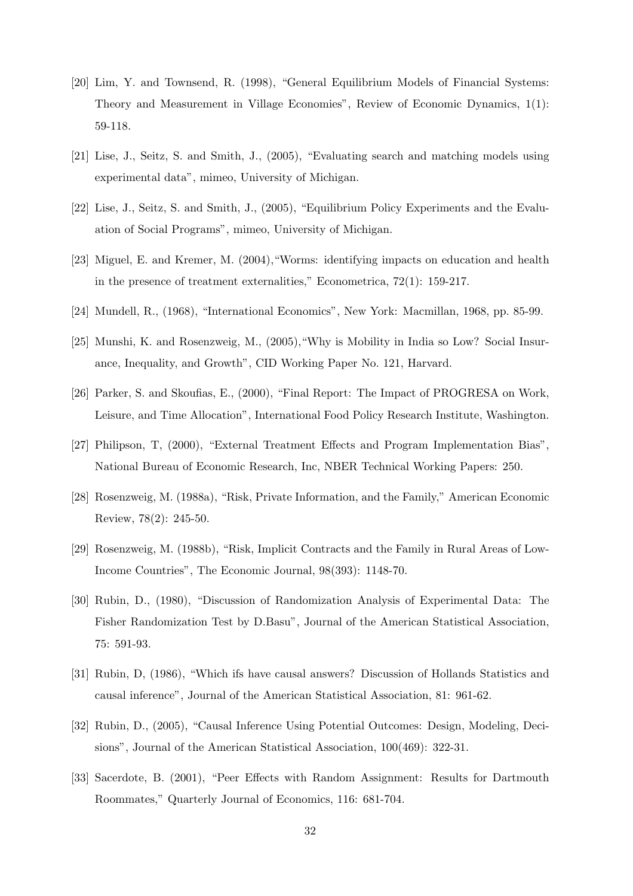[20] Lim, Y. and Townsend, R. (1998), "General Equilibrium Models of Financial Systems: Theory and Measurement in Village Economies", Review of Economic Dynamics, 1(1): 59-118.

[21] Lise, J., Seitz, S. and Smith, J., (2005), "Evaluating search and matching models using experimental data", mimeo, University of Michigan.

[22] Lise, J., Seitz, S. and Smith, J., (2005), "Equilibrium Policy Experiments and the Evaluation of Social Programs", mimeo, University of Michigan.

[23] Miguel, E. and Kremer, M. (2004),"Worms: identifying impacts on education and health in the presence of treatment externalities," Econometrica, 72(1): 159-217.

[24] Mundell, R., (1968), "International Economics", New York: Macmillan, 1968, pp. 85-99.

[25] Munshi, K. and Rosenzweig, M., (2005),"Why is Mobility in India so Low? Social Insurance, Inequality, and Growth", CID Working Paper No. 121, Harvard.

[26] Parker, S. and Skoufias, E., (2000), "Final Report: The Impact of PROGRESA on Work, Leisure, and Time Allocation", International Food Policy Research Institute, Washington.

[27] Philipson, T, (2000), "External Treatment Effects and Program Implementation Bias", National Bureau of Economic Research, Inc, NBER Technical Working Papers: 250.

[28] Rosenzweig, M. (1988a), "Risk, Private Information, and the Family," American Economic Review, 78(2): 245-50.

[29] Rosenzweig, M. (1988b), "Risk, Implicit Contracts and the Family in Rural Areas of Low-Income Countries", The Economic Journal, 98(393): 1148-70.

[30] Rubin, D., (1980), "Discussion of Randomization Analysis of Experimental Data: The Fisher Randomization Test by D.Basu", Journal of the American Statistical Association, 75: 591-93.

[31] Rubin, D, (1986), "Which ifs have causal answers? Discussion of Hollands Statistics and causal inference", Journal of the American Statistical Association, 81: 961-62.

[32] Rubin, D., (2005), "Causal Inference Using Potential Outcomes: Design, Modeling, Decisions", Journal of the American Statistical Association, 100(469): 322-31.

[33] Sacerdote, B. (2001), "Peer Effects with Random Assignment: Results for Dartmouth Roommates," Quarterly Journal of Economics, 116: 681-704.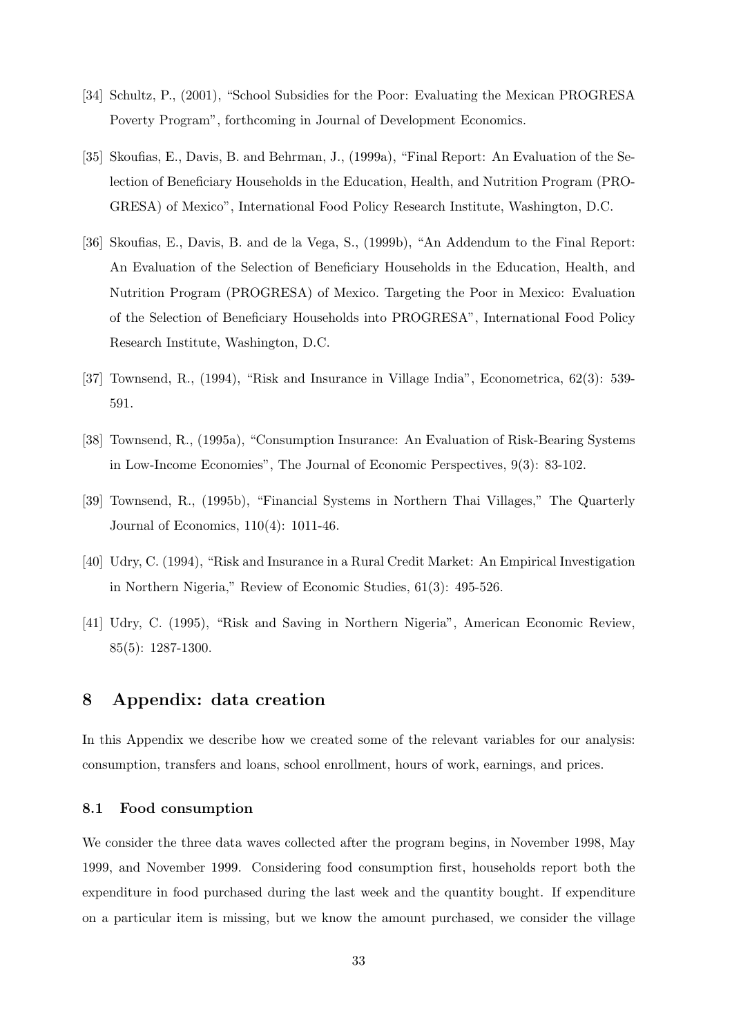[34] Schultz, P., (2001), "School Subsidies for the Poor: Evaluating the Mexican PROGRESA Poverty Program", forthcoming in Journal of Development Economics.

[35] Skoufias, E., Davis, B. and Behrman, J., (1999a), "Final Report: An Evaluation of the Selection of Beneficiary Households in the Education, Health, and Nutrition Program (PROGRESA) of Mexico", International Food Policy Research Institute, Washington, D.C.

[36] Skoufias, E., Davis, B. and de la Vega, S., (1999b), "An Addendum to the Final Report: An Evaluation of the Selection of Beneficiary Households in the Education, Health, and Nutrition Program (PROGRESA) of Mexico. Targeting the Poor in Mexico: Evaluation of the Selection of Beneficiary Households into PROGRESA", International Food Policy Research Institute, Washington, D.C.

[37] Townsend, R., (1994), "Risk and Insurance in Village India", Econometrica, 62(3): 539-591.

[38] Townsend, R., (1995a), "Consumption Insurance: An Evaluation of Risk-Bearing Systems in Low-Income Economies", The Journal of Economic Perspectives, 9(3): 83-102.

[39] Townsend, R., (1995b), "Financial Systems in Northern Thai Villages," The Quarterly Journal of Economics, 110(4): 1011-46.

[40] Udry, C. (1994), "Risk and Insurance in a Rural Credit Market: An Empirical Investigation in Northern Nigeria," Review of Economic Studies, 61(3): 495-526.

[41] Udry, C. (1995), "Risk and Saving in Northern Nigeria", American Economic Review, 85(5): 1287-1300.

# 8 Appendix: data creation

In this Appendix we describe how we created some of the relevant variables for our analysis: consumption, transfers and loans, school enrollment, hours of work, earnings, and prices.

## 8.1 Food consumption

We consider the three data waves collected after the program begins, in November 1998, May 1999, and November 1999. Considering food consumption first, households report both the expenditure in food purchased during the last week and the quantity bought. If expenditure on a particular item is missing, but we know the amount purchased, we consider the village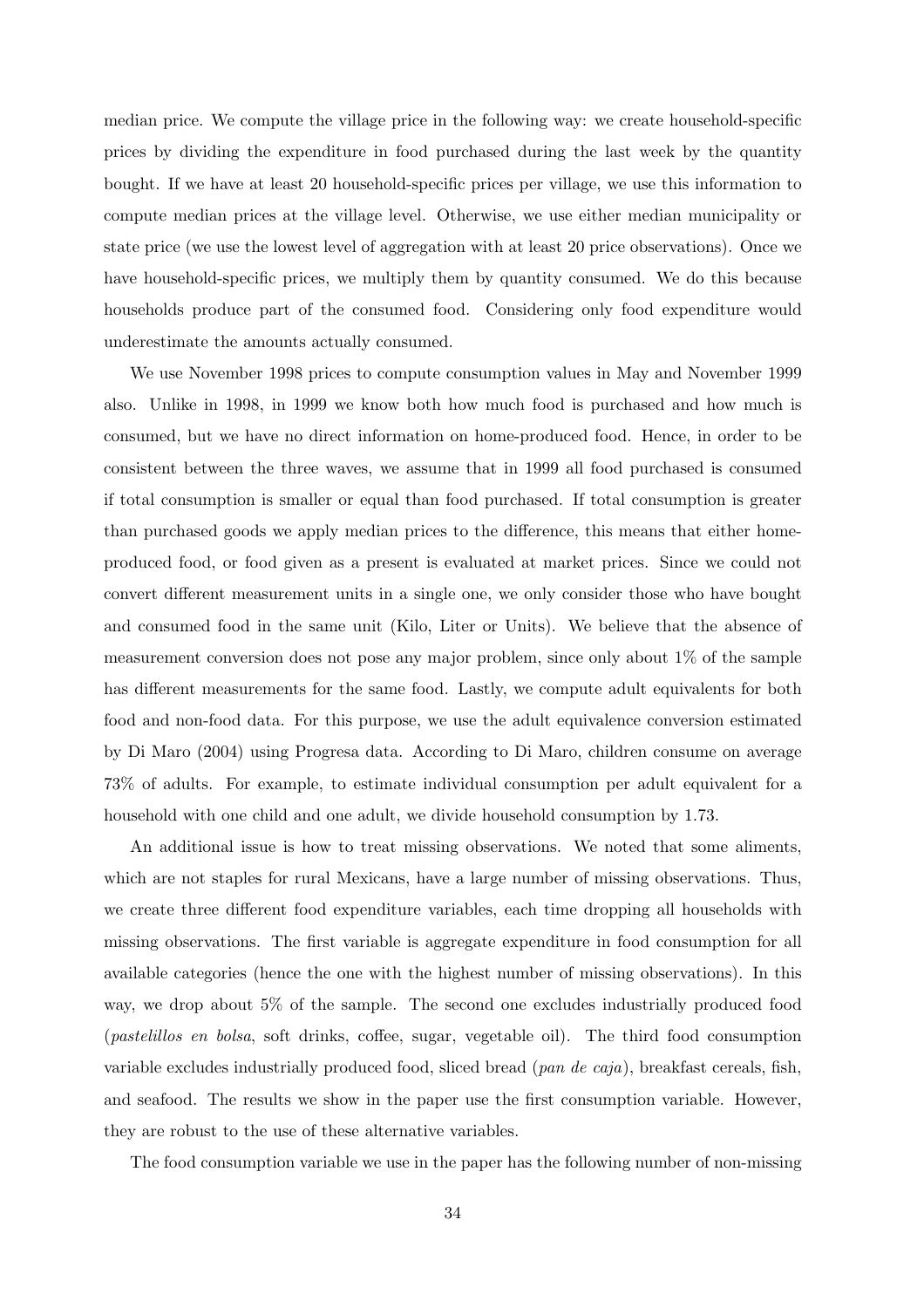median price. We compute the village price in the following way: we create household-specific prices by dividing the expenditure in food purchased during the last week by the quantity bought. If we have at least 20 household-specific prices per village, we use this information to compute median prices at the village level. Otherwise, we use either median municipality or state price (we use the lowest level of aggregation with at least 20 price observations). Once we have household-specific prices, we multiply them by quantity consumed. We do this because households produce part of the consumed food. Considering only food expenditure would underestimate the amounts actually consumed.

We use November 1998 prices to compute consumption values in May and November 1999 also. Unlike in 1998, in 1999 we know both how much food is purchased and how much is consumed, but we have no direct information on home-produced food. Hence, in order to be consistent between the three waves, we assume that in 1999 all food purchased is consumed if total consumption is smaller or equal than food purchased. If total consumption is greater than purchased goods we apply median prices to the difference, this means that either home-produced food, or food given as a present is evaluated at market prices. Since we could not convert different measurement units in a single one, we only consider those who have bought and consumed food in the same unit (Kilo, Liter or Units). We believe that the absence of measurement conversion does not pose any major problem, since only about 1% of the sample has different measurements for the same food. Lastly, we compute adult equivalents for both food and non-food data. For this purpose, we use the adult equivalence conversion estimated by Di Maro (2004) using Progresa data. According to Di Maro, children consume on average 73% of adults. For example, to estimate individual consumption per adult equivalent for a household with one child and one adult, we divide household consumption by 1.73.

An additional issue is how to treat missing observations. We noted that some aliments, which are not staples for rural Mexicans, have a large number of missing observations. Thus, we create three different food expenditure variables, each time dropping all households with missing observations. The first variable is aggregate expenditure in food consumption for all available categories (hence the one with the highest number of missing observations). In this way, we drop about 5% of the sample. The second one excludes industrially produced food (*pastelillos en bolsa*, soft drinks, coffee, sugar, vegetable oil). The third food consumption variable excludes industrially produced food, sliced bread (*pan de caja*), breakfast cereals, fish, and seafood. The results we show in the paper use the first consumption variable. However, they are robust to the use of these alternative variables.

The food consumption variable we use in the paper has the following number of non-missing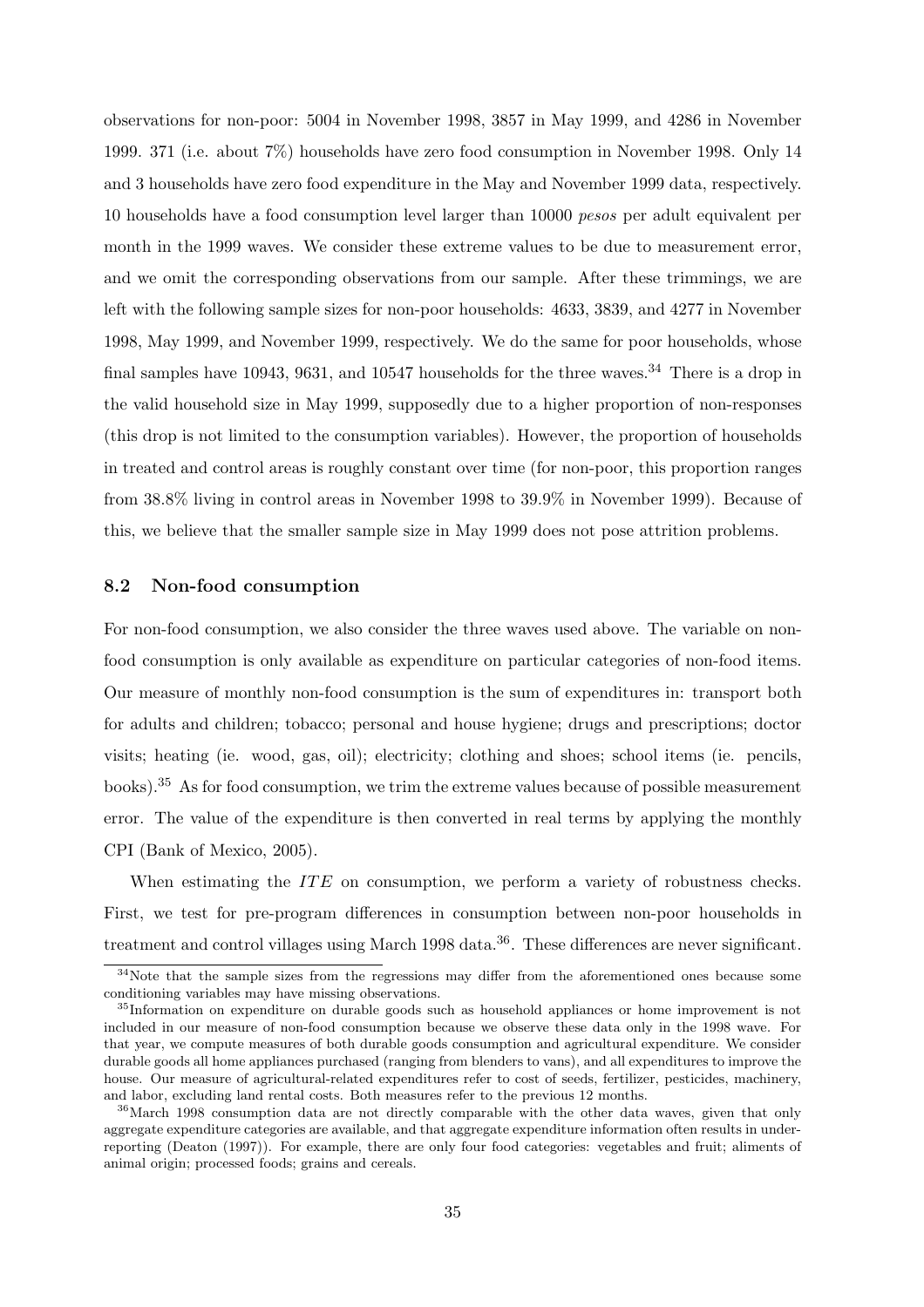observations for non-poor: 5004 in November 1998, 3857 in May 1999, and 4286 in November 1999. 371 (i.e. about 7%) households have zero food consumption in November 1998. Only 14 and 3 households have zero food expenditure in the May and November 1999 data, respectively. 10 households have a food consumption level larger than 10000 *pesos* per adult equivalent per month in the 1999 waves. We consider these extreme values to be due to measurement error, and we omit the corresponding observations from our sample. After these trimmings, we are left with the following sample sizes for non-poor households: 4633, 3839, and 4277 in November 1998, May 1999, and November 1999, respectively. We do the same for poor households, whose final samples have 10943, 9631, and 10547 households for the three waves.[34] There is a drop in the valid household size in May 1999, supposedly due to a higher proportion of non-responses (this drop is not limited to the consumption variables). However, the proportion of households in treated and control areas is roughly constant over time (for non-poor, this proportion ranges from 38.8% living in control areas in November 1998 to 39.9% in November 1999). Because of this, we believe that the smaller sample size in May 1999 does not pose attrition problems.

## 8.2 Non-food consumption

For non-food consumption, we also consider the three waves used above. The variable on non-food consumption is only available as expenditure on particular categories of non-food items. Our measure of monthly non-food consumption is the sum of expenditures in: transport both for adults and children; tobacco; personal and house hygiene; drugs and prescriptions; doctor visits; heating (ie. wood, gas, oil); electricity; clothing and shoes; school items (ie. pencils, books).[35] As for food consumption, we trim the extreme values because of possible measurement error. The value of the expenditure is then converted in real terms by applying the monthly CPI (Bank of Mexico, 2005).

When estimating the *ITE* on consumption, we perform a variety of robustness checks. First, we test for pre-program differences in consumption between non-poor households in treatment and control villages using March 1998 data.[36]. These differences are never significant.

[34] Note that the sample sizes from the regressions may differ from the aforementioned ones because some conditioning variables may have missing observations.

[35] Information on expenditure on durable goods such as household appliances or home improvement is not included in our measure of non-food consumption because we observe these data only in the 1998 wave. For that year, we compute measures of both durable goods consumption and agricultural expenditure. We consider durable goods all home appliances purchased (ranging from blenders to vans), and all expenditures to improve the house. Our measure of agricultural-related expenditures refer to cost of seeds, fertilizer, pesticides, machinery, and labor, excluding land rental costs. Both measures refer to the previous 12 months.

[36] March 1998 consumption data are not directly comparable with the other data waves, given that only aggregate expenditure categories are available, and that aggregate expenditure information often results in under-reporting (Deaton (1997)). For example, there are only four food categories: vegetables and fruit; aliments of animal origin; processed foods; grains and cereals.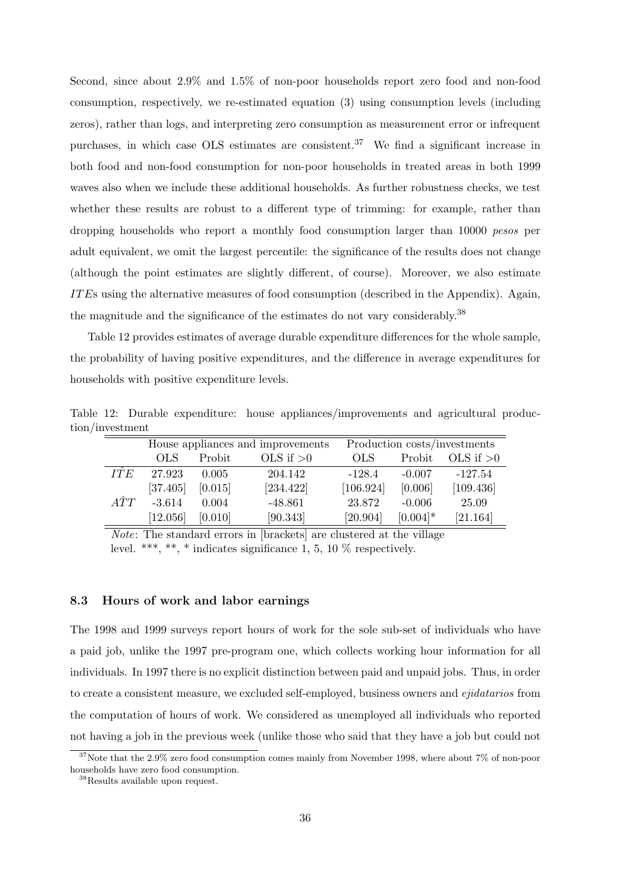Second, since about 2.9% and 1.5% of non-poor households report zero food and non-food consumption, respectively, we re-estimated equation (3) using consumption levels (including zeros), rather than logs, and interpreting zero consumption as measurement error or infrequent purchases, in which case OLS estimates are consistent.[37] We find a significant increase in both food and non-food consumption for non-poor households in treated areas in both 1999 waves also when we include these additional households. As further robustness checks, we test whether these results are robust to a different type of trimming: for example, rather than dropping households who report a monthly food consumption larger than 10000 *pesos* per adult equivalent, we omit the largest percentile: the significance of the results does not change (although the point estimates are slightly different, of course). Moreover, we also estimate $ITE$s using the alternative measures of food consumption (described in the Appendix). Again, the magnitude and the significance of the estimates do not vary considerably.[38]

Table 12 provides estimates of average durable expenditure differences for the whole sample, the probability of having positive expenditures, and the difference in average expenditures for households with positive expenditure levels.

Table 12: Durable expenditure: house appliances/improvements and agricultural production/investment

| | House appliances and improvements | | | Production costs/investments | | |
|---|---|---|---|---|---|---|
| | OLS | Probit | OLS if >0 | OLS | Probit | OLS if >0 |
| $\hat{ITE}$ | 27.923 | 0.005 | 204.142 | -128.4 | -0.007 | -127.54 |
| | [37.405] | [0.015] | [234.422] | [106.924] | [0.006] | [109.436] |
| $\hat{ATT}$ | -3.614 | 0.004 | -48.861 | 23.872 | -0.006 | 25.09 |
| | [12.056] | [0.010] | [90.343] | [20.904] | [0.004]* | [21.164] |

*Note*: The standard errors in [brackets] are clustered at the village level. ***, **, * indicates significance 1, 5, 10 % respectively.

### 8.3 Hours of work and labor earnings

The 1998 and 1999 surveys report hours of work for the sole sub-set of individuals who have a paid job, unlike the 1997 pre-program one, which collects working hour information for all individuals. In 1997 there is no explicit distinction between paid and unpaid jobs. Thus, in order to create a consistent measure, we excluded self-employed, business owners and *ejidatarios* from the computation of hours of work. We considered as unemployed all individuals who reported not having a job in the previous week (unlike those who said that they have a job but could not

[37] Note that the 2.9% zero food consumption comes mainly from November 1998, where about 7% of non-poor households have zero food consumption.

[38] Results available upon request.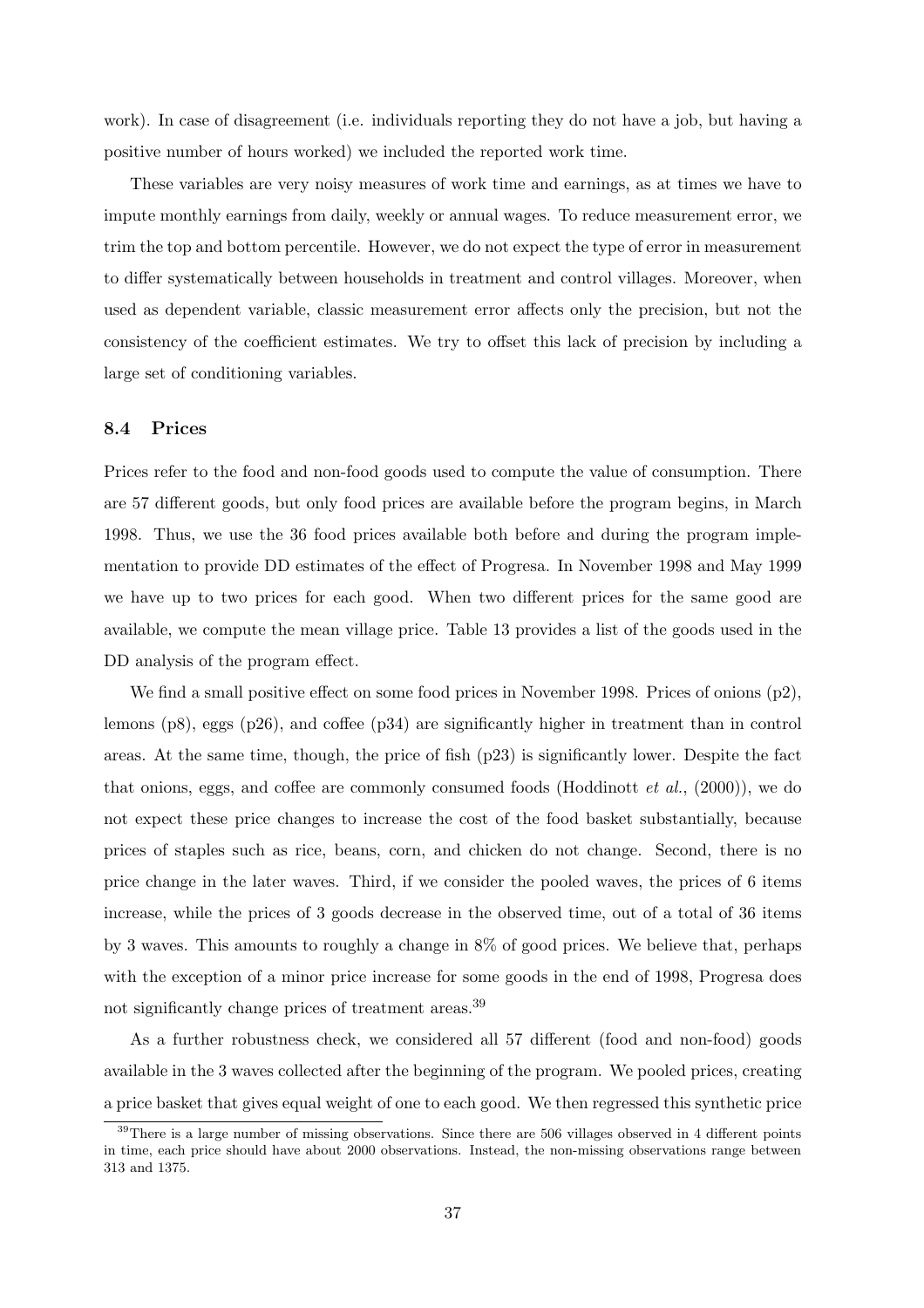work). In case of disagreement (i.e. individuals reporting they do not have a job, but having a positive number of hours worked) we included the reported work time.

These variables are very noisy measures of work time and earnings, as at times we have to impute monthly earnings from daily, weekly or annual wages. To reduce measurement error, we trim the top and bottom percentile. However, we do not expect the type of error in measurement to differ systematically between households in treatment and control villages. Moreover, when used as dependent variable, classic measurement error affects only the precision, but not the consistency of the coefficient estimates. We try to offset this lack of precision by including a large set of conditioning variables.

### 8.4 Prices

Prices refer to the food and non-food goods used to compute the value of consumption. There are 57 different goods, but only food prices are available before the program begins, in March 1998. Thus, we use the 36 food prices available both before and during the program implementation to provide DD estimates of the effect of Progresa. In November 1998 and May 1999 we have up to two prices for each good. When two different prices for the same good are available, we compute the mean village price. Table 13 provides a list of the goods used in the DD analysis of the program effect.

We find a small positive effect on some food prices in November 1998. Prices of onions (p2), lemons (p8), eggs (p26), and coffee (p34) are significantly higher in treatment than in control areas. At the same time, though, the price of fish (p23) is significantly lower. Despite the fact that onions, eggs, and coffee are commonly consumed foods (Hoddinott *et al.*, (2000)), we do not expect these price changes to increase the cost of the food basket substantially, because prices of staples such as rice, beans, corn, and chicken do not change. Second, there is no price change in the later waves. Third, if we consider the pooled waves, the prices of 6 items increase, while the prices of 3 goods decrease in the observed time, out of a total of 36 items by 3 waves. This amounts to roughly a change in 8% of good prices. We believe that, perhaps with the exception of a minor price increase for some goods in the end of 1998, Progresa does not significantly change prices of treatment areas.[39]

As a further robustness check, we considered all 57 different (food and non-food) goods available in the 3 waves collected after the beginning of the program. We pooled prices, creating a price basket that gives equal weight of one to each good. We then regressed this synthetic price

[39] There is a large number of missing observations. Since there are 506 villages observed in 4 different points in time, each price should have about 2000 observations. Instead, the non-missing observations range between 313 and 1375.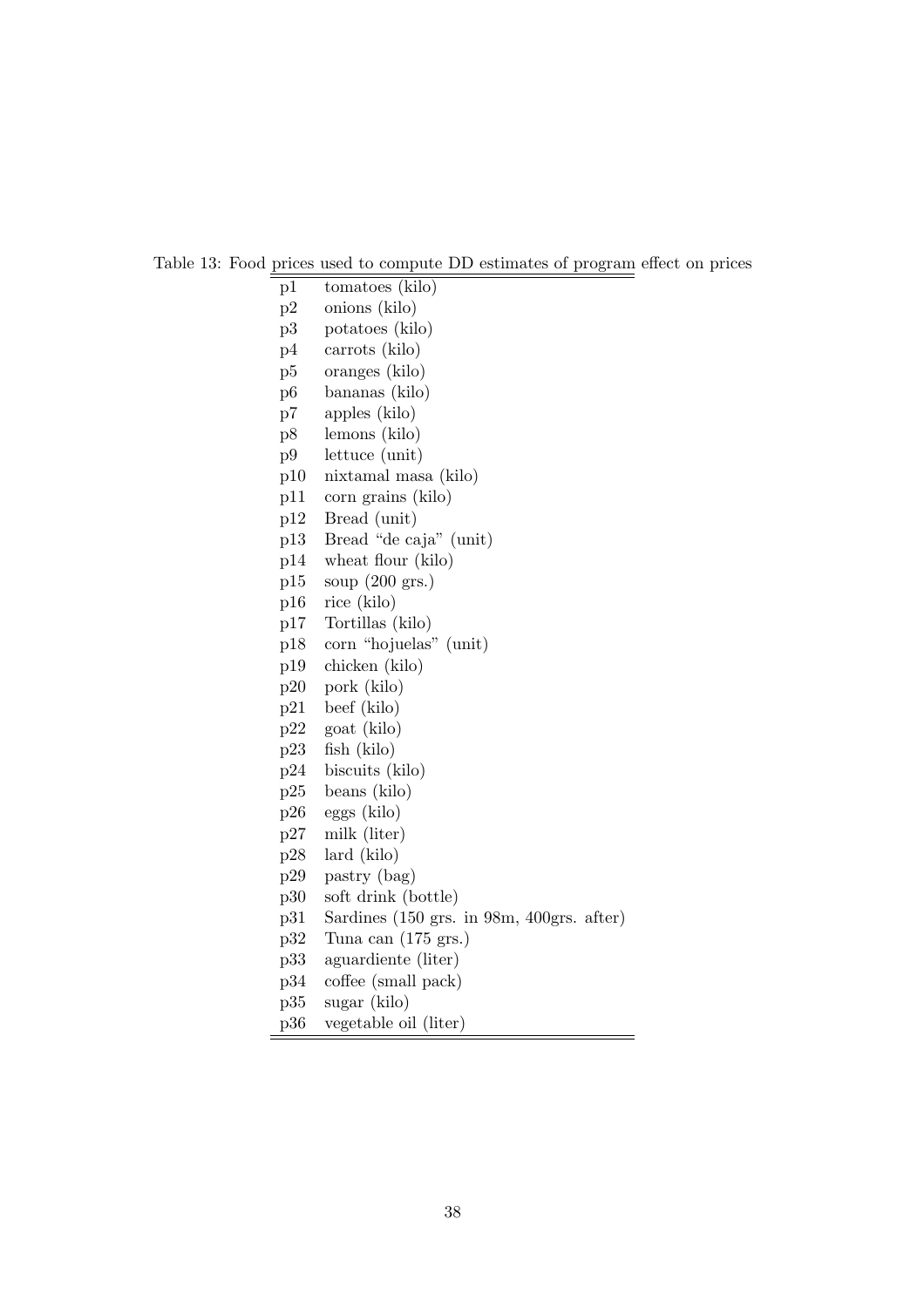Table 13: Food prices used to compute DD estimates of program effect on prices

| | |
|---|---|
| p1 | tomatoes (kilo) |
| p2 | onions (kilo) |
| p3 | potatoes (kilo) |
| p4 | carrots (kilo) |
| p5 | oranges (kilo) |
| p6 | bananas (kilo) |
| p7 | apples (kilo) |
| p8 | lemons (kilo) |
| p9 | lettuce (unit) |
| p10 | nixtamal masa (kilo) |
| p11 | corn grains (kilo) |
| p12 | Bread (unit) |
| p13 | Bread "de caja" (unit) |
| p14 | wheat flour (kilo) |
| p15 | soup (200 grs.) |
| p16 | rice (kilo) |
| p17 | Tortillas (kilo) |
| p18 | corn "hojuelas" (unit) |
| p19 | chicken (kilo) |
| p20 | pork (kilo) |
| p21 | beef (kilo) |
| p22 | goat (kilo) |
| p23 | fish (kilo) |
| p24 | biscuits (kilo) |
| p25 | beans (kilo) |
| p26 | eggs (kilo) |
| p27 | milk (liter) |
| p28 | lard (kilo) |
| p29 | pastry (bag) |
| p30 | soft drink (bottle) |
| p31 | Sardines (150 grs. in 98m, 400grs. after) |
| p32 | Tuna can (175 grs.) |
| p33 | aguardiente (liter) |
| p34 | coffee (small pack) |
| p35 | sugar (kilo) |
| p36 | vegetable oil (liter) |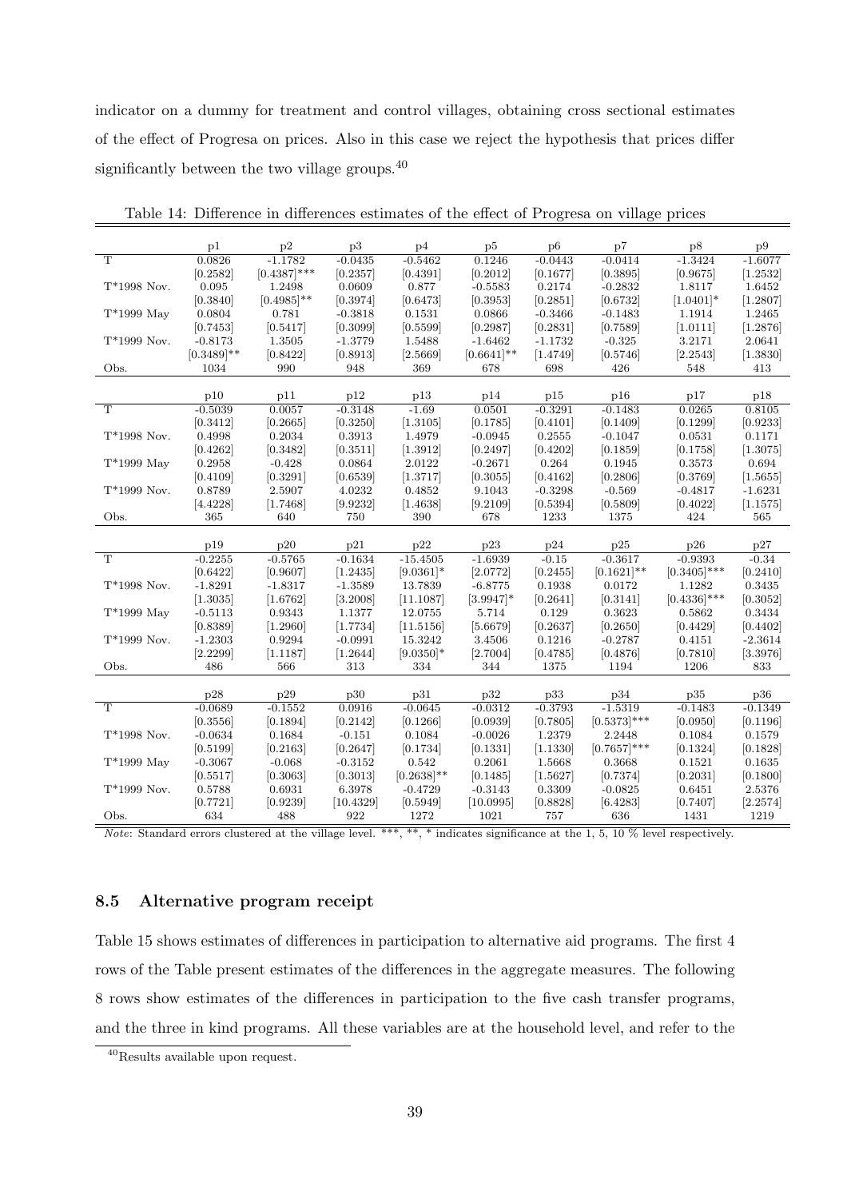indicator on a dummy for treatment and control villages, obtaining cross sectional estimates of the effect of Progresa on prices. Also in this case we reject the hypothesis that prices differ significantly between the two village groups.[40]

Table 14: Difference in differences estimates of the effect of Progresa on village prices

| | p1 | p2 | p3 | p4 | p5 | p6 | p7 | p8 | p9 |
|---|---|---|---|---|---|---|---|---|---|
| T | 0.0826 | -1.1782 | -0.0435 | -0.5462 | 0.1246 | -0.0443 | -0.0414 | -1.3424 | -1.6077 |
| | [0.2582] | [0.4387]*** | [0.2357] | [0.4391] | [0.2012] | [0.1677] | [0.3895] | [0.9675] | [1.2532] |
| T*1998 Nov. | 0.095 | 1.2498 | 0.0609 | 0.877 | -0.5583 | 0.2174 | -0.2832 | 1.8117 | 1.6452 |
| | [0.3840] | [0.4985]** | [0.3974] | [0.6473] | [0.3953] | [0.2851] | [0.6732] | [1.0401]* | [1.2807] |
| T*1999 May | 0.0804 | 0.781 | -0.3818 | 0.1531 | 0.0866 | -0.3466 | -0.1483 | 1.1914 | 1.2465 |
| | [0.7453] | [0.5417] | [0.3099] | [0.5599] | [0.2987] | [0.2831] | [0.7589] | [1.0111] | [1.2876] |
| T*1999 Nov. | -0.8173 | 1.3505 | -1.3779 | 1.5488 | -1.6462 | -1.1732 | -0.325 | 3.2171 | 2.0641 |
| | [0.3489]** | [0.8422] | [0.8913] | [2.5669] | [0.6641]** | [1.4749] | [0.5746] | [2.2543] | [1.3830] |
| Obs. | 1034 | 990 | 948 | 369 | 678 | 698 | 426 | 548 | 413 |
| | p10 | p11 | p12 | p13 | p14 | p15 | p16 | p17 | p18 |
| T | -0.5039 | 0.0057 | -0.3148 | -1.69 | 0.0501 | -0.3291 | -0.1483 | 0.0265 | 0.8105 |
| | [0.3412] | [0.2665] | [0.3250] | [1.3105] | [0.1785] | [0.4101] | [0.1409] | [0.1299] | [0.9233] |
| T*1998 Nov. | 0.4998 | 0.2034 | 0.3913 | 1.4979 | -0.0945 | 0.2555 | -0.1047 | 0.0531 | 0.1171 |
| | [0.4262] | [0.3482] | [0.3511] | [1.3912] | [0.2497] | [0.4202] | [0.1859] | [0.1758] | [1.3075] |
| T*1999 May | 0.2958 | -0.428 | 0.0864 | 2.0122 | -0.2671 | 0.264 | 0.1945 | 0.3573 | 0.694 |
| | [0.4109] | [0.3291] | [0.6539] | [1.3717] | [0.3055] | [0.4162] | [0.2806] | [0.3769] | [1.5655] |
| T*1999 Nov. | 0.8789 | 2.5907 | 4.0232 | 0.4852 | 9.1043 | -0.3298 | -0.569 | -0.4817 | -1.6231 |
| | [4.4228] | [1.7468] | [9.9232] | [1.4638] | [9.2109] | [0.5394] | [0.5809] | [0.4022] | [1.1575] |
| Obs. | 365 | 640 | 750 | 390 | 678 | 1233 | 1375 | 424 | 565 |
| | p19 | p20 | p21 | p22 | p23 | p24 | p25 | p26 | p27 |
| T | -0.2255 | -0.5765 | -0.1634 | -15.4505 | -1.6939 | -0.15 | -0.3617 | -0.9393 | -0.34 |
| | [0.6422] | [0.9607] | [1.2435] | [9.0361]* | [2.0772] | [0.2455] | [0.1621]** | [0.3405]*** | [0.2410] |
| T*1998 Nov. | -1.8291 | -1.8317 | -1.3589 | 13.7839 | -6.8775 | 0.1938 | 0.0172 | 1.1282 | 0.3435 |
| | [1.3035] | [1.6762] | [3.2008] | [11.1087] | [3.9947]* | [0.2641] | [0.3141] | [0.4336]*** | [0.3052] |
| T*1999 May | -0.5113 | 0.9343 | 1.1377 | 12.0755 | 5.714 | 0.129 | 0.3623 | 0.5862 | 0.3434 |
| | [0.8389] | [1.2960] | [1.7734] | [11.5156] | [5.6679] | [0.2637] | [0.2650] | [0.4429] | [0.4402] |
| T*1999 Nov. | -1.2303 | 0.9294 | -0.0991 | 15.3242 | 3.4506 | 0.1216 | -0.2787 | 0.4151 | -2.3614 |
| | [2.2299] | [1.1187] | [1.2644] | [9.0350]* | [2.7004] | [0.4785] | [0.4876] | [0.7810] | [3.3976] |
| Obs. | 486 | 566 | 313 | 334 | 344 | 1375 | 1194 | 1206 | 833 |
| | p28 | p29 | p30 | p31 | p32 | p33 | p34 | p35 | p36 |
| T | -0.0689 | -0.1552 | 0.0916 | -0.0645 | -0.0312 | -0.3793 | -1.5319 | -0.1483 | -0.1349 |
| | [0.3556] | [0.1894] | [0.2142] | [0.1266] | [0.0939] | [0.7805] | [0.5373]*** | [0.0950] | [0.1196] |
| T*1998 Nov. | -0.0634 | 0.1684 | -0.151 | 0.1084 | -0.0026 | 1.2379 | 2.2448 | 0.1084 | 0.1579 |
| | [0.5199] | [0.2163] | [0.2647] | [0.1734] | [0.1331] | [1.1330] | [0.7657]*** | [0.1324] | [0.1828] |
| T*1999 May | -0.3067 | -0.068 | -0.3152 | 0.542 | 0.2061 | 1.5668 | 0.3668 | 0.1521 | 0.1635 |
| | [0.5517] | [0.3063] | [0.3013] | [0.2638]** | [0.1485] | [1.5627] | [0.7374] | [0.2031] | [0.1800] |
| T*1999 Nov. | 0.5788 | 0.6931 | 6.3978 | -0.4729 | -0.3143 | 0.3309 | -0.0825 | 0.6451 | 2.5376 |
| | [0.7721] | [0.9239] | [10.4329] | [0.5949] | [10.0995] | [0.8828] | [6.4283] | [0.7407] | [2.2574] |
| Obs. | 634 | 488 | 922 | 1272 | 1021 | 757 | 636 | 1431 | 1219 |

*Note*: Standard errors clustered at the village level. ***, **, * indicates significance at the 1, 5, 10 % level respectively.

## 8.5 Alternative program receipt

Table 15 shows estimates of differences in participation to alternative aid programs. The first 4 rows of the Table present estimates of the differences in the aggregate measures. The following 8 rows show estimates of the differences in participation to the five cash transfer programs, and the three in kind programs. All these variables are at the household level, and refer to the

[40] Results available upon request.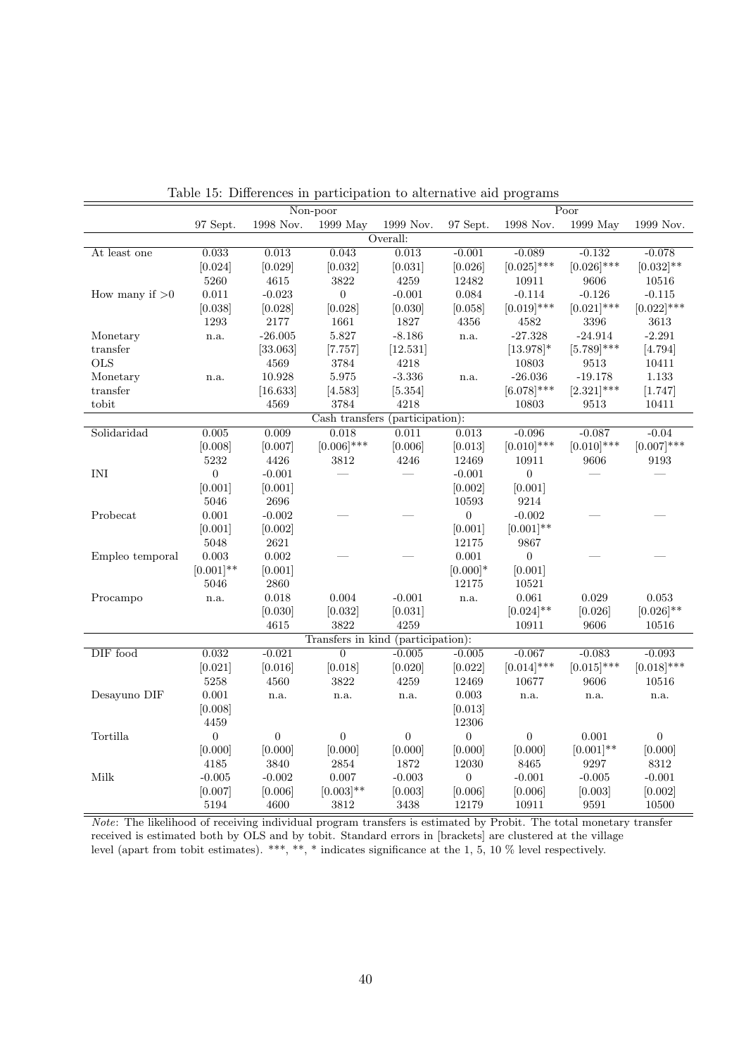Table 15: Differences in participation to alternative aid programs

| | Non-poor | | | | Poor | | | |
|---|---|---|---|---|---|---|---|---|
| | 97 Sept. | 1998 Nov. | 1999 May | 1999 Nov. | 97 Sept. | 1998 Nov. | 1999 May | 1999 Nov. |
| **Overall:** | | | | | | | | |
| At least one | 0.033 | 0.013 | 0.043 | 0.013 | -0.001 | -0.089 | -0.132 | -0.078 |
| | [0.024] | [0.029] | [0.032] | [0.031] | [0.026] | [0.025]*** | [0.026]*** | [0.032]** |
| | 5260 | 4615 | 3822 | 4259 | 12482 | 10911 | 9606 | 10516 |
| How many if >0 | 0.011 | -0.023 | 0 | -0.001 | 0.084 | -0.114 | -0.126 | -0.115 |
| | [0.038] | [0.028] | [0.028] | [0.030] | [0.058] | [0.019]*** | [0.021]*** | [0.022]*** |
| | 1293 | 2177 | 1661 | 1827 | 4356 | 4582 | 3396 | 3613 |
| Monetary | n.a. | -26.005 | 5.827 | -8.186 | n.a. | -27.328 | -24.914 | -2.291 |
| transfer | | [33.063] | [7.757] | [12.531] | | [13.978]* | [5.789]*** | [4.794] |
| OLS | | 4569 | 3784 | 4218 | | 10803 | 9513 | 10411 |
| Monetary | n.a. | 10.928 | 5.975 | -3.336 | n.a. | -26.036 | -19.178 | 1.133 |
| transfer | | [16.633] | [4.583] | [5.354] | | [6.078]*** | [2.321]*** | [1.747] |
| tobit | | 4569 | 3784 | 4218 | | 10803 | 9513 | 10411 |
| **Cash transfers (participation):** | | | | | | | | |
| Solidaridad | 0.005 | 0.009 | 0.018 | 0.011 | 0.013 | -0.096 | -0.087 | -0.04 |
| | [0.008] | [0.007] | [0.006]*** | [0.006] | [0.013] | [0.010]*** | [0.010]*** | [0.007]*** |
| | 5232 | 4426 | 3812 | 4246 | 12469 | 10911 | 9606 | 9193 |
| INI | 0 | -0.001 | — | — | -0.001 | 0 | — | — |
| | [0.001] | [0.001] | | | [0.002] | [0.001] | | |
| | 5046 | 2696 | | | 10593 | 9214 | | |
| Probecat | 0.001 | -0.002 | — | — | 0 | -0.002 | — | — |
| | [0.001] | [0.002] | | | [0.001] | [0.001]** | | |
| | 5048 | 2621 | | | 12175 | 9867 | | |
| Empleo temporal | 0.003 | 0.002 | — | — | 0.001 | 0 | — | — |
| | [0.001]** | [0.001] | | | [0.000]* | [0.001] | | |
| | 5046 | 2860 | | | 12175 | 10521 | | |
| Procampo | n.a. | 0.018 | 0.004 | -0.001 | n.a. | 0.061 | 0.029 | 0.053 |
| | | [0.030] | [0.032] | [0.031] | | [0.024]** | [0.026] | [0.026]** |
| | | 4615 | 3822 | 4259 | | 10911 | 9606 | 10516 |
| **Transfers in kind (participation):** | | | | | | | | |
| DIF food | 0.032 | -0.021 | 0 | -0.005 | -0.005 | -0.067 | -0.083 | -0.093 |
| | [0.021] | [0.016] | [0.018] | [0.020] | [0.022] | [0.014]*** | [0.015]*** | [0.018]*** |
| | 5258 | 4560 | 3822 | 4259 | 12469 | 10677 | 9606 | 10516 |
| Desayuno DIF | 0.001 | n.a. | n.a. | n.a. | 0.003 | n.a. | n.a. | n.a. |
| | [0.008] | | | | [0.013] | | | |
| | 4459 | | | | 12306 | | | |
| Tortilla | 0 | 0 | 0 | 0 | 0 | 0 | 0.001 | 0 |
| | [0.000] | [0.000] | [0.000] | [0.000] | [0.000] | [0.000] | [0.001]** | [0.000] |
| | 4185 | 3840 | 2854 | 1872 | 12030 | 8465 | 9297 | 8312 |
| Milk | -0.005 | -0.002 | 0.007 | -0.003 | 0 | -0.001 | -0.005 | -0.001 |
| | [0.007] | [0.006] | [0.003]** | [0.003] | [0.006] | [0.006] | [0.003] | [0.002] |
| | 5194 | 4600 | 3812 | 3438 | 12179 | 10911 | 9591 | 10500 |

*Note*: The likelihood of receiving individual program transfers is estimated by Probit. The total monetary transfer received is estimated both by OLS and by tobit. Standard errors in [brackets] are clustered at the village level (apart from tobit estimates). ***, **, * indicates significance at the 1, 5, 10 % level respectively.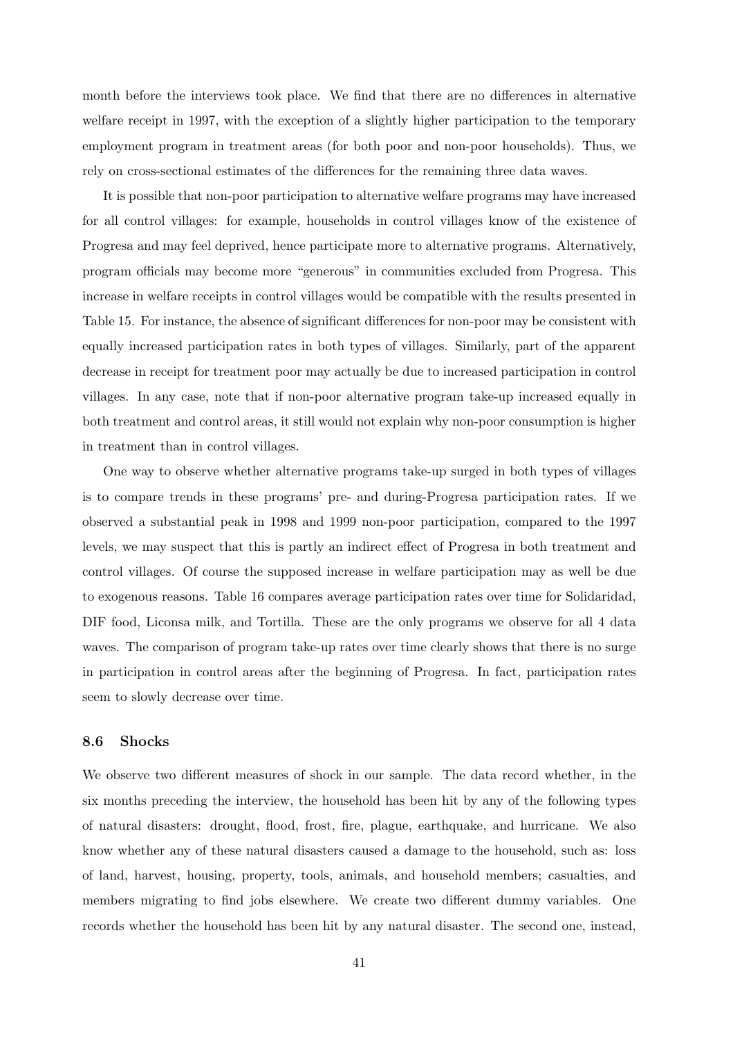month before the interviews took place. We find that there are no differences in alternative welfare receipt in 1997, with the exception of a slightly higher participation to the temporary employment program in treatment areas (for both poor and non-poor households). Thus, we rely on cross-sectional estimates of the differences for the remaining three data waves.

It is possible that non-poor participation to alternative welfare programs may have increased for all control villages: for example, households in control villages know of the existence of Progresa and may feel deprived, hence participate more to alternative programs. Alternatively, program officials may become more "generous" in communities excluded from Progresa. This increase in welfare receipts in control villages would be compatible with the results presented in Table 15. For instance, the absence of significant differences for non-poor may be consistent with equally increased participation rates in both types of villages. Similarly, part of the apparent decrease in receipt for treatment poor may actually be due to increased participation in control villages. In any case, note that if non-poor alternative program take-up increased equally in both treatment and control areas, it still would not explain why non-poor consumption is higher in treatment than in control villages.

One way to observe whether alternative programs take-up surged in both types of villages is to compare trends in these programs' pre- and during-Progresa participation rates. If we observed a substantial peak in 1998 and 1999 non-poor participation, compared to the 1997 levels, we may suspect that this is partly an indirect effect of Progresa in both treatment and control villages. Of course the supposed increase in welfare participation may as well be due to exogenous reasons. Table 16 compares average participation rates over time for Solidaridad, DIF food, Liconsa milk, and Tortilla. These are the only programs we observe for all 4 data waves. The comparison of program take-up rates over time clearly shows that there is no surge in participation in control areas after the beginning of Progresa. In fact, participation rates seem to slowly decrease over time.

### 8.6 Shocks

We observe two different measures of shock in our sample. The data record whether, in the six months preceding the interview, the household has been hit by any of the following types of natural disasters: drought, flood, frost, fire, plague, earthquake, and hurricane. We also know whether any of these natural disasters caused a damage to the household, such as: loss of land, harvest, housing, property, tools, animals, and household members; casualties, and members migrating to find jobs elsewhere. We create two different dummy variables. One records whether the household has been hit by any natural disaster. The second one, instead,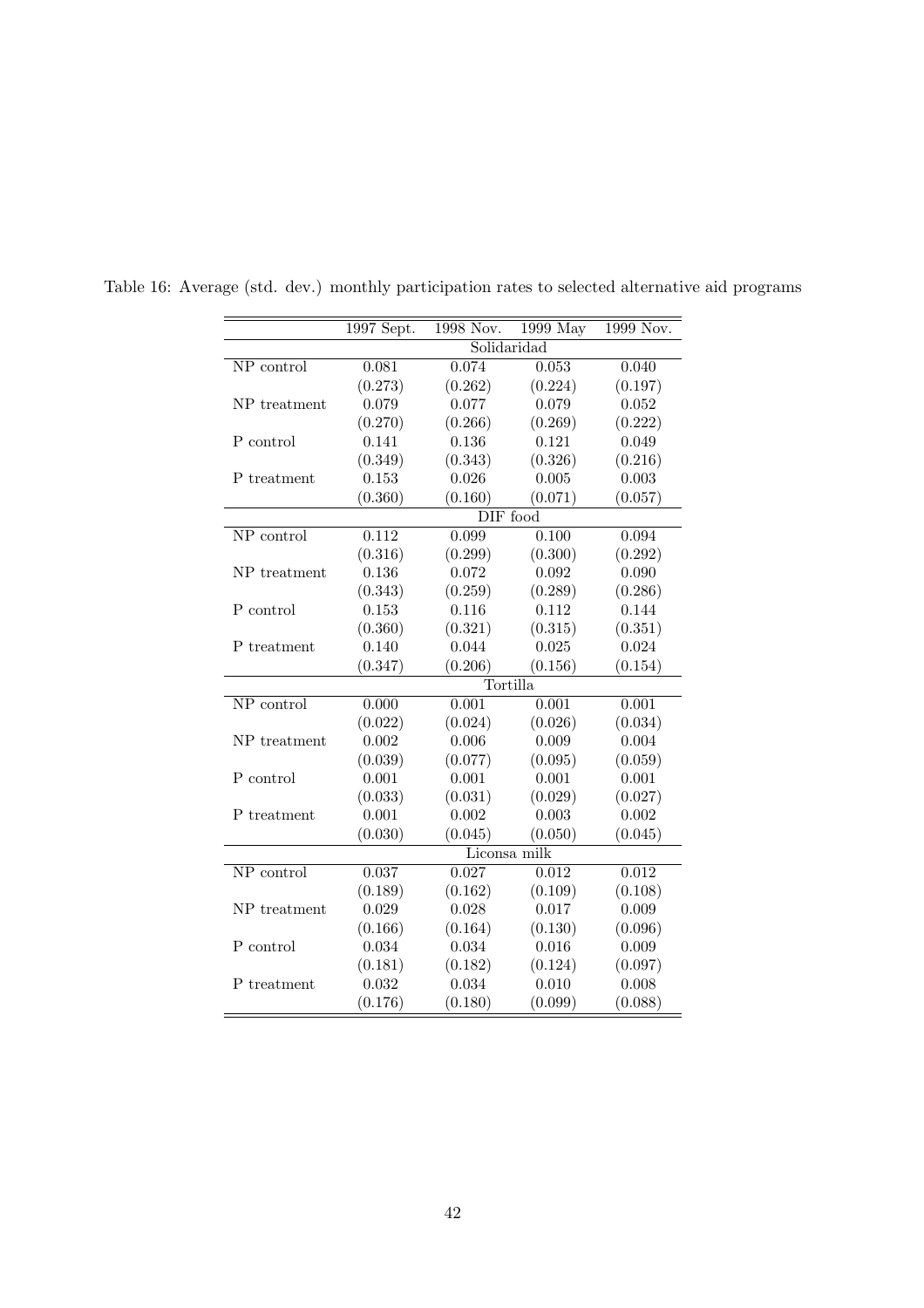Table 16: Average (std. dev.) monthly participation rates to selected alternative aid programs

| | 1997 Sept. | 1998 Nov. | 1999 May | 1999 Nov. |
|---|---|---|---|---|
| | Solidaridad | | | |
| NP control | 0.081 | 0.074 | 0.053 | 0.040 |
| | (0.273) | (0.262) | (0.224) | (0.197) |
| NP treatment | 0.079 | 0.077 | 0.079 | 0.052 |
| | (0.270) | (0.266) | (0.269) | (0.222) |
| P control | 0.141 | 0.136 | 0.121 | 0.049 |
| | (0.349) | (0.343) | (0.326) | (0.216) |
| P treatment | 0.153 | 0.026 | 0.005 | 0.003 |
| | (0.360) | (0.160) | (0.071) | (0.057) |
| | DIF food | | | |
| NP control | 0.112 | 0.099 | 0.100 | 0.094 |
| | (0.316) | (0.299) | (0.300) | (0.292) |
| NP treatment | 0.136 | 0.072 | 0.092 | 0.090 |
| | (0.343) | (0.259) | (0.289) | (0.286) |
| P control | 0.153 | 0.116 | 0.112 | 0.144 |
| | (0.360) | (0.321) | (0.315) | (0.351) |
| P treatment | 0.140 | 0.044 | 0.025 | 0.024 |
| | (0.347) | (0.206) | (0.156) | (0.154) |
| | Tortilla | | | |
| NP control | 0.000 | 0.001 | 0.001 | 0.001 |
| | (0.022) | (0.024) | (0.026) | (0.034) |
| NP treatment | 0.002 | 0.006 | 0.009 | 0.004 |
| | (0.039) | (0.077) | (0.095) | (0.059) |
| P control | 0.001 | 0.001 | 0.001 | 0.001 |
| | (0.033) | (0.031) | (0.029) | (0.027) |
| P treatment | 0.001 | 0.002 | 0.003 | 0.002 |
| | (0.030) | (0.045) | (0.050) | (0.045) |
| | Liconsa milk | | | |
| NP control | 0.037 | 0.027 | 0.012 | 0.012 |
| | (0.189) | (0.162) | (0.109) | (0.108) |
| NP treatment | 0.029 | 0.028 | 0.017 | 0.009 |
| | (0.166) | (0.164) | (0.130) | (0.096) |
| P control | 0.034 | 0.034 | 0.016 | 0.009 |
| | (0.181) | (0.182) | (0.124) | (0.097) |
| P treatment | 0.032 | 0.034 | 0.010 | 0.008 |
| | (0.176) | (0.180) | (0.099) | (0.088) |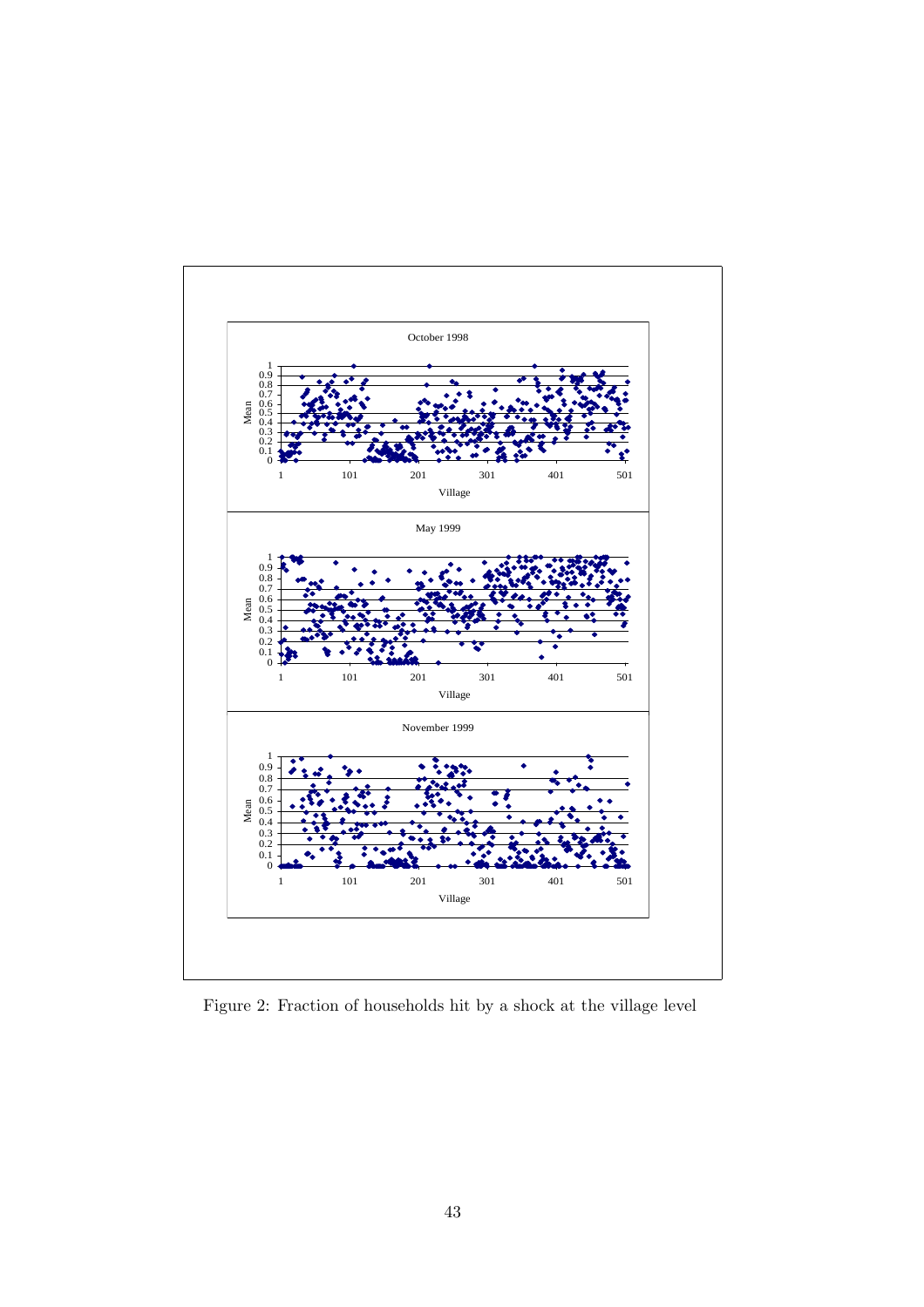Figure 2: Fraction of households hit by a shock at the village level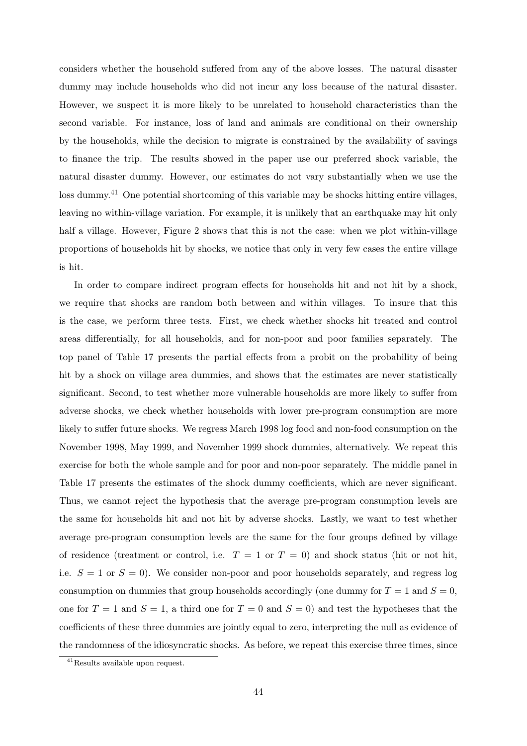considers whether the household suffered from any of the above losses. The natural disaster dummy may include households who did not incur any loss because of the natural disaster. However, we suspect it is more likely to be unrelated to household characteristics than the second variable. For instance, loss of land and animals are conditional on their ownership by the households, while the decision to migrate is constrained by the availability of savings to finance the trip. The results showed in the paper use our preferred shock variable, the natural disaster dummy. However, our estimates do not vary substantially when we use the loss dummy.[41] One potential shortcoming of this variable may be shocks hitting entire villages, leaving no within-village variation. For example, it is unlikely that an earthquake may hit only half a village. However, Figure 2 shows that this is not the case: when we plot within-village proportions of households hit by shocks, we notice that only in very few cases the entire village is hit.

In order to compare indirect program effects for households hit and not hit by a shock, we require that shocks are random both between and within villages. To insure that this is the case, we perform three tests. First, we check whether shocks hit treated and control areas differentially, for all households, and for non-poor and poor families separately. The top panel of Table 17 presents the partial effects from a probit on the probability of being hit by a shock on village area dummies, and shows that the estimates are never statistically significant. Second, to test whether more vulnerable households are more likely to suffer from adverse shocks, we check whether households with lower pre-program consumption are more likely to suffer future shocks. We regress March 1998 log food and non-food consumption on the November 1998, May 1999, and November 1999 shock dummies, alternatively. We repeat this exercise for both the whole sample and for poor and non-poor separately. The middle panel in Table 17 presents the estimates of the shock dummy coefficients, which are never significant. Thus, we cannot reject the hypothesis that the average pre-program consumption levels are the same for households hit and not hit by adverse shocks. Lastly, we want to test whether average pre-program consumption levels are the same for the four groups defined by village of residence (treatment or control, i.e. $T = 1$ or $T = 0$) and shock status (hit or not hit, i.e. $S = 1$ or $S = 0$). We consider non-poor and poor households separately, and regress log consumption on dummies that group households accordingly (one dummy for $T = 1$ and $S = 0$, one for $T = 1$ and $S = 1$, a third one for $T = 0$ and $S = 0$) and test the hypotheses that the coefficients of these three dummies are jointly equal to zero, interpreting the null as evidence of the randomness of the idiosyncratic shocks. As before, we repeat this exercise three times, since

[41] Results available upon request.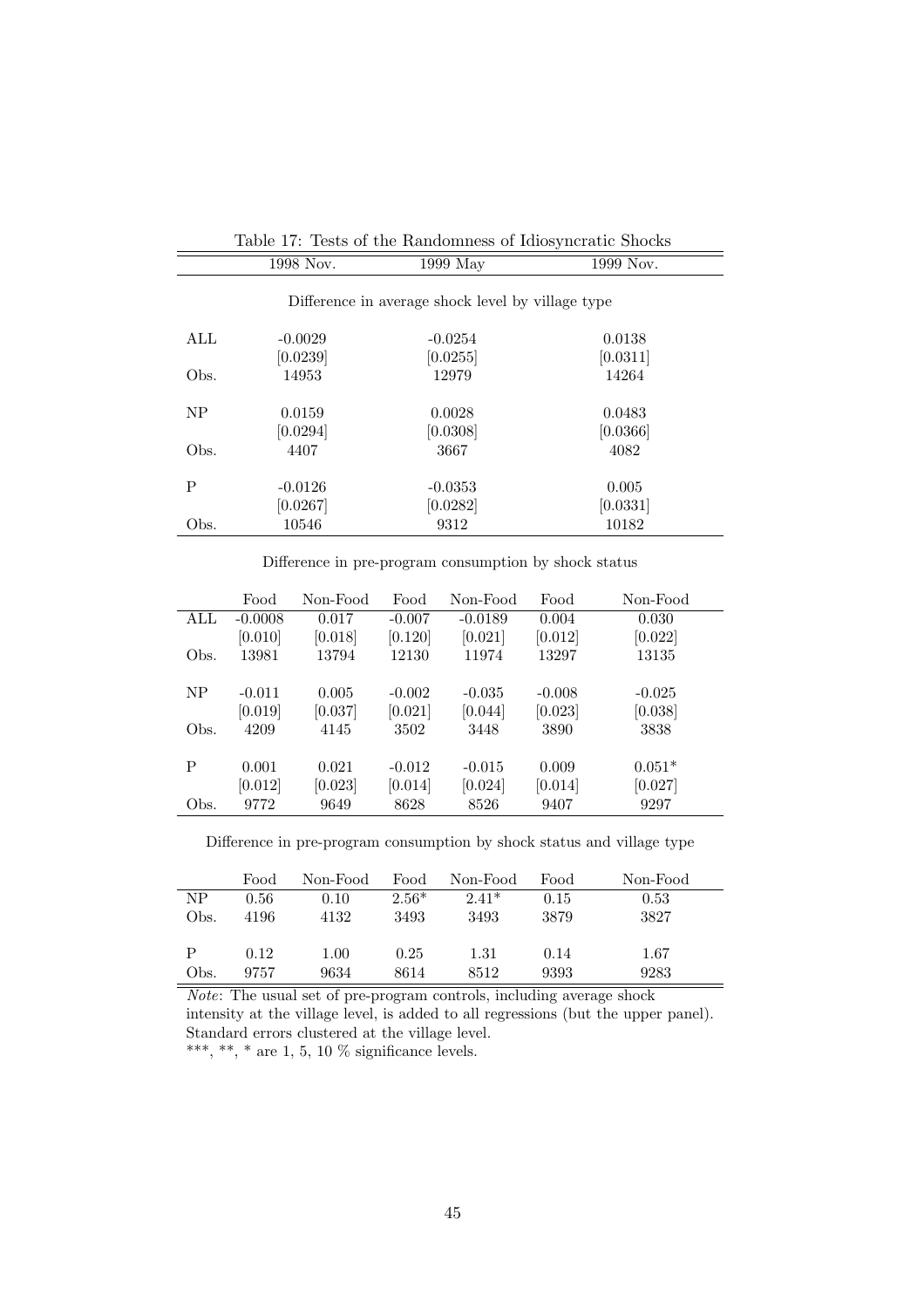Table 17: Tests of the Randomness of Idiosyncratic Shocks

|  | 1998 Nov. | 1999 May | 1999 Nov. |
|---|---|---|---|
| Difference in average shock level by village type | | | |
| ALL | -0.0029 | -0.0254 | 0.0138 |
|  | [0.0239] | [0.0255] | [0.0311] |
| Obs. | 14953 | 12979 | 14264 |
| NP | 0.0159 | 0.0028 | 0.0483 |
|  | [0.0294] | [0.0308] | [0.0366] |
| Obs. | 4407 | 3667 | 4082 |
| P | -0.0126 | -0.0353 | 0.005 |
|  | [0.0267] | [0.0282] | [0.0331] |
| Obs. | 10546 | 9312 | 10182 |

Difference in pre-program consumption by shock status

|  | Food | Non-Food | Food | Non-Food | Food | Non-Food |
|---|---|---|---|---|---|---|
| ALL | -0.0008 | 0.017 | -0.007 | -0.0189 | 0.004 | 0.030 |
|  | [0.010] | [0.018] | [0.120] | [0.021] | [0.012] | [0.022] |
| Obs. | 13981 | 13794 | 12130 | 11974 | 13297 | 13135 |
| NP | -0.011 | 0.005 | -0.002 | -0.035 | -0.008 | -0.025 |
|  | [0.019] | [0.037] | [0.021] | [0.044] | [0.023] | [0.038] |
| Obs. | 4209 | 4145 | 3502 | 3448 | 3890 | 3838 |
| P | 0.001 | 0.021 | -0.012 | -0.015 | 0.009 | 0.051* |
|  | [0.012] | [0.023] | [0.014] | [0.024] | [0.014] | [0.027] |
| Obs. | 9772 | 9649 | 8628 | 8526 | 9407 | 9297 |

Difference in pre-program consumption by shock status and village type

|  | Food | Non-Food | Food | Non-Food | Food | Non-Food |
|---|---|---|---|---|---|---|
| NP | 0.56 | 0.10 | 2.56* | 2.41* | 0.15 | 0.53 |
| Obs. | 4196 | 4132 | 3493 | 3493 | 3879 | 3827 |
| P | 0.12 | 1.00 | 0.25 | 1.31 | 0.14 | 1.67 |
| Obs. | 9757 | 9634 | 8614 | 8512 | 9393 | 9283 |

*Note*: The usual set of pre-program controls, including average shock intensity at the village level, is added to all regressions (but the upper panel). Standard errors clustered at the village level.
***, **, * are 1, 5, 10 % significance levels.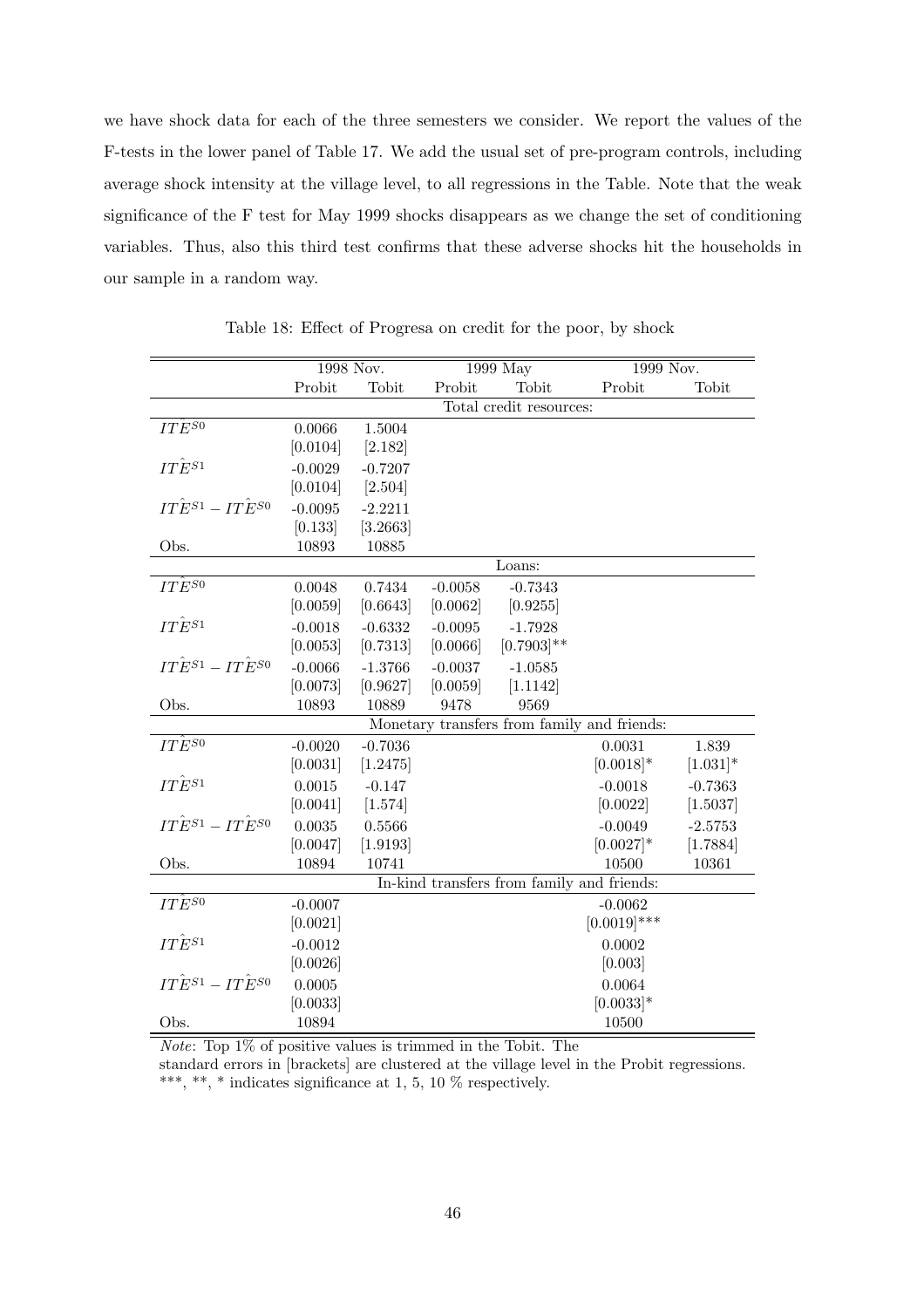we have shock data for each of the three semesters we consider. We report the values of the F-tests in the lower panel of Table 17. We add the usual set of pre-program controls, including average shock intensity at the village level, to all regressions in the Table. Note that the weak significance of the F test for May 1999 shocks disappears as we change the set of conditioning variables. Thus, also this third test confirms that these adverse shocks hit the households in our sample in a random way.

Table 18: Effect of Progresa on credit for the poor, by shock

| | 1998 Nov. | | 1999 May | | 1999 Nov. | |
|---|---|---|---|---|---|---|
| | Probit | Tobit | Probit | Tobit | Probit | Tobit |
| Total credit resources: | | | | | | |
| $\hat{ITE}^{S0}$ | 0.0066 | 1.5004 | | | | |
| | [0.0104] | [2.182] | | | | |
| $\hat{ITE}^{S1}$ | -0.0029 | -0.7207 | | | | |
| | [0.0104] | [2.504] | | | | |
| $\hat{ITE}^{S1} - \hat{ITE}^{S0}$ | -0.0095 | -2.2211 | | | | |
| | [0.133] | [3.2663] | | | | |
| Obs. | 10893 | 10885 | | | | |
| Loans: | | | | | | |
| $\hat{ITE}^{S0}$ | 0.0048 | 0.7434 | -0.0058 | -0.7343 | | |
| | [0.0059] | [0.6643] | [0.0062] | [0.9255] | | |
| $\hat{ITE}^{S1}$ | -0.0018 | -0.6332 | -0.0095 | -1.7928 | | |
| | [0.0053] | [0.7313] | [0.0066] | [0.7903]** | | |
| $\hat{ITE}^{S1} - \hat{ITE}^{S0}$ | -0.0066 | -1.3766 | -0.0037 | -1.0585 | | |
| | [0.0073] | [0.9627] | [0.0059] | [1.1142] | | |
| Obs. | 10893 | 10889 | 9478 | 9569 | | |
| Monetary transfers from family and friends: | | | | | | |
| $\hat{ITE}^{S0}$ | -0.0020 | -0.7036 | | | 0.0031 | 1.839 |
| | [0.0031] | [1.2475] | | | [0.0018]* | [1.031]* |
| $\hat{ITE}^{S1}$ | 0.0015 | -0.147 | | | -0.0018 | -0.7363 |
| | [0.0041] | [1.574] | | | [0.0022] | [1.5037] |
| $\hat{ITE}^{S1} - \hat{ITE}^{S0}$ | 0.0035 | 0.5566 | | | -0.0049 | -2.5753 |
| | [0.0047] | [1.9193] | | | [0.0027]* | [1.7884] |
| Obs. | 10894 | 10741 | | | 10500 | 10361 |
| In-kind transfers from family and friends: | | | | | | |
| $\hat{ITE}^{S0}$ | -0.0007 | | | | -0.0062 | |
| | [0.0021] | | | | [0.0019]*** | |
| $\hat{ITE}^{S1}$ | -0.0012 | | | | 0.0002 | |
| | [0.0026] | | | | [0.003] | |
| $\hat{ITE}^{S1} - \hat{ITE}^{S0}$ | 0.0005 | | | | 0.0064 | |
| | [0.0033] | | | | [0.0033]* | |
| Obs. | 10894 | | | | 10500 | |

*Note*: Top 1% of positive values is trimmed in the Tobit. The standard errors in [brackets] are clustered at the village level in the Probit regressions. ***, **, * indicates significance at 1, 5, 10 % respectively.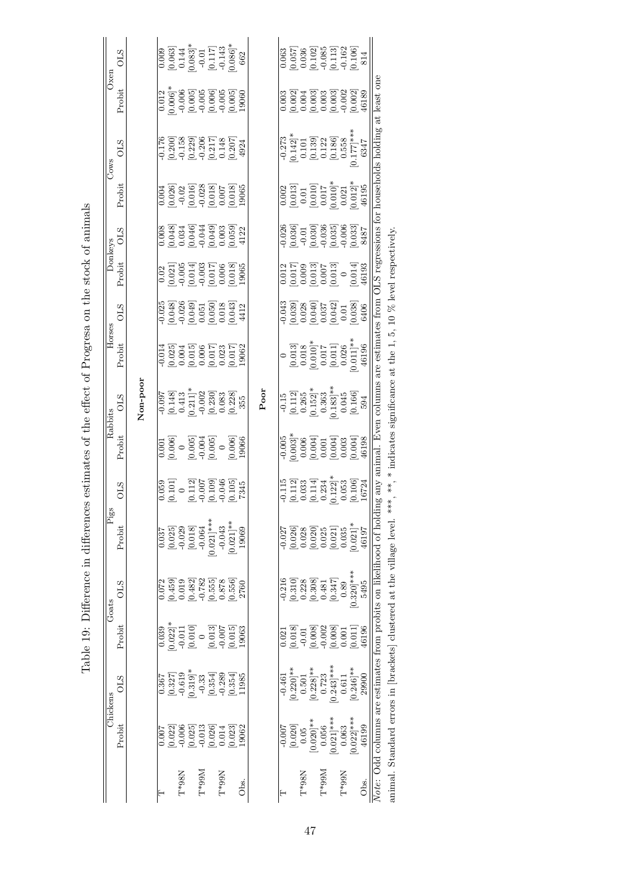Table 19: Difference in differences estimates of the effect of Progresa on the stock of animals

| | Chickens | | Goats | | Pigs | | Rabbits | | Horses | | Donkeys | | Cows | | Oxen | |
|---|---|---|---|---|---|---|---|---|---|---|---|---|---|---|---|---|
| | Probit | OLS | Probit | OLS | Probit | OLS | Probit | OLS | Probit | OLS | Probit | OLS | Probit | OLS | Probit | OLS |
| **Non-poor** | | | | | | | | | | | | | | | | |
| T | 0.007 | 0.367 | 0.039 | 0.072 | 0.037 | 0.059 | 0.001 | -0.097 | -0.014 | -0.025 | 0.02 | 0.008 | 0.004 | -0.176 | 0.012 | 0.009 |
| | [0.022] | [0.327] | [0.022]* | [0.459] | [0.025] | [0.101] | [0.006] | [0.148] | [0.025] | [0.048] | [0.021] | [0.048] | [0.026] | [0.200] | [0.006]* | [0.063] |
| T*98N | -0.006 | -0.619 | -0.011 | 0.019 | -0.029 | 0 | 0 | 0.413 | 0.004 | -0.026 | -0.005 | 0.034 | -0.02 | -0.158 | -0.006 | 0.144 |
| | [0.025] | [0.319]* | [0.010] | [0.482] | [0.018] | [0.112] | [0.005] | [0.211]* | [0.015] | [0.049] | [0.014] | [0.046] | [0.016] | [0.229] | [0.005] | [0.083]* |
| T*99M | -0.013 | -0.33 | 0 | -0.782 | -0.064 | -0.007 | -0.004 | -0.002 | 0.006 | 0.051 | -0.003 | -0.044 | -0.028 | -0.206 | -0.005 | -0.01 |
| | [0.026] | [0.354] | [0.013] | [0.555] | [0.021]*** | [0.109] | [0.005] | [0.230] | [0.017] | [0.050] | [0.017] | [0.049] | [0.018] | [0.217] | [0.006] | [0.117] |
| T*99N | 0.014 | -0.289 | -0.007 | 0.878 | -0.043 | -0.046 | 0 | 0.083 | 0.023 | 0.018 | 0.006 | 0.003 | 0.007 | 0.148 | -0.005 | -0.143 |
| | [0.023] | [0.354] | [0.015] | [0.556] | [0.021]** | [0.105] | [0.006] | [0.228] | [0.017] | [0.043] | [0.018] | [0.059] | [0.018] | [0.207] | [0.005] | [0.086]* |
| Obs. | 19062 | 11985 | 19063 | 2760 | 19069 | 7345 | 19066 | 355 | 19062 | 4412 | 19065 | 4122 | 19065 | 4924 | 19060 | 662 |
| **Poor** | | | | | | | | | | | | | | | | |
| T | -0.007 | -0.461 | 0.021 | -0.216 | -0.027 | -0.115 | -0.005 | -0.15 | 0 | -0.043 | 0.012 | -0.026 | 0.002 | -0.273 | 0.003 | 0.063 |
| | [0.020] | [0.220]** | [0.018] | [0.310] | [0.026] | [0.112] | [0.003]* | [0.112] | [0.013] | [0.039] | [0.017] | [0.036] | [0.013] | [0.142]* | [0.002] | [0.057] |
| T*98N | 0.05 | 0.501 | -0.01 | 0.228 | 0.028 | 0.033 | 0.006 | 0.265 | 0.018 | 0.028 | 0.009 | -0.01 | 0.01 | 0.101 | 0.004 | 0.036 |
| | [0.020]** | [0.228]** | [0.008] | [0.308] | [0.020] | [0.114] | [0.004] | [0.152]* | [0.010]* | [0.040] | [0.013] | [0.030] | [0.010] | [0.139] | [0.003] | [0.102] |
| T*99M | 0.056 | 0.723 | -0.002 | 0.481 | 0.025 | 0.234 | 0.001 | 0.363 | 0.017 | 0.037 | 0.007 | -0.036 | 0.017 | 0.122 | 0.003 | -0.085 |
| | [0.021]*** | [0.243]*** | [0.008] | [0.347] | [0.021] | [0.122]* | [0.004] | [0.183]** | [0.011] | [0.042] | [0.013] | [0.035] | [0.010]* | [0.186] | [0.003] | [0.113] |
| T*99N | 0.063 | 0.611 | 0.001 | 0.89 | 0.035 | 0.053 | 0.003 | 0.045 | 0.026 | 0.01 | 0 | -0.006 | 0.021 | 0.558 | -0.002 | -0.162 |
| | [0.022]*** | [0.246]** | [0.011] | [0.320]*** | [0.021]* | [0.106] | [0.004] | [0.166] | [0.011]** | [0.038] | [0.014] | [0.033] | [0.012]* | [0.177]*** | [0.002] | [0.106] |
| Obs. | 46199 | 29900 | 46196 | 5495 | 46197 | 16724 | 46198 | 594 | 46196 | 6406 | 46193 | 8487 | 46195 | 6347 | 46189 | 814 |

*Note*: Odd columns are estimates from probits on likelihood of holding any animal. Even columns are estimates from OLS regressions for households holding at least one animal. Standard errors in [brackets] clustered at the village level. ***, **, * indicates significance at the 1, 5, 10 % level respectively.